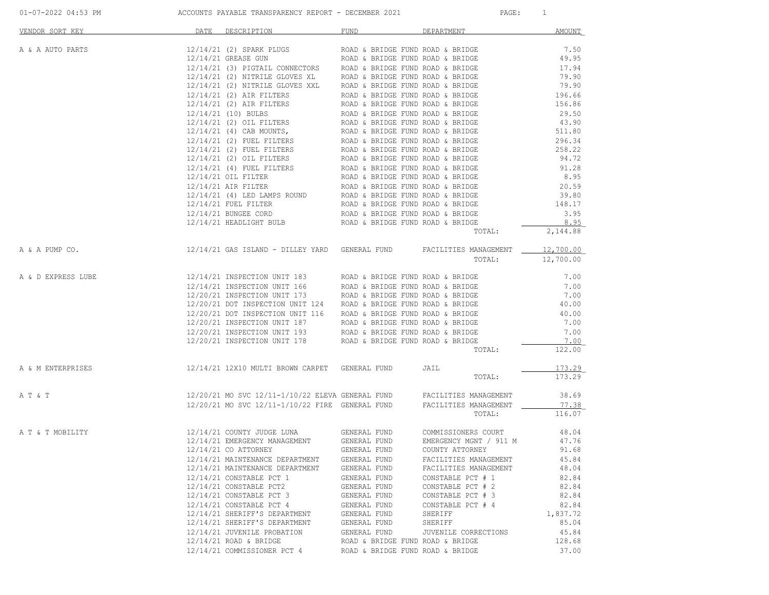# ACCOUNTS PAYABLE TRANSPARENCY REPORT - DECEMBER 2021

01-07-2022 04:53 PM

| VENDOR SORT KEY | DATE | DESCRIPTION | FUND | DEPARTMENT | AMOUNT |
|---|---|---|---|---|---|
| A & A AUTO PARTS | 12/14/21 | (2) SPARK PLUGS | ROAD & BRIDGE FUND | ROAD & BRIDGE | 7.50 |
| | 12/14/21 | GREASE GUN | ROAD & BRIDGE FUND | ROAD & BRIDGE | 49.95 |
| | 12/14/21 | (3) PIGTAIL CONNECTORS | ROAD & BRIDGE FUND | ROAD & BRIDGE | 17.94 |
| | 12/14/21 | (2) NITRILE GLOVES XL | ROAD & BRIDGE FUND | ROAD & BRIDGE | 79.90 |
| | 12/14/21 | (2) NITRILE GLOVES XXL | ROAD & BRIDGE FUND | ROAD & BRIDGE | 79.90 |
| | 12/14/21 | (2) AIR FILTERS | ROAD & BRIDGE FUND | ROAD & BRIDGE | 196.66 |
| | 12/14/21 | (2) AIR FILTERS | ROAD & BRIDGE FUND | ROAD & BRIDGE | 156.86 |
| | 12/14/21 | (10) BULBS | ROAD & BRIDGE FUND | ROAD & BRIDGE | 29.50 |
| | 12/14/21 | (2) OIL FILTERS | ROAD & BRIDGE FUND | ROAD & BRIDGE | 43.90 |
| | 12/14/21 | (4) CAB MOUNTS, | ROAD & BRIDGE FUND | ROAD & BRIDGE | 511.80 |
| | 12/14/21 | (2) FUEL FILTERS | ROAD & BRIDGE FUND | ROAD & BRIDGE | 296.34 |
| | 12/14/21 | (2) FUEL FILTERS | ROAD & BRIDGE FUND | ROAD & BRIDGE | 258.22 |
| | 12/14/21 | (2) OIL FILTERS | ROAD & BRIDGE FUND | ROAD & BRIDGE | 94.72 |
| | 12/14/21 | (4) FUEL FILTERS | ROAD & BRIDGE FUND | ROAD & BRIDGE | 91.28 |
| | 12/14/21 | OIL FILTER | ROAD & BRIDGE FUND | ROAD & BRIDGE | 8.95 |
| | 12/14/21 | AIR FILTER | ROAD & BRIDGE FUND | ROAD & BRIDGE | 20.59 |
| | 12/14/21 | (4) LED LAMPS ROUND | ROAD & BRIDGE FUND | ROAD & BRIDGE | 39.80 |
| | 12/14/21 | FUEL FILTER | ROAD & BRIDGE FUND | ROAD & BRIDGE | 148.17 |
| | 12/14/21 | BUNGEE CORD | ROAD & BRIDGE FUND | ROAD & BRIDGE | 3.95 |
| | 12/14/21 | HEADLIGHT BULB | ROAD & BRIDGE FUND | ROAD & BRIDGE | 8.95 |
| | | | | TOTAL: | 2,144.88 |
| A & A PUMP CO. | 12/14/21 | GAS ISLAND - DILLEY YARD | GENERAL FUND | FACILITIES MANAGEMENT | 12,700.00 |
| | | | | TOTAL: | 12,700.00 |
| A & D EXPRESS LUBE | 12/14/21 | INSPECTION UNIT 183 | ROAD & BRIDGE FUND | ROAD & BRIDGE | 7.00 |
| | 12/14/21 | INSPECTION UNIT 166 | ROAD & BRIDGE FUND | ROAD & BRIDGE | 7.00 |
| | 12/20/21 | INSPECTION UNIT 173 | ROAD & BRIDGE FUND | ROAD & BRIDGE | 7.00 |
| | 12/20/21 | DOT INSPECTION UNIT 124 | ROAD & BRIDGE FUND | ROAD & BRIDGE | 40.00 |
| | 12/20/21 | DOT INSPECTION UNIT 116 | ROAD & BRIDGE FUND | ROAD & BRIDGE | 40.00 |
| | 12/20/21 | INSPECTION UNIT 187 | ROAD & BRIDGE FUND | ROAD & BRIDGE | 7.00 |
| | 12/20/21 | INSPECTION UNIT 193 | ROAD & BRIDGE FUND | ROAD & BRIDGE | 7.00 |
| | 12/20/21 | INSPECTION UNIT 178 | ROAD & BRIDGE FUND | ROAD & BRIDGE | 7.00 |
| | | | | TOTAL: | 122.00 |
| A & M ENTERPRISES | 12/14/21 | 12X10 MULTI BROWN CARPET | GENERAL FUND | JAIL | 173.29 |
| | | | | TOTAL: | 173.29 |
| A T & T | 12/20/21 | MO SVC 12/11-1/10/22 ELEVA | GENERAL FUND | FACILITIES MANAGEMENT | 38.69 |
| | 12/20/21 | MO SVC 12/11-1/10/22 FIRE | GENERAL FUND | FACILITIES MANAGEMENT | 77.38 |
| | | | | TOTAL: | 116.07 |
| A T & T MOBILITY | 12/14/21 | COUNTY JUDGE LUNA | GENERAL FUND | COMMISSIONERS COURT | 48.04 |
| | 12/14/21 | EMERGENCY MANAGEMENT | GENERAL FUND | EMERGENCY MGNT / 911 M | 47.76 |
| | 12/14/21 | CO ATTORNEY | GENERAL FUND | COUNTY ATTORNEY | 91.68 |
| | 12/14/21 | MAINTENANCE DEPARTMENT | GENERAL FUND | FACILITIES MANAGEMENT | 45.84 |
| | 12/14/21 | MAINTENANCE DEPARTMENT | GENERAL FUND | FACILITIES MANAGEMENT | 48.04 |
| | 12/14/21 | CONSTABLE PCT 1 | GENERAL FUND | CONSTABLE PCT # 1 | 82.84 |
| | 12/14/21 | CONSTABLE PCT2 | GENERAL FUND | CONSTABLE PCT # 2 | 82.84 |
| | 12/14/21 | CONSTABLE PCT 3 | GENERAL FUND | CONSTABLE PCT # 3 | 82.84 |
| | 12/14/21 | CONSTABLE PCT 4 | GENERAL FUND | CONSTABLE PCT # 4 | 82.84 |
| | 12/14/21 | SHERIFF'S DEPARTMENT | GENERAL FUND | SHERIFF | 1,837.72 |
| | 12/14/21 | SHERIFF'S DEPARTMENT | GENERAL FUND | SHERIFF | 85.04 |
| | 12/14/21 | JUVENILE PROBATION | GENERAL FUND | JUVENILE CORRECTIONS | 45.84 |
| | 12/14/21 | ROAD & BRIDGE | ROAD & BRIDGE FUND | ROAD & BRIDGE | 128.68 |
| | 12/14/21 | COMMISSIONER PCT 4 | ROAD & BRIDGE FUND | ROAD & BRIDGE | 37.00 |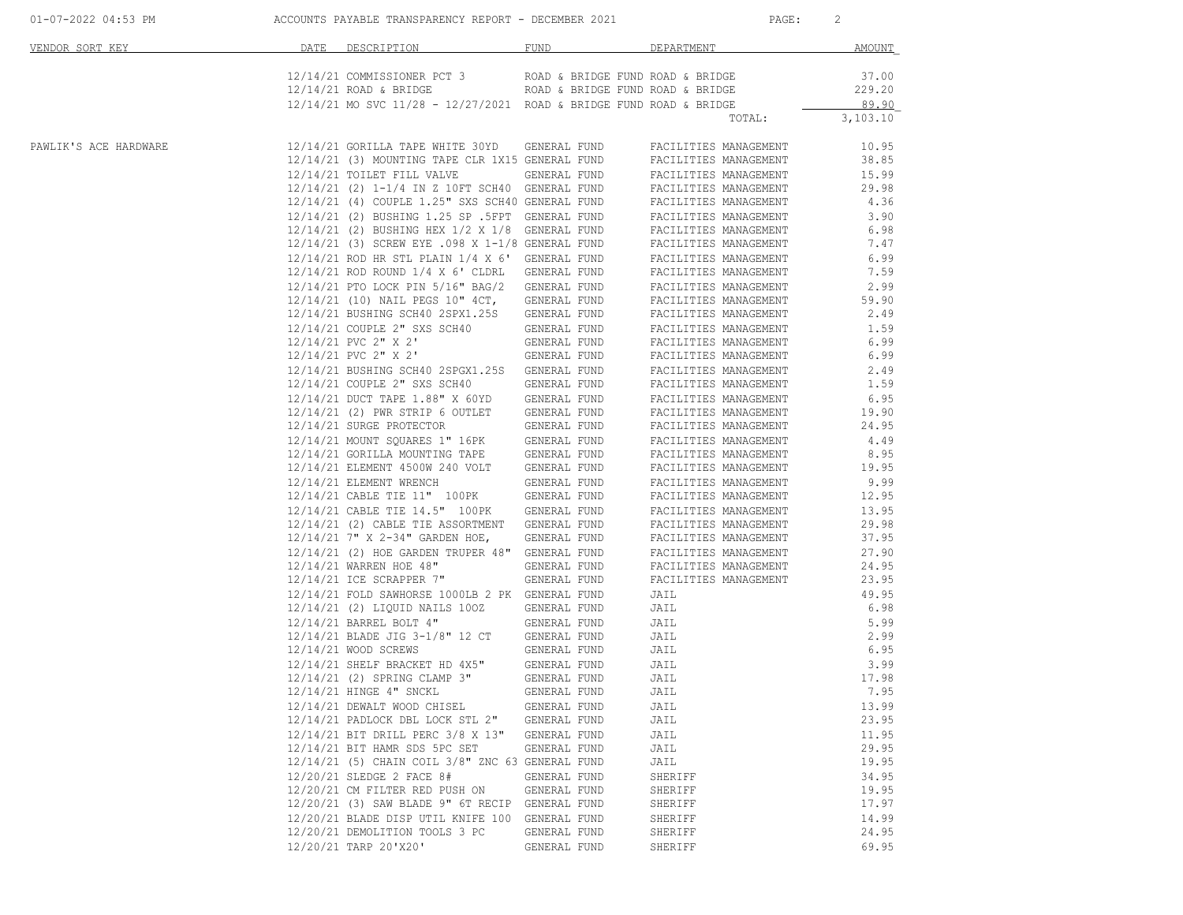| VENDOR SORT KEY | DATE | DESCRIPTION | FUND | DEPARTMENT | AMOUNT |
|---|---|---|---|---|---|
| | 12/14/21 | COMMISSIONER PCT 3 | ROAD & BRIDGE FUND | ROAD & BRIDGE | 37.00 |
| | 12/14/21 | ROAD & BRIDGE | ROAD & BRIDGE FUND | ROAD & BRIDGE | 229.20 |
| | 12/14/21 | MO SVC 11/28 - 12/27/2021 | ROAD & BRIDGE FUND | ROAD & BRIDGE | 89.90 |
| | | | | TOTAL: | 3,103.10 |
| PAWLIK'S ACE HARDWARE | 12/14/21 | GORILLA TAPE WHITE 30YD | GENERAL FUND | FACILITIES MANAGEMENT | 10.95 |
| | 12/14/21 | (3) MOUNTING TAPE CLR 1X15 | GENERAL FUND | FACILITIES MANAGEMENT | 38.85 |
| | 12/14/21 | TOILET FILL VALVE | GENERAL FUND | FACILITIES MANAGEMENT | 15.99 |
| | 12/14/21 | (2) 1-1/4 IN Z 10FT SCH40 | GENERAL FUND | FACILITIES MANAGEMENT | 29.98 |
| | 12/14/21 | (4) COUPLE 1.25" SXS SCH40 | GENERAL FUND | FACILITIES MANAGEMENT | 4.36 |
| | 12/14/21 | (2) BUSHING 1.25 SP .5FPT | GENERAL FUND | FACILITIES MANAGEMENT | 3.90 |
| | 12/14/21 | (2) BUSHING HEX 1/2 X 1/8 | GENERAL FUND | FACILITIES MANAGEMENT | 6.98 |
| | 12/14/21 | (3) SCREW EYE .098 X 1-1/8 | GENERAL FUND | FACILITIES MANAGEMENT | 7.47 |
| | 12/14/21 | ROD HR STL PLAIN 1/4 X 6' | GENERAL FUND | FACILITIES MANAGEMENT | 6.99 |
| | 12/14/21 | ROD ROUND 1/4 X 6' CLDRL | GENERAL FUND | FACILITIES MANAGEMENT | 7.59 |
| | 12/14/21 | PTO LOCK PIN 5/16" BAG/2 | GENERAL FUND | FACILITIES MANAGEMENT | 2.99 |
| | 12/14/21 | (10) NAIL PEGS 10" 4CT, | GENERAL FUND | FACILITIES MANAGEMENT | 59.90 |
| | 12/14/21 | BUSHING SCH40 2SPX1.25S | GENERAL FUND | FACILITIES MANAGEMENT | 2.49 |
| | 12/14/21 | COUPLE 2" SXS SCH40 | GENERAL FUND | FACILITIES MANAGEMENT | 1.59 |
| | 12/14/21 | PVC 2" X 2' | GENERAL FUND | FACILITIES MANAGEMENT | 6.99 |
| | 12/14/21 | PVC 2" X 2' | GENERAL FUND | FACILITIES MANAGEMENT | 6.99 |
| | 12/14/21 | BUSHING SCH40 2SPGX1.25S | GENERAL FUND | FACILITIES MANAGEMENT | 2.49 |
| | 12/14/21 | COUPLE 2" SXS SCH40 | GENERAL FUND | FACILITIES MANAGEMENT | 1.59 |
| | 12/14/21 | DUCT TAPE 1.88" X 60YD | GENERAL FUND | FACILITIES MANAGEMENT | 6.95 |
| | 12/14/21 | (2) PWR STRIP 6 OUTLET | GENERAL FUND | FACILITIES MANAGEMENT | 19.90 |
| | 12/14/21 | SURGE PROTECTOR | GENERAL FUND | FACILITIES MANAGEMENT | 24.95 |
| | 12/14/21 | MOUNT SQUARES 1" 16PK | GENERAL FUND | FACILITIES MANAGEMENT | 4.49 |
| | 12/14/21 | GORILLA MOUNTING TAPE | GENERAL FUND | FACILITIES MANAGEMENT | 8.95 |
| | 12/14/21 | ELEMENT 4500W 240 VOLT | GENERAL FUND | FACILITIES MANAGEMENT | 19.95 |
| | 12/14/21 | ELEMENT WRENCH | GENERAL FUND | FACILITIES MANAGEMENT | 9.99 |
| | 12/14/21 | CABLE TIE 11" 100PK | GENERAL FUND | FACILITIES MANAGEMENT | 12.95 |
| | 12/14/21 | CABLE TIE 14.5" 100PK | GENERAL FUND | FACILITIES MANAGEMENT | 13.95 |
| | 12/14/21 | (2) CABLE TIE ASSORTMENT | GENERAL FUND | FACILITIES MANAGEMENT | 29.98 |
| | 12/14/21 | 7" X 2-34" GARDEN HOE, | GENERAL FUND | FACILITIES MANAGEMENT | 37.95 |
| | 12/14/21 | (2) HOE GARDEN TRUPER 48" | GENERAL FUND | FACILITIES MANAGEMENT | 27.90 |
| | 12/14/21 | WARREN HOE 48" | GENERAL FUND | FACILITIES MANAGEMENT | 24.95 |
| | 12/14/21 | ICE SCRAPPER 7" | GENERAL FUND | FACILITIES MANAGEMENT | 23.95 |
| | 12/14/21 | FOLD SAWHORSE 1000LB 2 PK | GENERAL FUND | JAIL | 49.95 |
| | 12/14/21 | (2) LIQUID NAILS 10OZ | GENERAL FUND | JAIL | 6.98 |
| | 12/14/21 | BARREL BOLT 4" | GENERAL FUND | JAIL | 5.99 |
| | 12/14/21 | BLADE JIG 3-1/8" 12 CT | GENERAL FUND | JAIL | 2.99 |
| | 12/14/21 | WOOD SCREWS | GENERAL FUND | JAIL | 6.95 |
| | 12/14/21 | SHELF BRACKET HD 4X5" | GENERAL FUND | JAIL | 3.99 |
| | 12/14/21 | (2) SPRING CLAMP 3" | GENERAL FUND | JAIL | 17.98 |
| | 12/14/21 | HINGE 4" SNCKL | GENERAL FUND | JAIL | 7.95 |
| | 12/14/21 | DEWALT WOOD CHISEL | GENERAL FUND | JAIL | 13.99 |
| | 12/14/21 | PADLOCK DBL LOCK STL 2" | GENERAL FUND | JAIL | 23.95 |
| | 12/14/21 | BIT DRILL PERC 3/8 X 13" | GENERAL FUND | JAIL | 11.95 |
| | 12/14/21 | BIT HAMR SDS 5PC SET | GENERAL FUND | JAIL | 29.95 |
| | 12/14/21 | (5) CHAIN COIL 3/8" ZNC 63 | GENERAL FUND | JAIL | 19.95 |
| | 12/20/21 | SLEDGE 2 FACE 8# | GENERAL FUND | SHERIFF | 34.95 |
| | 12/20/21 | CM FILTER RED PUSH ON | GENERAL FUND | SHERIFF | 19.95 |
| | 12/20/21 | (3) SAW BLADE 9" 6T RECIP | GENERAL FUND | SHERIFF | 17.97 |
| | 12/20/21 | BLADE DISP UTIL KNIFE 100 | GENERAL FUND | SHERIFF | 14.99 |
| | 12/20/21 | DEMOLITION TOOLS 3 PC | GENERAL FUND | SHERIFF | 24.95 |
| | 12/20/21 | TARP 20'X20' | GENERAL FUND | SHERIFF | 69.95 |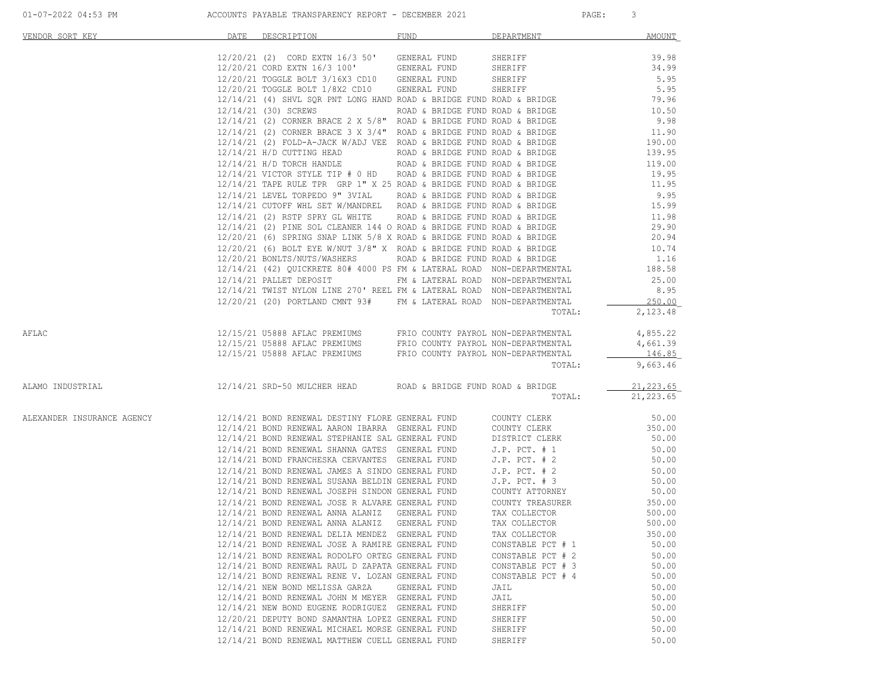| VENDOR SORT KEY | DATE | DESCRIPTION | FUND | DEPARTMENT | AMOUNT |
|---|---|---|---|---|---|
| | 12/20/21 | (2) CORD EXTN 16/3 50' | GENERAL FUND | SHERIFF | 39.98 |
| | 12/20/21 | CORD EXTN 16/3 100' | GENERAL FUND | SHERIFF | 34.99 |
| | 12/20/21 | TOGGLE BOLT 3/16X3 CD10 | GENERAL FUND | SHERIFF | 5.95 |
| | 12/20/21 | TOGGLE BOLT 1/8X2 CD10 | GENERAL FUND | SHERIFF | 5.95 |
| | 12/14/21 | (4) SHVL SQR PNT LONG HAND | ROAD & BRIDGE FUND | ROAD & BRIDGE | 79.96 |
| | 12/14/21 | (30) SCREWS | ROAD & BRIDGE FUND | ROAD & BRIDGE | 10.50 |
| | 12/14/21 | (2) CORNER BRACE 2 X 5/8" | ROAD & BRIDGE FUND | ROAD & BRIDGE | 9.98 |
| | 12/14/21 | (2) CORNER BRACE 3 X 3/4" | ROAD & BRIDGE FUND | ROAD & BRIDGE | 11.90 |
| | 12/14/21 | (2) FOLD-A-JACK W/ADJ VEE | ROAD & BRIDGE FUND | ROAD & BRIDGE | 190.00 |
| | 12/14/21 | H/D CUTTING HEAD | ROAD & BRIDGE FUND | ROAD & BRIDGE | 139.95 |
| | 12/14/21 | H/D TORCH HANDLE | ROAD & BRIDGE FUND | ROAD & BRIDGE | 119.00 |
| | 12/14/21 | VICTOR STYLE TIP # 0 HD | ROAD & BRIDGE FUND | ROAD & BRIDGE | 19.95 |
| | 12/14/21 | TAPE RULE TPR GRP 1" X 25 | ROAD & BRIDGE FUND | ROAD & BRIDGE | 11.95 |
| | 12/14/21 | LEVEL TORPEDO 9" 3VIAL | ROAD & BRIDGE FUND | ROAD & BRIDGE | 9.95 |
| | 12/14/21 | CUTOFF WHL SET W/MANDREL | ROAD & BRIDGE FUND | ROAD & BRIDGE | 15.99 |
| | 12/14/21 | (2) RSTP SPRY GL WHITE | ROAD & BRIDGE FUND | ROAD & BRIDGE | 11.98 |
| | 12/14/21 | (2) PINE SOL CLEANER 144 O | ROAD & BRIDGE FUND | ROAD & BRIDGE | 29.90 |
| | 12/20/21 | (6) SPRING SNAP LINK 5/8 X | ROAD & BRIDGE FUND | ROAD & BRIDGE | 20.94 |
| | 12/20/21 | (6) BOLT EYE W/NUT 3/8" X | ROAD & BRIDGE FUND | ROAD & BRIDGE | 10.74 |
| | 12/20/21 | BONLTS/NUTS/WASHERS | ROAD & BRIDGE FUND | ROAD & BRIDGE | 1.16 |
| | 12/14/21 | (42) QUICKRETE 80# 4000 PS | FM & LATERAL ROAD | NON-DEPARTMENTAL | 188.58 |
| | 12/14/21 | PALLET DEPOSIT | FM & LATERAL ROAD | NON-DEPARTMENTAL | 25.00 |
| | 12/14/21 | TWIST NYLON LINE 270' REEL | FM & LATERAL ROAD | NON-DEPARTMENTAL | 8.95 |
| | 12/20/21 | (20) PORTLAND CMNT 93# | FM & LATERAL ROAD | NON-DEPARTMENTAL | 250.00 |
| | | | | TOTAL: | 2,123.48 |
| AFLAC | 12/15/21 | U5888 AFLAC PREMIUMS | FRIO COUNTY PAYROL | NON-DEPARTMENTAL | 4,855.22 |
| | 12/15/21 | U5888 AFLAC PREMIUMS | FRIO COUNTY PAYROL | NON-DEPARTMENTAL | 4,661.39 |
| | 12/15/21 | U5888 AFLAC PREMIUMS | FRIO COUNTY PAYROL | NON-DEPARTMENTAL | 146.85 |
| | | | | TOTAL: | 9,663.46 |
| ALAMO INDUSTRIAL | 12/14/21 | SRD-50 MULCHER HEAD | ROAD & BRIDGE FUND | ROAD & BRIDGE | 21,223.65 |
| | | | | TOTAL: | 21,223.65 |
| ALEXANDER INSURANCE AGENCY | 12/14/21 | BOND RENEWAL DESTINY FLORE | GENERAL FUND | COUNTY CLERK | 50.00 |
| | 12/14/21 | BOND RENEWAL AARON IBARRA | GENERAL FUND | COUNTY CLERK | 350.00 |
| | 12/14/21 | BOND RENEWAL STEPHANIE SAL | GENERAL FUND | DISTRICT CLERK | 50.00 |
| | 12/14/21 | BOND RENEWAL SHANNA GATES | GENERAL FUND | J.P. PCT. # 1 | 50.00 |
| | 12/14/21 | BOND FRANCHESKA CERVANTES | GENERAL FUND | J.P. PCT. # 2 | 50.00 |
| | 12/14/21 | BOND RENEWAL JAMES A SINDO | GENERAL FUND | J.P. PCT. # 2 | 50.00 |
| | 12/14/21 | BOND RENEWAL SUSANA BELDIN | GENERAL FUND | J.P. PCT. # 3 | 50.00 |
| | 12/14/21 | BOND RENEWAL JOSEPH SINDON | GENERAL FUND | COUNTY ATTORNEY | 50.00 |
| | 12/14/21 | BOND RENEWAL JOSE R ALVARE | GENERAL FUND | COUNTY TREASURER | 350.00 |
| | 12/14/21 | BOND RENEWAL ANNA ALANIZ | GENERAL FUND | TAX COLLECTOR | 500.00 |
| | 12/14/21 | BOND RENEWAL ANNA ALANIZ | GENERAL FUND | TAX COLLECTOR | 500.00 |
| | 12/14/21 | BOND RENEWAL DELIA MENDEZ | GENERAL FUND | TAX COLLECTOR | 350.00 |
| | 12/14/21 | BOND RENEWAL JOSE A RAMIRE | GENERAL FUND | CONSTABLE PCT # 1 | 50.00 |
| | 12/14/21 | BOND RENEWAL RODOLFO ORTEG | GENERAL FUND | CONSTABLE PCT # 2 | 50.00 |
| | 12/14/21 | BOND RENEWAL RAUL D ZAPATA | GENERAL FUND | CONSTABLE PCT # 3 | 50.00 |
| | 12/14/21 | BOND RENEWAL RENE V. LOZAN | GENERAL FUND | CONSTABLE PCT # 4 | 50.00 |
| | 12/14/21 | NEW BOND MELISSA GARZA | GENERAL FUND | JAIL | 50.00 |
| | 12/14/21 | BOND RENEWAL JOHN M MEYER | GENERAL FUND | JAIL | 50.00 |
| | 12/14/21 | NEW BOND EUGENE RODRIGUEZ | GENERAL FUND | SHERIFF | 50.00 |
| | 12/20/21 | DEPUTY BOND SAMANTHA LOPEZ | GENERAL FUND | SHERIFF | 50.00 |
| | 12/14/21 | BOND RENEWAL MICHAEL MORSE | GENERAL FUND | SHERIFF | 50.00 |
| | 12/14/21 | BOND RENEWAL MATTHEW CUELL | GENERAL FUND | SHERIFF | 50.00 |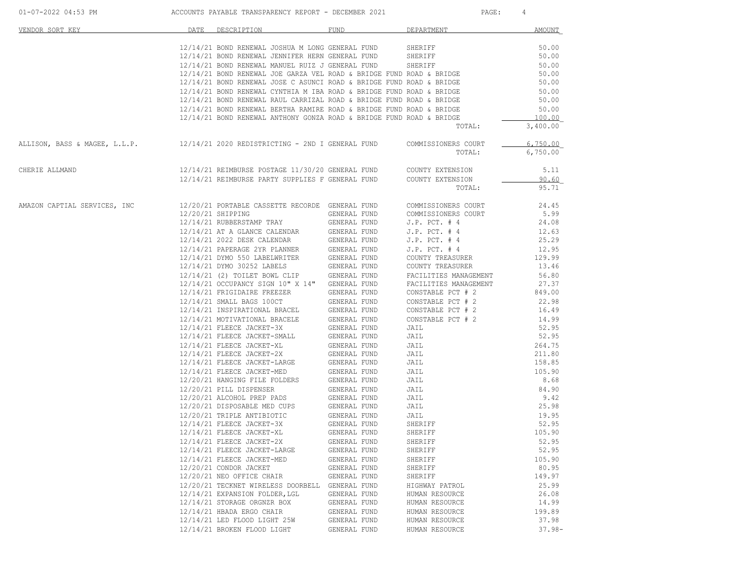| VENDOR SORT KEY | DATE | DESCRIPTION | FUND | DEPARTMENT | AMOUNT |
|---|---|---|---|---|---|
| | 12/14/21 | BOND RENEWAL JOSHUA M LONG | GENERAL FUND | SHERIFF | 50.00 |
| | 12/14/21 | BOND RENEWAL JENNIFER HERN | GENERAL FUND | SHERIFF | 50.00 |
| | 12/14/21 | BOND RENEWAL MANUEL RUIZ J | GENERAL FUND | SHERIFF | 50.00 |
| | 12/14/21 | BOND RENEWAL JOE GARZA VEL | ROAD & BRIDGE FUND | ROAD & BRIDGE | 50.00 |
| | 12/14/21 | BOND RENEWAL JOSE C ASUNCI | ROAD & BRIDGE FUND | ROAD & BRIDGE | 50.00 |
| | 12/14/21 | BOND RENEWAL CYNTHIA M IBA | ROAD & BRIDGE FUND | ROAD & BRIDGE | 50.00 |
| | 12/14/21 | BOND RENEWAL RAUL CARRIZAL | ROAD & BRIDGE FUND | ROAD & BRIDGE | 50.00 |
| | 12/14/21 | BOND RENEWAL BERTHA RAMIRE | ROAD & BRIDGE FUND | ROAD & BRIDGE | 50.00 |
| | 12/14/21 | BOND RENEWAL ANTHONY GONZA | ROAD & BRIDGE FUND | ROAD & BRIDGE | 100.00 |
| | | | | TOTAL: | 3,400.00 |
| ALLISON, BASS & MAGEE, L.L.P. | 12/14/21 | 2020 REDISTRICTING - 2ND I | GENERAL FUND | COMMISSIONERS COURT | 6,750.00 |
| | | | | TOTAL: | 6,750.00 |
| CHERIE ALLMAND | 12/14/21 | REIMBURSE POSTAGE 11/30/20 | GENERAL FUND | COUNTY EXTENSION | 5.11 |
| | 12/14/21 | REIMBURSE PARTY SUPPLIES F | GENERAL FUND | COUNTY EXTENSION | 90.60 |
| | | | | TOTAL: | 95.71 |
| AMAZON CAPTIAL SERVICES, INC | 12/20/21 | PORTABLE CASSETTE RECORDE | GENERAL FUND | COMMISSIONERS COURT | 24.45 |
| | 12/20/21 | SHIPPING | GENERAL FUND | COMMISSIONERS COURT | 5.99 |
| | 12/14/21 | RUBBERSTAMP TRAY | GENERAL FUND | J.P. PCT. # 4 | 24.08 |
| | 12/14/21 | AT A GLANCE CALENDAR | GENERAL FUND | J.P. PCT. # 4 | 12.63 |
| | 12/14/21 | 2022 DESK CALENDAR | GENERAL FUND | J.P. PCT. # 4 | 25.29 |
| | 12/14/21 | PAPERAGE 2YR PLANNER | GENERAL FUND | J.P. PCT. # 4 | 12.95 |
| | 12/14/21 | DYMO 550 LABELWRITER | GENERAL FUND | COUNTY TREASURER | 129.99 |
| | 12/14/21 | DYMO 30252 LABELS | GENERAL FUND | COUNTY TREASURER | 13.46 |
| | 12/14/21 | (2) TOILET BOWL CLIP | GENERAL FUND | FACILITIES MANAGEMENT | 56.80 |
| | 12/14/21 | OCCUPANCY SIGN 10" X 14" | GENERAL FUND | FACILITIES MANAGEMENT | 27.37 |
| | 12/14/21 | FRIGIDAIRE FREEZER | GENERAL FUND | CONSTABLE PCT # 2 | 849.00 |
| | 12/14/21 | SMALL BAGS 100CT | GENERAL FUND | CONSTABLE PCT # 2 | 22.98 |
| | 12/14/21 | INSPIRATIONAL BRACEL | GENERAL FUND | CONSTABLE PCT # 2 | 16.49 |
| | 12/14/21 | MOTIVATIONAL BRACELE | GENERAL FUND | CONSTABLE PCT # 2 | 14.99 |
| | 12/14/21 | FLEECE JACKET-3X | GENERAL FUND | JAIL | 52.95 |
| | 12/14/21 | FLEECE JACKET-SMALL | GENERAL FUND | JAIL | 52.95 |
| | 12/14/21 | FLEECE JACKET-XL | GENERAL FUND | JAIL | 264.75 |
| | 12/14/21 | FLEECE JACKET-2X | GENERAL FUND | JAIL | 211.80 |
| | 12/14/21 | FLEECE JACKET-LARGE | GENERAL FUND | JAIL | 158.85 |
| | 12/14/21 | FLEECE JACKET-MED | GENERAL FUND | JAIL | 105.90 |
| | 12/20/21 | HANGING FILE FOLDERS | GENERAL FUND | JAIL | 8.68 |
| | 12/20/21 | PILL DISPENSER | GENERAL FUND | JAIL | 84.90 |
| | 12/20/21 | ALCOHOL PREP PADS | GENERAL FUND | JAIL | 9.42 |
| | 12/20/21 | DISPOSABLE MED CUPS | GENERAL FUND | JAIL | 25.98 |
| | 12/20/21 | TRIPLE ANTIBIOTIC | GENERAL FUND | JAIL | 19.95 |
| | 12/14/21 | FLEECE JACKET-3X | GENERAL FUND | SHERIFF | 52.95 |
| | 12/14/21 | FLEECE JACKET-XL | GENERAL FUND | SHERIFF | 105.90 |
| | 12/14/21 | FLEECE JACKET-2X | GENERAL FUND | SHERIFF | 52.95 |
| | 12/14/21 | FLEECE JACKET-LARGE | GENERAL FUND | SHERIFF | 52.95 |
| | 12/14/21 | FLEECE JACKET-MED | GENERAL FUND | SHERIFF | 105.90 |
| | 12/20/21 | CONDOR JACKET | GENERAL FUND | SHERIFF | 80.95 |
| | 12/20/21 | NEO OFFICE CHAIR | GENERAL FUND | SHERIFF | 149.97 |
| | 12/20/21 | TECKNET WIRELESS DOORBELL | GENERAL FUND | HIGHWAY PATROL | 25.99 |
| | 12/14/21 | EXPANSION FOLDER,LGL | GENERAL FUND | HUMAN RESOURCE | 26.08 |
| | 12/14/21 | STORAGE ORGNZR BOX | GENERAL FUND | HUMAN RESOURCE | 14.99 |
| | 12/14/21 | HBADA ERGO CHAIR | GENERAL FUND | HUMAN RESOURCE | 199.89 |
| | 12/14/21 | LED FLOOD LIGHT 25W | GENERAL FUND | HUMAN RESOURCE | 37.98 |
| | 12/14/21 | BROKEN FLOOD LIGHT | GENERAL FUND | HUMAN RESOURCE | 37.98- |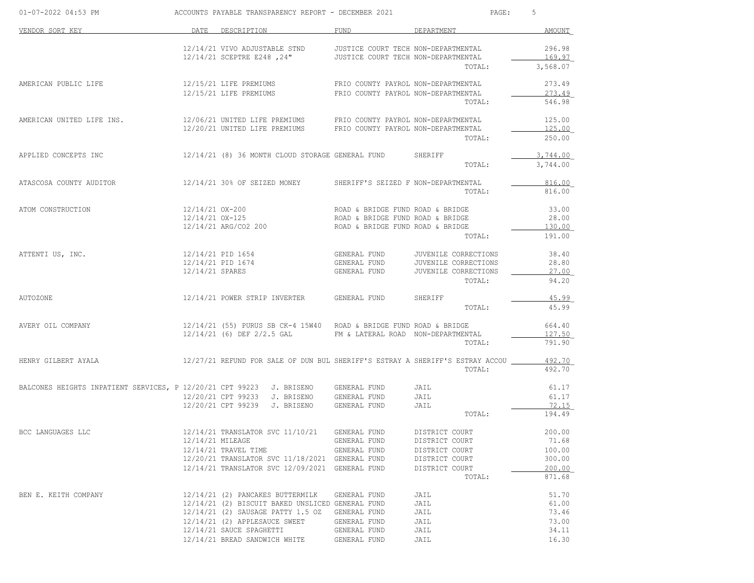| VENDOR SORT KEY | DATE | DESCRIPTION | FUND | DEPARTMENT | AMOUNT |
|---|---|---|---|---|---|
| | 12/14/21 | VIVO ADJUSTABLE STND | JUSTICE COURT TECH | NON-DEPARTMENTAL | 296.98 |
| | 12/14/21 | SCEPTRE E248 ,24" | JUSTICE COURT TECH | NON-DEPARTMENTAL | 169.97 |
| | | | | TOTAL: | 3,568.07 |
| AMERICAN PUBLIC LIFE | 12/15/21 | LIFE PREMIUMS | FRIO COUNTY PAYROL | NON-DEPARTMENTAL | 273.49 |
| | 12/15/21 | LIFE PREMIUMS | FRIO COUNTY PAYROL | NON-DEPARTMENTAL | 273.49 |
| | | | | TOTAL: | 546.98 |
| AMERICAN UNITED LIFE INS. | 12/06/21 | UNITED LIFE PREMIUMS | FRIO COUNTY PAYROL | NON-DEPARTMENTAL | 125.00 |
| | 12/20/21 | UNITED LIFE PREMIUMS | FRIO COUNTY PAYROL | NON-DEPARTMENTAL | 125.00 |
| | | | | TOTAL: | 250.00 |
| APPLIED CONCEPTS INC | 12/14/21 | (8) 36 MONTH CLOUD STORAGE | GENERAL FUND | SHERIFF | 3,744.00 |
| | | | | TOTAL: | 3,744.00 |
| ATASCOSA COUNTY AUDITOR | 12/14/21 | 30% OF SEIZED MONEY | SHERIFF'S SEIZED F | NON-DEPARTMENTAL | 816.00 |
| | | | | TOTAL: | 816.00 |
| ATOM CONSTRUCTION | 12/14/21 | OX-200 | ROAD & BRIDGE FUND | ROAD & BRIDGE | 33.00 |
| | 12/14/21 | OX-125 | ROAD & BRIDGE FUND | ROAD & BRIDGE | 28.00 |
| | 12/14/21 | ARG/CO2 200 | ROAD & BRIDGE FUND | ROAD & BRIDGE | 130.00 |
| | | | | TOTAL: | 191.00 |
| ATTENTI US, INC. | 12/14/21 | PID 1654 | GENERAL FUND | JUVENILE CORRECTIONS | 38.40 |
| | 12/14/21 | PID 1674 | GENERAL FUND | JUVENILE CORRECTIONS | 28.80 |
| | 12/14/21 | SPARES | GENERAL FUND | JUVENILE CORRECTIONS | 27.00 |
| | | | | TOTAL: | 94.20 |
| AUTOZONE | 12/14/21 | POWER STRIP INVERTER | GENERAL FUND | SHERIFF | 45.99 |
| | | | | TOTAL: | 45.99 |
| AVERY OIL COMPANY | 12/14/21 | (55) PURUS SB CK-4 15W40 | ROAD & BRIDGE FUND | ROAD & BRIDGE | 664.40 |
| | 12/14/21 | (6) DEF 2/2.5 GAL | FM & LATERAL ROAD | NON-DEPARTMENTAL | 127.50 |
| | | | | TOTAL: | 791.90 |
| HENRY GILBERT AYALA | 12/27/21 | REFUND FOR SALE OF DUN BUL | SHERIFF'S ESTRAY A | SHERIFF'S ESTRAY ACCOU | 492.70 |
| | | | | TOTAL: | 492.70 |
| BALCONES HEIGHTS INPATIENT SERVICES, P | 12/20/21 | CPT 99223 J. BRISENO | GENERAL FUND | JAIL | 61.17 |
| | 12/20/21 | CPT 99233 J. BRISENO | GENERAL FUND | JAIL | 61.17 |
| | 12/20/21 | CPT 99239 J. BRISENO | GENERAL FUND | JAIL | 72.15 |
| | | | | TOTAL: | 194.49 |
| BCC LANGUAGES LLC | 12/14/21 | TRANSLATOR SVC 11/10/21 | GENERAL FUND | DISTRICT COURT | 200.00 |
| | 12/14/21 | MILEAGE | GENERAL FUND | DISTRICT COURT | 71.68 |
| | 12/14/21 | TRAVEL TIME | GENERAL FUND | DISTRICT COURT | 100.00 |
| | 12/20/21 | TRANSLATOR SVC 11/18/2021 | GENERAL FUND | DISTRICT COURT | 300.00 |
| | 12/14/21 | TRANSLATOR SVC 12/09/2021 | GENERAL FUND | DISTRICT COURT | 200.00 |
| | | | | TOTAL: | 871.68 |
| BEN E. KEITH COMPANY | 12/14/21 | (2) PANCAKES BUTTERMILK | GENERAL FUND | JAIL | 51.70 |
| | 12/14/21 | (2) BISCUIT BAKED UNSLICED | GENERAL FUND | JAIL | 61.00 |
| | 12/14/21 | (2) SAUSAGE PATTY 1.5 OZ | GENERAL FUND | JAIL | 73.46 |
| | 12/14/21 | (2) APPLESAUCE SWEET | GENERAL FUND | JAIL | 73.00 |
| | 12/14/21 | SAUCE SPAGHETTI | GENERAL FUND | JAIL | 34.11 |
| | 12/14/21 | BREAD SANDWICH WHITE | GENERAL FUND | JAIL | 16.30 |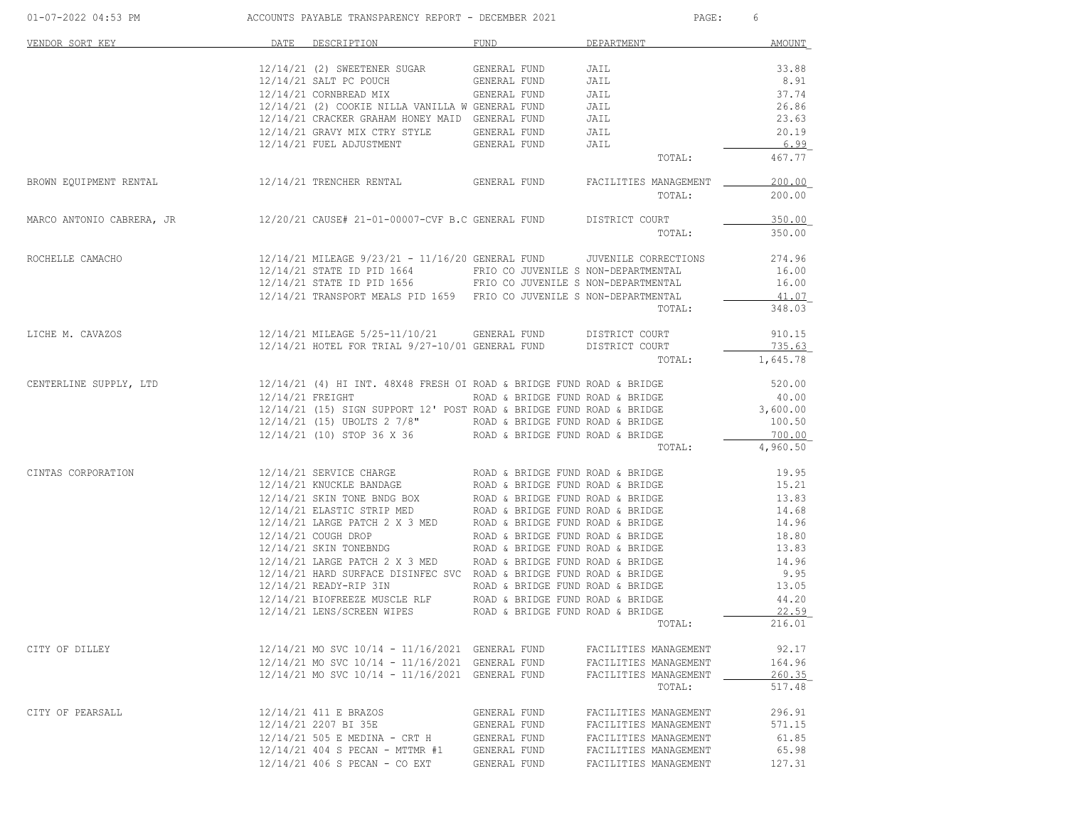| VENDOR SORT KEY | DATE | DESCRIPTION | FUND | DEPARTMENT | AMOUNT |
|---|---|---|---|---|---|
| | 12/14/21 | (2) SWEETENER SUGAR | GENERAL FUND | JAIL | 33.88 |
| | 12/14/21 | SALT PC POUCH | GENERAL FUND | JAIL | 8.91 |
| | 12/14/21 | CORNBREAD MIX | GENERAL FUND | JAIL | 37.74 |
| | 12/14/21 | (2) COOKIE NILLA VANILLA W | GENERAL FUND | JAIL | 26.86 |
| | 12/14/21 | CRACKER GRAHAM HONEY MAID | GENERAL FUND | JAIL | 23.63 |
| | 12/14/21 | GRAVY MIX CTRY STYLE | GENERAL FUND | JAIL | 20.19 |
| | 12/14/21 | FUEL ADJUSTMENT | GENERAL FUND | JAIL | 6.99 |
| | | | | TOTAL: | 467.77 |
| BROWN EQUIPMENT RENTAL | 12/14/21 | TRENCHER RENTAL | GENERAL FUND | FACILITIES MANAGEMENT | 200.00 |
| | | | | TOTAL: | 200.00 |
| MARCO ANTONIO CABRERA, JR | 12/20/21 | CAUSE# 21-01-00007-CVF B.C | GENERAL FUND | DISTRICT COURT | 350.00 |
| | | | | TOTAL: | 350.00 |
| ROCHELLE CAMACHO | 12/14/21 | MILEAGE 9/23/21 - 11/16/20 | GENERAL FUND | JUVENILE CORRECTIONS | 274.96 |
| | 12/14/21 | STATE ID PID 1664 | FRIO CO JUVENILE S | NON-DEPARTMENTAL | 16.00 |
| | 12/14/21 | STATE ID PID 1656 | FRIO CO JUVENILE S | NON-DEPARTMENTAL | 16.00 |
| | 12/14/21 | TRANSPORT MEALS PID 1659 | FRIO CO JUVENILE S | NON-DEPARTMENTAL | 41.07 |
| | | | | TOTAL: | 348.03 |
| LICHE M. CAVAZOS | 12/14/21 | MILEAGE 5/25-11/10/21 | GENERAL FUND | DISTRICT COURT | 910.15 |
| | 12/14/21 | HOTEL FOR TRIAL 9/27-10/01 | GENERAL FUND | DISTRICT COURT | 735.63 |
| | | | | TOTAL: | 1,645.78 |
| CENTERLINE SUPPLY, LTD | 12/14/21 | (4) HI INT. 48X48 FRESH OI | ROAD & BRIDGE FUND | ROAD & BRIDGE | 520.00 |
| | 12/14/21 | FREIGHT | ROAD & BRIDGE FUND | ROAD & BRIDGE | 40.00 |
| | 12/14/21 | (15) SIGN SUPPORT 12' POST | ROAD & BRIDGE FUND | ROAD & BRIDGE | 3,600.00 |
| | 12/14/21 | (15) UBOLTS 2 7/8" | ROAD & BRIDGE FUND | ROAD & BRIDGE | 100.50 |
| | 12/14/21 | (10) STOP 36 X 36 | ROAD & BRIDGE FUND | ROAD & BRIDGE | 700.00 |
| | | | | TOTAL: | 4,960.50 |
| CINTAS CORPORATION | 12/14/21 | SERVICE CHARGE | ROAD & BRIDGE FUND | ROAD & BRIDGE | 19.95 |
| | 12/14/21 | KNUCKLE BANDAGE | ROAD & BRIDGE FUND | ROAD & BRIDGE | 15.21 |
| | 12/14/21 | SKIN TONE BNDG BOX | ROAD & BRIDGE FUND | ROAD & BRIDGE | 13.83 |
| | 12/14/21 | ELASTIC STRIP MED | ROAD & BRIDGE FUND | ROAD & BRIDGE | 14.68 |
| | 12/14/21 | LARGE PATCH 2 X 3 MED | ROAD & BRIDGE FUND | ROAD & BRIDGE | 14.96 |
| | 12/14/21 | COUGH DROP | ROAD & BRIDGE FUND | ROAD & BRIDGE | 18.80 |
| | 12/14/21 | SKIN TONEBNDG | ROAD & BRIDGE FUND | ROAD & BRIDGE | 13.83 |
| | 12/14/21 | LARGE PATCH 2 X 3 MED | ROAD & BRIDGE FUND | ROAD & BRIDGE | 14.96 |
| | 12/14/21 | HARD SURFACE DISINFEC SVC | ROAD & BRIDGE FUND | ROAD & BRIDGE | 9.95 |
| | 12/14/21 | READY-RIP 3IN | ROAD & BRIDGE FUND | ROAD & BRIDGE | 13.05 |
| | 12/14/21 | BIOFREEZE MUSCLE RLF | ROAD & BRIDGE FUND | ROAD & BRIDGE | 44.20 |
| | 12/14/21 | LENS/SCREEN WIPES | ROAD & BRIDGE FUND | ROAD & BRIDGE | 22.59 |
| | | | | TOTAL: | 216.01 |
| CITY OF DILLEY | 12/14/21 | MO SVC 10/14 - 11/16/2021 | GENERAL FUND | FACILITIES MANAGEMENT | 92.17 |
| | 12/14/21 | MO SVC 10/14 - 11/16/2021 | GENERAL FUND | FACILITIES MANAGEMENT | 164.96 |
| | 12/14/21 | MO SVC 10/14 - 11/16/2021 | GENERAL FUND | FACILITIES MANAGEMENT | 260.35 |
| | | | | TOTAL: | 517.48 |
| CITY OF PEARSALL | 12/14/21 | 411 E BRAZOS | GENERAL FUND | FACILITIES MANAGEMENT | 296.91 |
| | 12/14/21 | 2207 BI 35E | GENERAL FUND | FACILITIES MANAGEMENT | 571.15 |
| | 12/14/21 | 505 E MEDINA - CRT H | GENERAL FUND | FACILITIES MANAGEMENT | 61.85 |
| | 12/14/21 | 404 S PECAN - MTTMR #1 | GENERAL FUND | FACILITIES MANAGEMENT | 65.98 |
| | 12/14/21 | 406 S PECAN - CO EXT | GENERAL FUND | FACILITIES MANAGEMENT | 127.31 |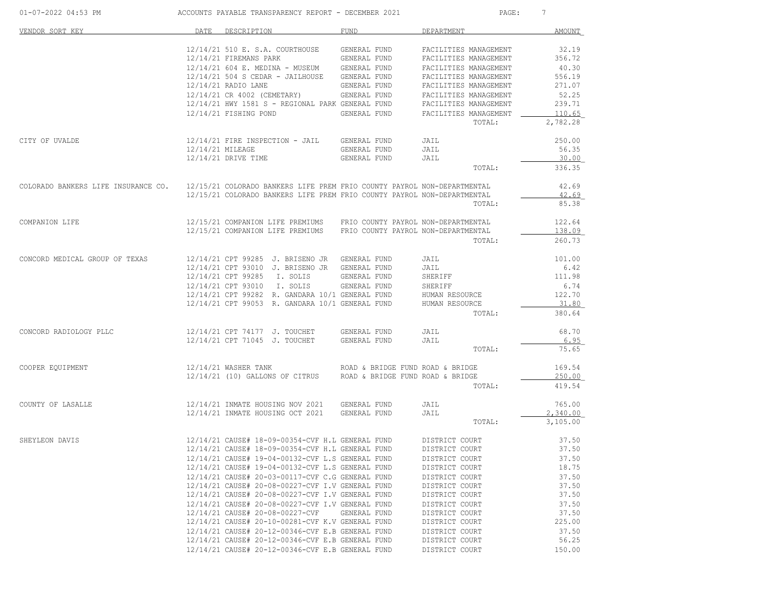ACCOUNTS PAYABLE TRANSPARENCY REPORT - DECEMBER 2021

| VENDOR SORT KEY | DATE | DESCRIPTION | FUND | DEPARTMENT | AMOUNT |
|---|---|---|---|---|---|
| | 12/14/21 | 510 E. S.A. COURTHOUSE | GENERAL FUND | FACILITIES MANAGEMENT | 32.19 |
| | 12/14/21 | FIREMANS PARK | GENERAL FUND | FACILITIES MANAGEMENT | 356.72 |
| | 12/14/21 | 604 E. MEDINA - MUSEUM | GENERAL FUND | FACILITIES MANAGEMENT | 40.30 |
| | 12/14/21 | 504 S CEDAR - JAILHOUSE | GENERAL FUND | FACILITIES MANAGEMENT | 556.19 |
| | 12/14/21 | RADIO LANE | GENERAL FUND | FACILITIES MANAGEMENT | 271.07 |
| | 12/14/21 | CR 4002 (CEMETARY) | GENERAL FUND | FACILITIES MANAGEMENT | 52.25 |
| | 12/14/21 | HWY 1581 S - REGIONAL PARK | GENERAL FUND | FACILITIES MANAGEMENT | 239.71 |
| | 12/14/21 | FISHING POND | GENERAL FUND | FACILITIES MANAGEMENT | 110.65 |
| | | | | TOTAL: | 2,782.28 |
| CITY OF UVALDE | 12/14/21 | FIRE INSPECTION - JAIL | GENERAL FUND | JAIL | 250.00 |
| | 12/14/21 | MILEAGE | GENERAL FUND | JAIL | 56.35 |
| | 12/14/21 | DRIVE TIME | GENERAL FUND | JAIL | 30.00 |
| | | | | TOTAL: | 336.35 |
| COLORADO BANKERS LIFE INSURANCE CO. | 12/15/21 | COLORADO BANKERS LIFE PREM | FRIO COUNTY PAYROL | NON-DEPARTMENTAL | 42.69 |
| | 12/15/21 | COLORADO BANKERS LIFE PREM | FRIO COUNTY PAYROL | NON-DEPARTMENTAL | 42.69 |
| | | | | TOTAL: | 85.38 |
| COMPANION LIFE | 12/15/21 | COMPANION LIFE PREMIUMS | FRIO COUNTY PAYROL | NON-DEPARTMENTAL | 122.64 |
| | 12/15/21 | COMPANION LIFE PREMIUMS | FRIO COUNTY PAYROL | NON-DEPARTMENTAL | 138.09 |
| | | | | TOTAL: | 260.73 |
| CONCORD MEDICAL GROUP OF TEXAS | 12/14/21 | CPT 99285 J. BRISENO JR | GENERAL FUND | JAIL | 101.00 |
| | 12/14/21 | CPT 93010 J. BRISENO JR | GENERAL FUND | JAIL | 6.42 |
| | 12/14/21 | CPT 99285 I. SOLIS | GENERAL FUND | SHERIFF | 111.98 |
| | 12/14/21 | CPT 93010 I. SOLIS | GENERAL FUND | SHERIFF | 6.74 |
| | 12/14/21 | CPT 99282 R. GANDARA 10/1 | GENERAL FUND | HUMAN RESOURCE | 122.70 |
| | 12/14/21 | CPT 99053 R. GANDARA 10/1 | GENERAL FUND | HUMAN RESOURCE | 31.80 |
| | | | | TOTAL: | 380.64 |
| CONCORD RADIOLOGY PLLC | 12/14/21 | CPT 74177 J. TOUCHET | GENERAL FUND | JAIL | 68.70 |
| | 12/14/21 | CPT 71045 J. TOUCHET | GENERAL FUND | JAIL | 6.95 |
| | | | | TOTAL: | 75.65 |
| COOPER EQUIPMENT | 12/14/21 | WASHER TANK | ROAD & BRIDGE FUND | ROAD & BRIDGE | 169.54 |
| | 12/14/21 | (10) GALLONS OF CITRUS | ROAD & BRIDGE FUND | ROAD & BRIDGE | 250.00 |
| | | | | TOTAL: | 419.54 |
| COUNTY OF LASALLE | 12/14/21 | INMATE HOUSING NOV 2021 | GENERAL FUND | JAIL | 765.00 |
| | 12/14/21 | INMATE HOUSING OCT 2021 | GENERAL FUND | JAIL | 2,340.00 |
| | | | | TOTAL: | 3,105.00 |
| SHEYLEON DAVIS | 12/14/21 | CAUSE# 18-09-00354-CVF H.L | GENERAL FUND | DISTRICT COURT | 37.50 |
| | 12/14/21 | CAUSE# 18-09-00354-CVF H.L | GENERAL FUND | DISTRICT COURT | 37.50 |
| | 12/14/21 | CAUSE# 19-04-00132-CVF L.S | GENERAL FUND | DISTRICT COURT | 37.50 |
| | 12/14/21 | CAUSE# 19-04-00132-CVF L.S | GENERAL FUND | DISTRICT COURT | 18.75 |
| | 12/14/21 | CAUSE# 20-03-00117-CVF C.G | GENERAL FUND | DISTRICT COURT | 37.50 |
| | 12/14/21 | CAUSE# 20-08-00227-CVF I.V | GENERAL FUND | DISTRICT COURT | 37.50 |
| | 12/14/21 | CAUSE# 20-08-00227-CVF I.V | GENERAL FUND | DISTRICT COURT | 37.50 |
| | 12/14/21 | CAUSE# 20-08-00227-CVF I.V | GENERAL FUND | DISTRICT COURT | 37.50 |
| | 12/14/21 | CAUSE# 20-08-00227-CVF | GENERAL FUND | DISTRICT COURT | 37.50 |
| | 12/14/21 | CAUSE# 20-10-00281-CVF K.V | GENERAL FUND | DISTRICT COURT | 225.00 |
| | 12/14/21 | CAUSE# 20-12-00346-CVF E.B | GENERAL FUND | DISTRICT COURT | 37.50 |
| | 12/14/21 | CAUSE# 20-12-00346-CVF E.B | GENERAL FUND | DISTRICT COURT | 56.25 |
| | 12/14/21 | CAUSE# 20-12-00346-CVF E.B | GENERAL FUND | DISTRICT COURT | 150.00 |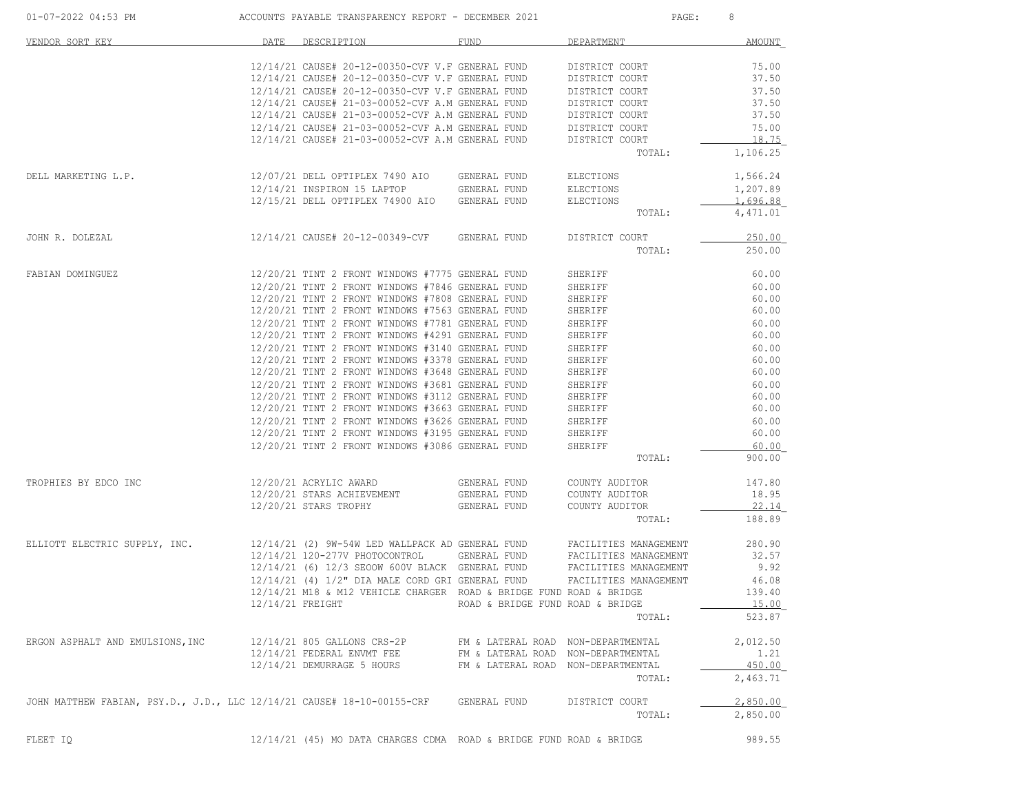| VENDOR SORT KEY | DATE | DESCRIPTION | FUND | DEPARTMENT | AMOUNT |
|---|---|---|---|---|---|
| | 12/14/21 | CAUSE# 20-12-00350-CVF V.F | GENERAL FUND | DISTRICT COURT | 75.00 |
| | 12/14/21 | CAUSE# 20-12-00350-CVF V.F | GENERAL FUND | DISTRICT COURT | 37.50 |
| | 12/14/21 | CAUSE# 20-12-00350-CVF V.F | GENERAL FUND | DISTRICT COURT | 37.50 |
| | 12/14/21 | CAUSE# 21-03-00052-CVF A.M | GENERAL FUND | DISTRICT COURT | 37.50 |
| | 12/14/21 | CAUSE# 21-03-00052-CVF A.M | GENERAL FUND | DISTRICT COURT | 37.50 |
| | 12/14/21 | CAUSE# 21-03-00052-CVF A.M | GENERAL FUND | DISTRICT COURT | 75.00 |
| | 12/14/21 | CAUSE# 21-03-00052-CVF A.M | GENERAL FUND | DISTRICT COURT | 18.75 |
| | | | | TOTAL: | 1,106.25 |
| DELL MARKETING L.P. | 12/07/21 | DELL OPTIPLEX 7490 AIO | GENERAL FUND | ELECTIONS | 1,566.24 |
| | 12/14/21 | INSPIRON 15 LAPTOP | GENERAL FUND | ELECTIONS | 1,207.89 |
| | 12/15/21 | DELL OPTIPLEX 74900 AIO | GENERAL FUND | ELECTIONS | 1,696.88 |
| | | | | TOTAL: | 4,471.01 |
| JOHN R. DOLEZAL | 12/14/21 | CAUSE# 20-12-00349-CVF | GENERAL FUND | DISTRICT COURT | 250.00 |
| | | | | TOTAL: | 250.00 |
| FABIAN DOMINGUEZ | 12/20/21 | TINT 2 FRONT WINDOWS #7775 | GENERAL FUND | SHERIFF | 60.00 |
| | 12/20/21 | TINT 2 FRONT WINDOWS #7846 | GENERAL FUND | SHERIFF | 60.00 |
| | 12/20/21 | TINT 2 FRONT WINDOWS #7808 | GENERAL FUND | SHERIFF | 60.00 |
| | 12/20/21 | TINT 2 FRONT WINDOWS #7563 | GENERAL FUND | SHERIFF | 60.00 |
| | 12/20/21 | TINT 2 FRONT WINDOWS #7781 | GENERAL FUND | SHERIFF | 60.00 |
| | 12/20/21 | TINT 2 FRONT WINDOWS #4291 | GENERAL FUND | SHERIFF | 60.00 |
| | 12/20/21 | TINT 2 FRONT WINDOWS #3140 | GENERAL FUND | SHERIFF | 60.00 |
| | 12/20/21 | TINT 2 FRONT WINDOWS #3378 | GENERAL FUND | SHERIFF | 60.00 |
| | 12/20/21 | TINT 2 FRONT WINDOWS #3648 | GENERAL FUND | SHERIFF | 60.00 |
| | 12/20/21 | TINT 2 FRONT WINDOWS #3681 | GENERAL FUND | SHERIFF | 60.00 |
| | 12/20/21 | TINT 2 FRONT WINDOWS #3112 | GENERAL FUND | SHERIFF | 60.00 |
| | 12/20/21 | TINT 2 FRONT WINDOWS #3663 | GENERAL FUND | SHERIFF | 60.00 |
| | 12/20/21 | TINT 2 FRONT WINDOWS #3626 | GENERAL FUND | SHERIFF | 60.00 |
| | 12/20/21 | TINT 2 FRONT WINDOWS #3195 | GENERAL FUND | SHERIFF | 60.00 |
| | 12/20/21 | TINT 2 FRONT WINDOWS #3086 | GENERAL FUND | SHERIFF | 60.00 |
| | | | | TOTAL: | 900.00 |
| TROPHIES BY EDCO INC | 12/20/21 | ACRYLIC AWARD | GENERAL FUND | COUNTY AUDITOR | 147.80 |
| | 12/20/21 | STARS ACHIEVEMENT | GENERAL FUND | COUNTY AUDITOR | 18.95 |
| | 12/20/21 | STARS TROPHY | GENERAL FUND | COUNTY AUDITOR | 22.14 |
| | | | | TOTAL: | 188.89 |
| ELLIOTT ELECTRIC SUPPLY, INC. | 12/14/21 | (2) 9W-54W LED WALLPACK AD | GENERAL FUND | FACILITIES MANAGEMENT | 280.90 |
| | 12/14/21 | 120-277V PHOTOCONTROL | GENERAL FUND | FACILITIES MANAGEMENT | 32.57 |
| | 12/14/21 | (6) 12/3 SEOOW 600V BLACK | GENERAL FUND | FACILITIES MANAGEMENT | 9.92 |
| | 12/14/21 | (4) 1/2" DIA MALE CORD GRI | GENERAL FUND | FACILITIES MANAGEMENT | 46.08 |
| | 12/14/21 | M18 & M12 VEHICLE CHARGER | ROAD & BRIDGE FUND | ROAD & BRIDGE | 139.40 |
| | 12/14/21 | FREIGHT | ROAD & BRIDGE FUND | ROAD & BRIDGE | 15.00 |
| | | | | TOTAL: | 523.87 |
| ERGON ASPHALT AND EMULSIONS,INC | 12/14/21 | 805 GALLONS CRS-2P | FM & LATERAL ROAD | NON-DEPARTMENTAL | 2,012.50 |
| | 12/14/21 | FEDERAL ENVMT FEE | FM & LATERAL ROAD | NON-DEPARTMENTAL | 1.21 |
| | 12/14/21 | DEMURRAGE 5 HOURS | FM & LATERAL ROAD | NON-DEPARTMENTAL | 450.00 |
| | | | | TOTAL: | 2,463.71 |
| JOHN MATTHEW FABIAN, PSY.D., J.D., LLC | 12/14/21 | CAUSE# 18-10-00155-CRF | GENERAL FUND | DISTRICT COURT | 2,850.00 |
| | | | | TOTAL: | 2,850.00 |
| FLEET IQ | 12/14/21 | (45) MO DATA CHARGES CDMA | ROAD & BRIDGE FUND | ROAD & BRIDGE | 989.55 |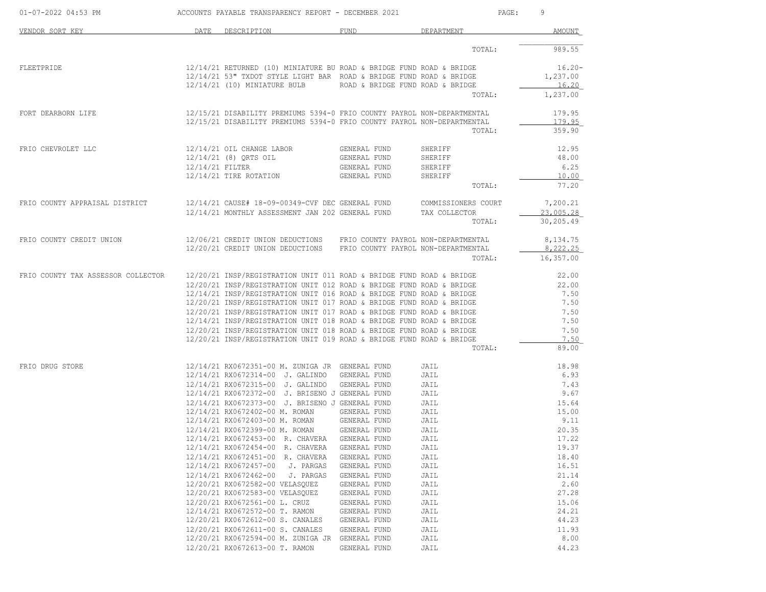| VENDOR SORT KEY | DATE | DESCRIPTION | FUND | DEPARTMENT | AMOUNT |
|---|---|---|---|---|---|
| | | | | TOTAL: | 989.55 |
| FLEETPRIDE | 12/14/21 | RETURNED (10) MINIATURE BU | ROAD & BRIDGE FUND | ROAD & BRIDGE | 16.20- |
| | 12/14/21 | 53" TXDOT STYLE LIGHT BAR | ROAD & BRIDGE FUND | ROAD & BRIDGE | 1,237.00 |
| | 12/14/21 | (10) MINIATURE BULB | ROAD & BRIDGE FUND | ROAD & BRIDGE | 16.20 |
| | | | | TOTAL: | 1,237.00 |
| FORT DEARBORN LIFE | 12/15/21 | DISABILITY PREMIUMS 5394-0 | FRIO COUNTY PAYROL | NON-DEPARTMENTAL | 179.95 |
| | 12/15/21 | DISABILITY PREMIUMS 5394-0 | FRIO COUNTY PAYROL | NON-DEPARTMENTAL | 179.95 |
| | | | | TOTAL: | 359.90 |
| FRIO CHEVROLET LLC | 12/14/21 | OIL CHANGE LABOR | GENERAL FUND | SHERIFF | 12.95 |
| | 12/14/21 | (8) QRTS OIL | GENERAL FUND | SHERIFF | 48.00 |
| | 12/14/21 | FILTER | GENERAL FUND | SHERIFF | 6.25 |
| | 12/14/21 | TIRE ROTATION | GENERAL FUND | SHERIFF | 10.00 |
| | | | | TOTAL: | 77.20 |
| FRIO COUNTY APPRAISAL DISTRICT | 12/14/21 | CAUSE# 18-09-00349-CVF DEC | GENERAL FUND | COMMISSIONERS COURT | 7,200.21 |
| | 12/14/21 | MONTHLY ASSESSMENT JAN 202 | GENERAL FUND | TAX COLLECTOR | 23,005.28 |
| | | | | TOTAL: | 30,205.49 |
| FRIO COUNTY CREDIT UNION | 12/06/21 | CREDIT UNION DEDUCTIONS | FRIO COUNTY PAYROL | NON-DEPARTMENTAL | 8,134.75 |
| | 12/20/21 | CREDIT UNION DEDUCTIONS | FRIO COUNTY PAYROL | NON-DEPARTMENTAL | 8,222.25 |
| | | | | TOTAL: | 16,357.00 |
| FRIO COUNTY TAX ASSESSOR COLLECTOR | 12/20/21 | INSP/REGISTRATION UNIT 011 | ROAD & BRIDGE FUND | ROAD & BRIDGE | 22.00 |
| | 12/20/21 | INSP/REGISTRATION UNIT 012 | ROAD & BRIDGE FUND | ROAD & BRIDGE | 22.00 |
| | 12/14/21 | INSP/REGISTRATION UNIT 016 | ROAD & BRIDGE FUND | ROAD & BRIDGE | 7.50 |
| | 12/20/21 | INSP/REGISTRATION UNIT 017 | ROAD & BRIDGE FUND | ROAD & BRIDGE | 7.50 |
| | 12/20/21 | INSP/REGISTRATION UNIT 017 | ROAD & BRIDGE FUND | ROAD & BRIDGE | 7.50 |
| | 12/14/21 | INSP/REGISTRATION UNIT 018 | ROAD & BRIDGE FUND | ROAD & BRIDGE | 7.50 |
| | 12/20/21 | INSP/REGISTRATION UNIT 018 | ROAD & BRIDGE FUND | ROAD & BRIDGE | 7.50 |
| | 12/20/21 | INSP/REGISTRATION UNIT 019 | ROAD & BRIDGE FUND | ROAD & BRIDGE | 7.50 |
| | | | | TOTAL: | 89.00 |
| FRIO DRUG STORE | 12/14/21 | RX0672351-00 M. ZUNIGA JR | GENERAL FUND | JAIL | 18.98 |
| | 12/14/21 | RX0672314-00 J. GALINDO | GENERAL FUND | JAIL | 6.93 |
| | 12/14/21 | RX0672315-00 J. GALINDO | GENERAL FUND | JAIL | 7.43 |
| | 12/14/21 | RX0672372-00 J. BRISENO J | GENERAL FUND | JAIL | 9.67 |
| | 12/14/21 | RX0672373-00 J. BRISENO J | GENERAL FUND | JAIL | 15.64 |
| | 12/14/21 | RX0672402-00 M. ROMAN | GENERAL FUND | JAIL | 15.00 |
| | 12/14/21 | RX0672403-00 M. ROMAN | GENERAL FUND | JAIL | 9.11 |
| | 12/14/21 | RX0672399-00 M. ROMAN | GENERAL FUND | JAIL | 20.35 |
| | 12/14/21 | RX0672453-00 R. CHAVERA | GENERAL FUND | JAIL | 17.22 |
| | 12/14/21 | RX0672454-00 R. CHAVERA | GENERAL FUND | JAIL | 19.37 |
| | 12/14/21 | RX0672451-00 R. CHAVERA | GENERAL FUND | JAIL | 18.40 |
| | 12/14/21 | RX0672457-00 J. PARGAS | GENERAL FUND | JAIL | 16.51 |
| | 12/14/21 | RX0672462-00 J. PARGAS | GENERAL FUND | JAIL | 21.14 |
| | 12/20/21 | RX0672582-00 VELASQUEZ | GENERAL FUND | JAIL | 2.60 |
| | 12/20/21 | RX0672583-00 VELASQUEZ | GENERAL FUND | JAIL | 27.28 |
| | 12/20/21 | RX0672561-00 L. CRUZ | GENERAL FUND | JAIL | 15.06 |
| | 12/14/21 | RX0672572-00 T. RAMON | GENERAL FUND | JAIL | 24.21 |
| | 12/20/21 | RX0672612-00 S. CANALES | GENERAL FUND | JAIL | 44.23 |
| | 12/20/21 | RX0672611-00 S. CANALES | GENERAL FUND | JAIL | 11.93 |
| | 12/20/21 | RX0672594-00 M. ZUNIGA JR | GENERAL FUND | JAIL | 8.00 |
| | 12/20/21 | RX0672613-00 T. RAMON | GENERAL FUND | JAIL | 44.23 |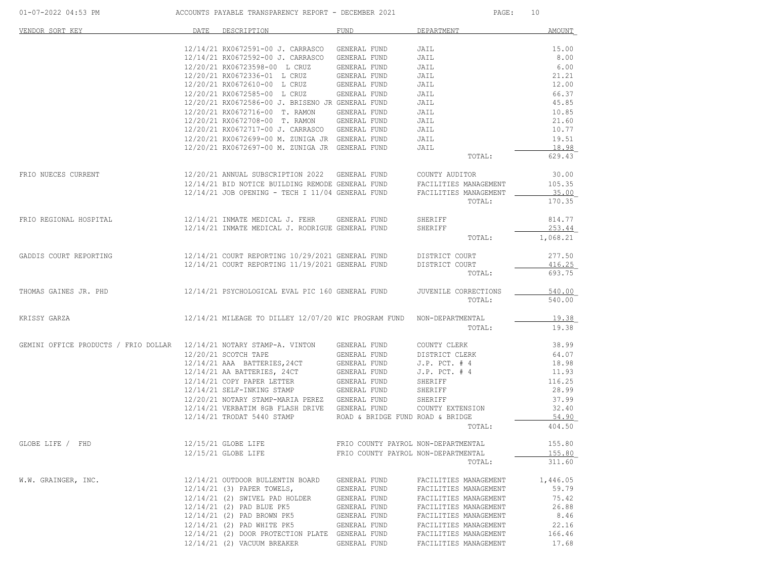ACCOUNTS PAYABLE TRANSPARENCY REPORT - DECEMBER 2021

| VENDOR SORT KEY | DATE | DESCRIPTION | FUND | DEPARTMENT | AMOUNT |
|---|---|---|---|---|---|
| | 12/14/21 | RX0672591-00 J. CARRASCO | GENERAL FUND | JAIL | 15.00 |
| | 12/14/21 | RX0672592-00 J. CARRASCO | GENERAL FUND | JAIL | 8.00 |
| | 12/20/21 | RX06723598-00 L CRUZ | GENERAL FUND | JAIL | 6.00 |
| | 12/20/21 | RX0672336-01 L CRUZ | GENERAL FUND | JAIL | 21.21 |
| | 12/20/21 | RX0672610-00 L CRUZ | GENERAL FUND | JAIL | 12.00 |
| | 12/20/21 | RX0672585-00 L CRUZ | GENERAL FUND | JAIL | 66.37 |
| | 12/20/21 | RX0672586-00 J. BRISENO JR | GENERAL FUND | JAIL | 45.85 |
| | 12/20/21 | RX0672716-00 T. RAMON | GENERAL FUND | JAIL | 10.85 |
| | 12/20/21 | RX0672708-00 T. RAMON | GENERAL FUND | JAIL | 21.60 |
| | 12/20/21 | RX0672717-00 J. CARRASCO | GENERAL FUND | JAIL | 10.77 |
| | 12/20/21 | RX0672699-00 M. ZUNIGA JR | GENERAL FUND | JAIL | 19.51 |
| | 12/20/21 | RX0672697-00 M. ZUNIGA JR | GENERAL FUND | JAIL | 18.98 |
| | | | | TOTAL: | 629.43 |
| FRIO NUECES CURRENT | 12/20/21 | ANNUAL SUBSCRIPTION 2022 | GENERAL FUND | COUNTY AUDITOR | 30.00 |
| | 12/14/21 | BID NOTICE BUILDING REMODE | GENERAL FUND | FACILITIES MANAGEMENT | 105.35 |
| | 12/14/21 | JOB OPENING - TECH I 11/04 | GENERAL FUND | FACILITIES MANAGEMENT | 35.00 |
| | | | | TOTAL: | 170.35 |
| FRIO REGIONAL HOSPITAL | 12/14/21 | INMATE MEDICAL J. FEHR | GENERAL FUND | SHERIFF | 814.77 |
| | 12/14/21 | INMATE MEDICAL J. RODRIGUE | GENERAL FUND | SHERIFF | 253.44 |
| | | | | TOTAL: | 1,068.21 |
| GADDIS COURT REPORTING | 12/14/21 | COURT REPORTING 10/29/2021 | GENERAL FUND | DISTRICT COURT | 277.50 |
| | 12/14/21 | COURT REPORTING 11/19/2021 | GENERAL FUND | DISTRICT COURT | 416.25 |
| | | | | TOTAL: | 693.75 |
| THOMAS GAINES JR. PHD | 12/14/21 | PSYCHOLOGICAL EVAL PIC 160 | GENERAL FUND | JUVENILE CORRECTIONS | 540.00 |
| | | | | TOTAL: | 540.00 |
| KRISSY GARZA | 12/14/21 | MILEAGE TO DILLEY 12/07/20 | WIC PROGRAM FUND | NON-DEPARTMENTAL | 19.38 |
| | | | | TOTAL: | 19.38 |
| GEMINI OFFICE PRODUCTS / FRIO DOLLAR | 12/14/21 | NOTARY STAMP-A. VINTON | GENERAL FUND | COUNTY CLERK | 38.99 |
| | 12/20/21 | SCOTCH TAPE | GENERAL FUND | DISTRICT CLERK | 64.07 |
| | 12/14/21 | AAA BATTERIES,24CT | GENERAL FUND | J.P. PCT. # 4 | 18.98 |
| | 12/14/21 | AA BATTERIES, 24CT | GENERAL FUND | J.P. PCT. # 4 | 11.93 |
| | 12/14/21 | COPY PAPER LETTER | GENERAL FUND | SHERIFF | 116.25 |
| | 12/14/21 | SELF-INKING STAMP | GENERAL FUND | SHERIFF | 28.99 |
| | 12/20/21 | NOTARY STAMP-MARIA PEREZ | GENERAL FUND | SHERIFF | 37.99 |
| | 12/14/21 | VERBATIM 8GB FLASH DRIVE | GENERAL FUND | COUNTY EXTENSION | 32.40 |
| | 12/14/21 | TRODAT 5440 STAMP | ROAD & BRIDGE FUND | ROAD & BRIDGE | 54.90 |
| | | | | TOTAL: | 404.50 |
| GLOBE LIFE / FHD | 12/15/21 | GLOBE LIFE | FRIO COUNTY PAYROL | NON-DEPARTMENTAL | 155.80 |
| | 12/15/21 | GLOBE LIFE | FRIO COUNTY PAYROL | NON-DEPARTMENTAL | 155.80 |
| | | | | TOTAL: | 311.60 |
| W.W. GRAINGER, INC. | 12/14/21 | OUTDOOR BULLENTIN BOARD | GENERAL FUND | FACILITIES MANAGEMENT | 1,446.05 |
| | 12/14/21 | (3) PAPER TOWELS, | GENERAL FUND | FACILITIES MANAGEMENT | 59.79 |
| | 12/14/21 | (2) SWIVEL PAD HOLDER | GENERAL FUND | FACILITIES MANAGEMENT | 75.42 |
| | 12/14/21 | (2) PAD BLUE PK5 | GENERAL FUND | FACILITIES MANAGEMENT | 26.88 |
| | 12/14/21 | (2) PAD BROWN PK5 | GENERAL FUND | FACILITIES MANAGEMENT | 8.46 |
| | 12/14/21 | (2) PAD WHITE PK5 | GENERAL FUND | FACILITIES MANAGEMENT | 22.16 |
| | 12/14/21 | (2) DOOR PROTECTION PLATE | GENERAL FUND | FACILITIES MANAGEMENT | 166.46 |
| | 12/14/21 | (2) VACUUM BREAKER | GENERAL FUND | FACILITIES MANAGEMENT | 17.68 |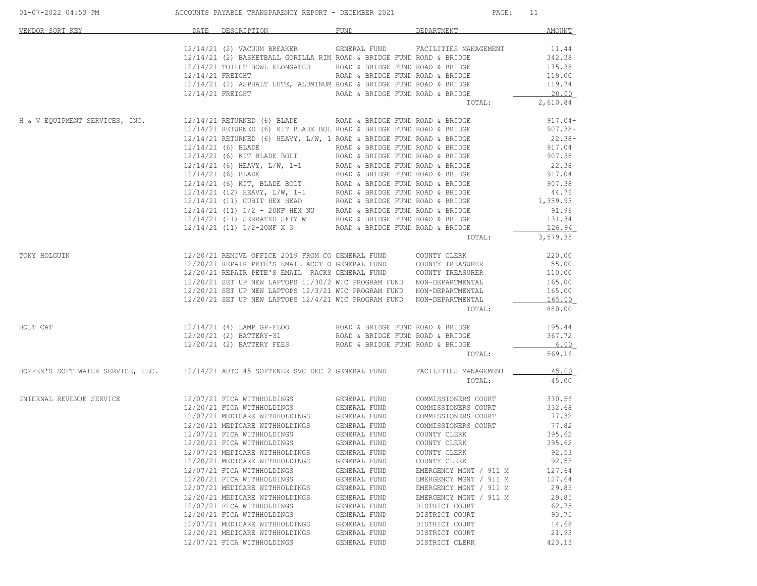| VENDOR SORT KEY | DATE | DESCRIPTION | FUND | DEPARTMENT | AMOUNT |
|---|---|---|---|---|---|
| | 12/14/21 | (2) VACUUM BREAKER | GENERAL FUND | FACILITIES MANAGEMENT | 11.44 |
| | 12/14/21 | (2) BASKETBALL GORILLA RIM | ROAD & BRIDGE FUND | ROAD & BRIDGE | 342.38 |
| | 12/14/21 | TOILET BOWL ELONGATED | ROAD & BRIDGE FUND | ROAD & BRIDGE | 175.38 |
| | 12/14/21 | FREIGHT | ROAD & BRIDGE FUND | ROAD & BRIDGE | 119.00 |
| | 12/14/21 | (2) ASPHALT LUTE, ALUMINUM | ROAD & BRIDGE FUND | ROAD & BRIDGE | 119.74 |
| | 12/14/21 | FREIGHT | ROAD & BRIDGE FUND | ROAD & BRIDGE | 20.00 |
| | | | | TOTAL: | 2,610.84 |
| H & V EQUIPMENT SERVICES, INC. | 12/14/21 | RETURNED (6) BLADE | ROAD & BRIDGE FUND | ROAD & BRIDGE | 917.04- |
| | 12/14/21 | RETURNED (6) KIT BLADE BOL | ROAD & BRIDGE FUND | ROAD & BRIDGE | 907.38- |
| | 12/14/21 | RETURNED (6) HEAVY, L/W, 1 | ROAD & BRIDGE FUND | ROAD & BRIDGE | 22.38- |
| | 12/14/21 | (6) BLADE | ROAD & BRIDGE FUND | ROAD & BRIDGE | 917.04 |
| | 12/14/21 | (6) KIT BLADE BOLT | ROAD & BRIDGE FUND | ROAD & BRIDGE | 907.38 |
| | 12/14/21 | (6) HEAVY, L/W, 1-1 | ROAD & BRIDGE FUND | ROAD & BRIDGE | 22.38 |
| | 12/14/21 | (6) BLADE | ROAD & BRIDGE FUND | ROAD & BRIDGE | 917.04 |
| | 12/14/21 | (6) KIT, BLADE BOLT | ROAD & BRIDGE FUND | ROAD & BRIDGE | 907.38 |
| | 12/14/21 | (12) HEAVY, L/W, 1-1 | ROAD & BRIDGE FUND | ROAD & BRIDGE | 44.76 |
| | 12/14/21 | (11) CUBIT HEX HEAD | ROAD & BRIDGE FUND | ROAD & BRIDGE | 1,359.93 |
| | 12/14/21 | (11) 1/2 - 20NF HEX NU | ROAD & BRIDGE FUND | ROAD & BRIDGE | 91.96 |
| | 12/14/21 | (11) SERRATED SFTY W | ROAD & BRIDGE FUND | ROAD & BRIDGE | 131.34 |
| | 12/14/21 | (11) 1/2-20NF X 3 | ROAD & BRIDGE FUND | ROAD & BRIDGE | 126.94 |
| | | | | TOTAL: | 3,579.35 |
| TONY HOLGUIN | 12/20/21 | REMOVE OFFICE 2019 FROM CO | GENERAL FUND | COUNTY CLERK | 220.00 |
| | 12/20/21 | REPAIR PETE'S EMAIL ACCT O | GENERAL FUND | COUNTY TREASURER | 55.00 |
| | 12/20/21 | REPAIR PETE'S EMAIL RACKS | GENERAL FUND | COUNTY TREASURER | 110.00 |
| | 12/20/21 | SET UP NEW LAPTOPS 11/30/2 | WIC PROGRAM FUND | NON-DEPARTMENTAL | 165.00 |
| | 12/20/21 | SET UP NEW LAPTOPS 12/3/21 | WIC PROGRAM FUND | NON-DEPARTMENTAL | 165.00 |
| | 12/20/21 | SET UP NEW LAPTOPS 12/4/21 | WIC PROGRAM FUND | NON-DEPARTMENTAL | 165.00 |
| | | | | TOTAL: | 880.00 |
| HOLT CAT | 12/14/21 | (4) LAMP GP-FLOO | ROAD & BRIDGE FUND | ROAD & BRIDGE | 195.44 |
| | 12/20/21 | (2) BATTERY-31 | ROAD & BRIDGE FUND | ROAD & BRIDGE | 367.72 |
| | 12/20/21 | (2) BATTERY FEES | ROAD & BRIDGE FUND | ROAD & BRIDGE | 6.00 |
| | | | | TOTAL: | 569.16 |
| HOPPER'S SOFT WATER SERVICE, LLC. | 12/14/21 | AUTO 45 SOFTENER SVC DEC 2 | GENERAL FUND | FACILITIES MANAGEMENT | 45.00 |
| | | | | TOTAL: | 45.00 |
| INTERNAL REVENUE SERVICE | 12/07/21 | FICA WITHHOLDINGS | GENERAL FUND | COMMISSIONERS COURT | 330.56 |
| | 12/20/21 | FICA WITHHOLDINGS | GENERAL FUND | COMMISSIONERS COURT | 332.68 |
| | 12/07/21 | MEDICARE WITHHOLDINGS | GENERAL FUND | COMMISSIONERS COURT | 77.32 |
| | 12/20/21 | MEDICARE WITHHOLDINGS | GENERAL FUND | COMMISSIONERS COURT | 77.82 |
| | 12/07/21 | FICA WITHHOLDINGS | GENERAL FUND | COUNTY CLERK | 395.62 |
| | 12/20/21 | FICA WITHHOLDINGS | GENERAL FUND | COUNTY CLERK | 395.62 |
| | 12/07/21 | MEDICARE WITHHOLDINGS | GENERAL FUND | COUNTY CLERK | 92.53 |
| | 12/20/21 | MEDICARE WITHHOLDINGS | GENERAL FUND | COUNTY CLERK | 92.53 |
| | 12/07/21 | FICA WITHHOLDINGS | GENERAL FUND | EMERGENCY MGNT / 911 M | 127.64 |
| | 12/20/21 | FICA WITHHOLDINGS | GENERAL FUND | EMERGENCY MGNT / 911 M | 127.64 |
| | 12/07/21 | MEDICARE WITHHOLDINGS | GENERAL FUND | EMERGENCY MGNT / 911 M | 29.85 |
| | 12/20/21 | MEDICARE WITHHOLDINGS | GENERAL FUND | EMERGENCY MGNT / 911 M | 29.85 |
| | 12/07/21 | FICA WITHHOLDINGS | GENERAL FUND | DISTRICT COURT | 62.75 |
| | 12/20/21 | FICA WITHHOLDINGS | GENERAL FUND | DISTRICT COURT | 93.75 |
| | 12/07/21 | MEDICARE WITHHOLDINGS | GENERAL FUND | DISTRICT COURT | 14.68 |
| | 12/20/21 | MEDICARE WITHHOLDINGS | GENERAL FUND | DISTRICT COURT | 21.93 |
| | 12/07/21 | FICA WITHHOLDINGS | GENERAL FUND | DISTRICT CLERK | 423.13 |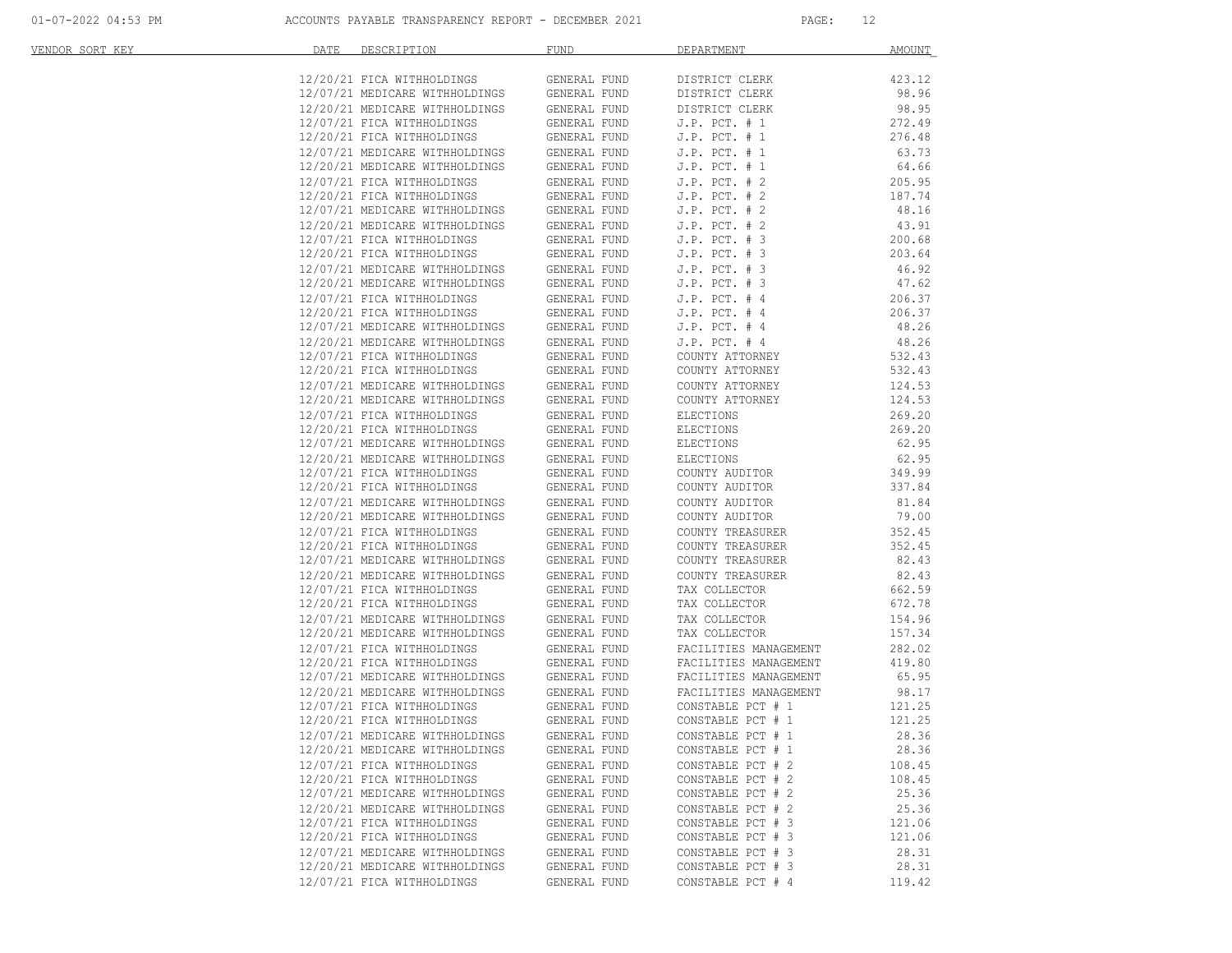| VENDOR SORT KEY | DATE | DESCRIPTION | FUND | DEPARTMENT | AMOUNT |
|---|---|---|---|---|---|
| | 12/20/21 | FICA WITHHOLDINGS | GENERAL FUND | DISTRICT CLERK | 423.12 |
| | 12/07/21 | MEDICARE WITHHOLDINGS | GENERAL FUND | DISTRICT CLERK | 98.96 |
| | 12/20/21 | MEDICARE WITHHOLDINGS | GENERAL FUND | DISTRICT CLERK | 98.95 |
| | 12/07/21 | FICA WITHHOLDINGS | GENERAL FUND | J.P. PCT. # 1 | 272.49 |
| | 12/20/21 | FICA WITHHOLDINGS | GENERAL FUND | J.P. PCT. # 1 | 276.48 |
| | 12/07/21 | MEDICARE WITHHOLDINGS | GENERAL FUND | J.P. PCT. # 1 | 63.73 |
| | 12/20/21 | MEDICARE WITHHOLDINGS | GENERAL FUND | J.P. PCT. # 1 | 64.66 |
| | 12/07/21 | FICA WITHHOLDINGS | GENERAL FUND | J.P. PCT. # 2 | 205.95 |
| | 12/20/21 | FICA WITHHOLDINGS | GENERAL FUND | J.P. PCT. # 2 | 187.74 |
| | 12/07/21 | MEDICARE WITHHOLDINGS | GENERAL FUND | J.P. PCT. # 2 | 48.16 |
| | 12/20/21 | MEDICARE WITHHOLDINGS | GENERAL FUND | J.P. PCT. # 2 | 43.91 |
| | 12/07/21 | FICA WITHHOLDINGS | GENERAL FUND | J.P. PCT. # 3 | 200.68 |
| | 12/20/21 | FICA WITHHOLDINGS | GENERAL FUND | J.P. PCT. # 3 | 203.64 |
| | 12/07/21 | MEDICARE WITHHOLDINGS | GENERAL FUND | J.P. PCT. # 3 | 46.92 |
| | 12/20/21 | MEDICARE WITHHOLDINGS | GENERAL FUND | J.P. PCT. # 3 | 47.62 |
| | 12/07/21 | FICA WITHHOLDINGS | GENERAL FUND | J.P. PCT. # 4 | 206.37 |
| | 12/20/21 | FICA WITHHOLDINGS | GENERAL FUND | J.P. PCT. # 4 | 206.37 |
| | 12/07/21 | MEDICARE WITHHOLDINGS | GENERAL FUND | J.P. PCT. # 4 | 48.26 |
| | 12/20/21 | MEDICARE WITHHOLDINGS | GENERAL FUND | J.P. PCT. # 4 | 48.26 |
| | 12/07/21 | FICA WITHHOLDINGS | GENERAL FUND | COUNTY ATTORNEY | 532.43 |
| | 12/20/21 | FICA WITHHOLDINGS | GENERAL FUND | COUNTY ATTORNEY | 532.43 |
| | 12/07/21 | MEDICARE WITHHOLDINGS | GENERAL FUND | COUNTY ATTORNEY | 124.53 |
| | 12/20/21 | MEDICARE WITHHOLDINGS | GENERAL FUND | COUNTY ATTORNEY | 124.53 |
| | 12/07/21 | FICA WITHHOLDINGS | GENERAL FUND | ELECTIONS | 269.20 |
| | 12/20/21 | FICA WITHHOLDINGS | GENERAL FUND | ELECTIONS | 269.20 |
| | 12/07/21 | MEDICARE WITHHOLDINGS | GENERAL FUND | ELECTIONS | 62.95 |
| | 12/20/21 | MEDICARE WITHHOLDINGS | GENERAL FUND | ELECTIONS | 62.95 |
| | 12/07/21 | FICA WITHHOLDINGS | GENERAL FUND | COUNTY AUDITOR | 349.99 |
| | 12/20/21 | FICA WITHHOLDINGS | GENERAL FUND | COUNTY AUDITOR | 337.84 |
| | 12/07/21 | MEDICARE WITHHOLDINGS | GENERAL FUND | COUNTY AUDITOR | 81.84 |
| | 12/20/21 | MEDICARE WITHHOLDINGS | GENERAL FUND | COUNTY AUDITOR | 79.00 |
| | 12/07/21 | FICA WITHHOLDINGS | GENERAL FUND | COUNTY TREASURER | 352.45 |
| | 12/20/21 | FICA WITHHOLDINGS | GENERAL FUND | COUNTY TREASURER | 352.45 |
| | 12/07/21 | MEDICARE WITHHOLDINGS | GENERAL FUND | COUNTY TREASURER | 82.43 |
| | 12/20/21 | MEDICARE WITHHOLDINGS | GENERAL FUND | COUNTY TREASURER | 82.43 |
| | 12/07/21 | FICA WITHHOLDINGS | GENERAL FUND | TAX COLLECTOR | 662.59 |
| | 12/20/21 | FICA WITHHOLDINGS | GENERAL FUND | TAX COLLECTOR | 672.78 |
| | 12/07/21 | MEDICARE WITHHOLDINGS | GENERAL FUND | TAX COLLECTOR | 154.96 |
| | 12/20/21 | MEDICARE WITHHOLDINGS | GENERAL FUND | TAX COLLECTOR | 157.34 |
| | 12/07/21 | FICA WITHHOLDINGS | GENERAL FUND | FACILITIES MANAGEMENT | 282.02 |
| | 12/20/21 | FICA WITHHOLDINGS | GENERAL FUND | FACILITIES MANAGEMENT | 419.80 |
| | 12/07/21 | MEDICARE WITHHOLDINGS | GENERAL FUND | FACILITIES MANAGEMENT | 65.95 |
| | 12/20/21 | MEDICARE WITHHOLDINGS | GENERAL FUND | FACILITIES MANAGEMENT | 98.17 |
| | 12/07/21 | FICA WITHHOLDINGS | GENERAL FUND | CONSTABLE PCT # 1 | 121.25 |
| | 12/20/21 | FICA WITHHOLDINGS | GENERAL FUND | CONSTABLE PCT # 1 | 121.25 |
| | 12/07/21 | MEDICARE WITHHOLDINGS | GENERAL FUND | CONSTABLE PCT # 1 | 28.36 |
| | 12/20/21 | MEDICARE WITHHOLDINGS | GENERAL FUND | CONSTABLE PCT # 1 | 28.36 |
| | 12/07/21 | FICA WITHHOLDINGS | GENERAL FUND | CONSTABLE PCT # 2 | 108.45 |
| | 12/20/21 | FICA WITHHOLDINGS | GENERAL FUND | CONSTABLE PCT # 2 | 108.45 |
| | 12/07/21 | MEDICARE WITHHOLDINGS | GENERAL FUND | CONSTABLE PCT # 2 | 25.36 |
| | 12/20/21 | MEDICARE WITHHOLDINGS | GENERAL FUND | CONSTABLE PCT # 2 | 25.36 |
| | 12/07/21 | FICA WITHHOLDINGS | GENERAL FUND | CONSTABLE PCT # 3 | 121.06 |
| | 12/20/21 | FICA WITHHOLDINGS | GENERAL FUND | CONSTABLE PCT # 3 | 121.06 |
| | 12/07/21 | MEDICARE WITHHOLDINGS | GENERAL FUND | CONSTABLE PCT # 3 | 28.31 |
| | 12/20/21 | MEDICARE WITHHOLDINGS | GENERAL FUND | CONSTABLE PCT # 3 | 28.31 |
| | 12/07/21 | FICA WITHHOLDINGS | GENERAL FUND | CONSTABLE PCT # 4 | 119.42 |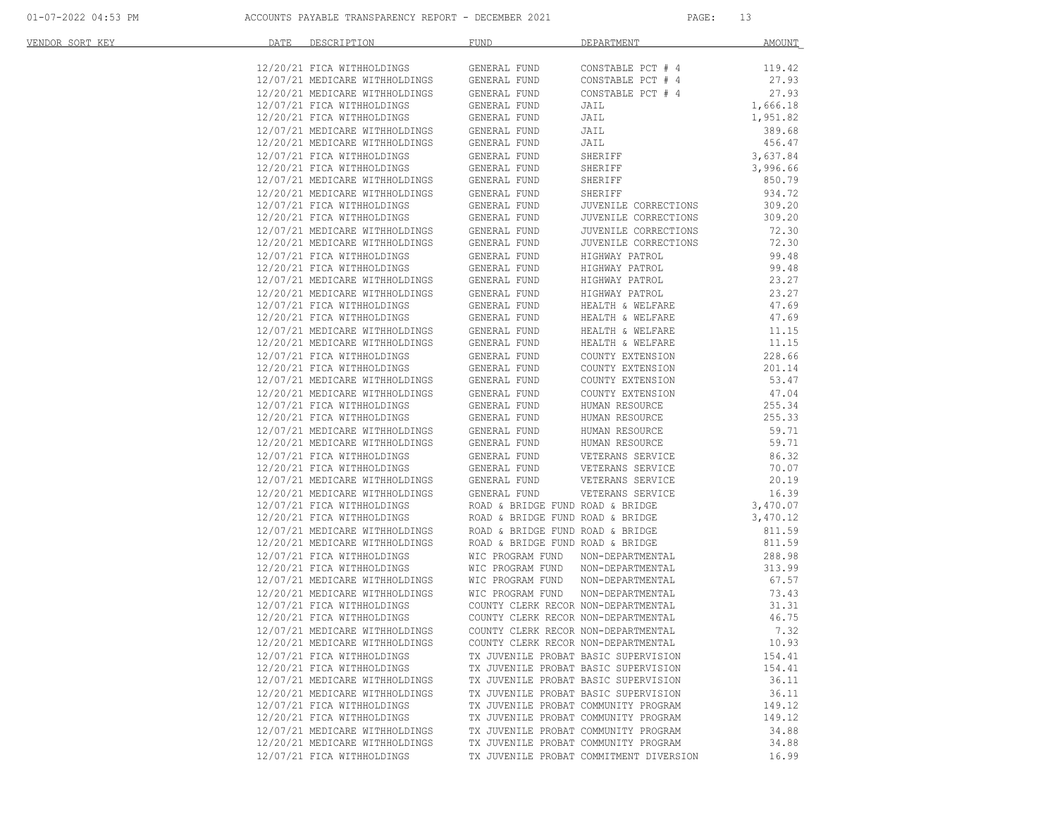| VENDOR SORT KEY | DATE | DESCRIPTION | FUND | DEPARTMENT | AMOUNT |
|---|---|---|---|---|---|
| | 12/20/21 | FICA WITHHOLDINGS | GENERAL FUND | CONSTABLE PCT # 4 | 119.42 |
| | 12/07/21 | MEDICARE WITHHOLDINGS | GENERAL FUND | CONSTABLE PCT # 4 | 27.93 |
| | 12/20/21 | MEDICARE WITHHOLDINGS | GENERAL FUND | CONSTABLE PCT # 4 | 27.93 |
| | 12/07/21 | FICA WITHHOLDINGS | GENERAL FUND | JAIL | 1,666.18 |
| | 12/20/21 | FICA WITHHOLDINGS | GENERAL FUND | JAIL | 1,951.82 |
| | 12/07/21 | MEDICARE WITHHOLDINGS | GENERAL FUND | JAIL | 389.68 |
| | 12/20/21 | MEDICARE WITHHOLDINGS | GENERAL FUND | JAIL | 456.47 |
| | 12/07/21 | FICA WITHHOLDINGS | GENERAL FUND | SHERIFF | 3,637.84 |
| | 12/20/21 | FICA WITHHOLDINGS | GENERAL FUND | SHERIFF | 3,996.66 |
| | 12/07/21 | MEDICARE WITHHOLDINGS | GENERAL FUND | SHERIFF | 850.79 |
| | 12/20/21 | MEDICARE WITHHOLDINGS | GENERAL FUND | SHERIFF | 934.72 |
| | 12/07/21 | FICA WITHHOLDINGS | GENERAL FUND | JUVENILE CORRECTIONS | 309.20 |
| | 12/20/21 | FICA WITHHOLDINGS | GENERAL FUND | JUVENILE CORRECTIONS | 309.20 |
| | 12/07/21 | MEDICARE WITHHOLDINGS | GENERAL FUND | JUVENILE CORRECTIONS | 72.30 |
| | 12/20/21 | MEDICARE WITHHOLDINGS | GENERAL FUND | JUVENILE CORRECTIONS | 72.30 |
| | 12/07/21 | FICA WITHHOLDINGS | GENERAL FUND | HIGHWAY PATROL | 99.48 |
| | 12/20/21 | FICA WITHHOLDINGS | GENERAL FUND | HIGHWAY PATROL | 99.48 |
| | 12/07/21 | MEDICARE WITHHOLDINGS | GENERAL FUND | HIGHWAY PATROL | 23.27 |
| | 12/20/21 | MEDICARE WITHHOLDINGS | GENERAL FUND | HIGHWAY PATROL | 23.27 |
| | 12/07/21 | FICA WITHHOLDINGS | GENERAL FUND | HEALTH & WELFARE | 47.69 |
| | 12/20/21 | FICA WITHHOLDINGS | GENERAL FUND | HEALTH & WELFARE | 47.69 |
| | 12/07/21 | MEDICARE WITHHOLDINGS | GENERAL FUND | HEALTH & WELFARE | 11.15 |
| | 12/20/21 | MEDICARE WITHHOLDINGS | GENERAL FUND | HEALTH & WELFARE | 11.15 |
| | 12/07/21 | FICA WITHHOLDINGS | GENERAL FUND | COUNTY EXTENSION | 228.66 |
| | 12/20/21 | FICA WITHHOLDINGS | GENERAL FUND | COUNTY EXTENSION | 201.14 |
| | 12/07/21 | MEDICARE WITHHOLDINGS | GENERAL FUND | COUNTY EXTENSION | 53.47 |
| | 12/20/21 | MEDICARE WITHHOLDINGS | GENERAL FUND | COUNTY EXTENSION | 47.04 |
| | 12/07/21 | FICA WITHHOLDINGS | GENERAL FUND | HUMAN RESOURCE | 255.34 |
| | 12/20/21 | FICA WITHHOLDINGS | GENERAL FUND | HUMAN RESOURCE | 255.33 |
| | 12/07/21 | MEDICARE WITHHOLDINGS | GENERAL FUND | HUMAN RESOURCE | 59.71 |
| | 12/20/21 | MEDICARE WITHHOLDINGS | GENERAL FUND | HUMAN RESOURCE | 59.71 |
| | 12/07/21 | FICA WITHHOLDINGS | GENERAL FUND | VETERANS SERVICE | 86.32 |
| | 12/20/21 | FICA WITHHOLDINGS | GENERAL FUND | VETERANS SERVICE | 70.07 |
| | 12/07/21 | MEDICARE WITHHOLDINGS | GENERAL FUND | VETERANS SERVICE | 20.19 |
| | 12/20/21 | MEDICARE WITHHOLDINGS | GENERAL FUND | VETERANS SERVICE | 16.39 |
| | 12/07/21 | FICA WITHHOLDINGS | ROAD & BRIDGE FUND | ROAD & BRIDGE | 3,470.07 |
| | 12/20/21 | FICA WITHHOLDINGS | ROAD & BRIDGE FUND | ROAD & BRIDGE | 3,470.12 |
| | 12/07/21 | MEDICARE WITHHOLDINGS | ROAD & BRIDGE FUND | ROAD & BRIDGE | 811.59 |
| | 12/20/21 | MEDICARE WITHHOLDINGS | ROAD & BRIDGE FUND | ROAD & BRIDGE | 811.59 |
| | 12/07/21 | FICA WITHHOLDINGS | WIC PROGRAM FUND | NON-DEPARTMENTAL | 288.98 |
| | 12/20/21 | FICA WITHHOLDINGS | WIC PROGRAM FUND | NON-DEPARTMENTAL | 313.99 |
| | 12/07/21 | MEDICARE WITHHOLDINGS | WIC PROGRAM FUND | NON-DEPARTMENTAL | 67.57 |
| | 12/20/21 | MEDICARE WITHHOLDINGS | WIC PROGRAM FUND | NON-DEPARTMENTAL | 73.43 |
| | 12/07/21 | FICA WITHHOLDINGS | COUNTY CLERK RECOR | NON-DEPARTMENTAL | 31.31 |
| | 12/20/21 | FICA WITHHOLDINGS | COUNTY CLERK RECOR | NON-DEPARTMENTAL | 46.75 |
| | 12/07/21 | MEDICARE WITHHOLDINGS | COUNTY CLERK RECOR | NON-DEPARTMENTAL | 7.32 |
| | 12/20/21 | MEDICARE WITHHOLDINGS | COUNTY CLERK RECOR | NON-DEPARTMENTAL | 10.93 |
| | 12/07/21 | FICA WITHHOLDINGS | TX JUVENILE PROBAT | BASIC SUPERVISION | 154.41 |
| | 12/20/21 | FICA WITHHOLDINGS | TX JUVENILE PROBAT | BASIC SUPERVISION | 154.41 |
| | 12/07/21 | MEDICARE WITHHOLDINGS | TX JUVENILE PROBAT | BASIC SUPERVISION | 36.11 |
| | 12/20/21 | MEDICARE WITHHOLDINGS | TX JUVENILE PROBAT | BASIC SUPERVISION | 36.11 |
| | 12/07/21 | FICA WITHHOLDINGS | TX JUVENILE PROBAT | COMMUNITY PROGRAM | 149.12 |
| | 12/20/21 | FICA WITHHOLDINGS | TX JUVENILE PROBAT | COMMUNITY PROGRAM | 149.12 |
| | 12/07/21 | MEDICARE WITHHOLDINGS | TX JUVENILE PROBAT | COMMUNITY PROGRAM | 34.88 |
| | 12/20/21 | MEDICARE WITHHOLDINGS | TX JUVENILE PROBAT | COMMUNITY PROGRAM | 34.88 |
| | 12/07/21 | FICA WITHHOLDINGS | TX JUVENILE PROBAT | COMMITMENT DIVERSION | 16.99 |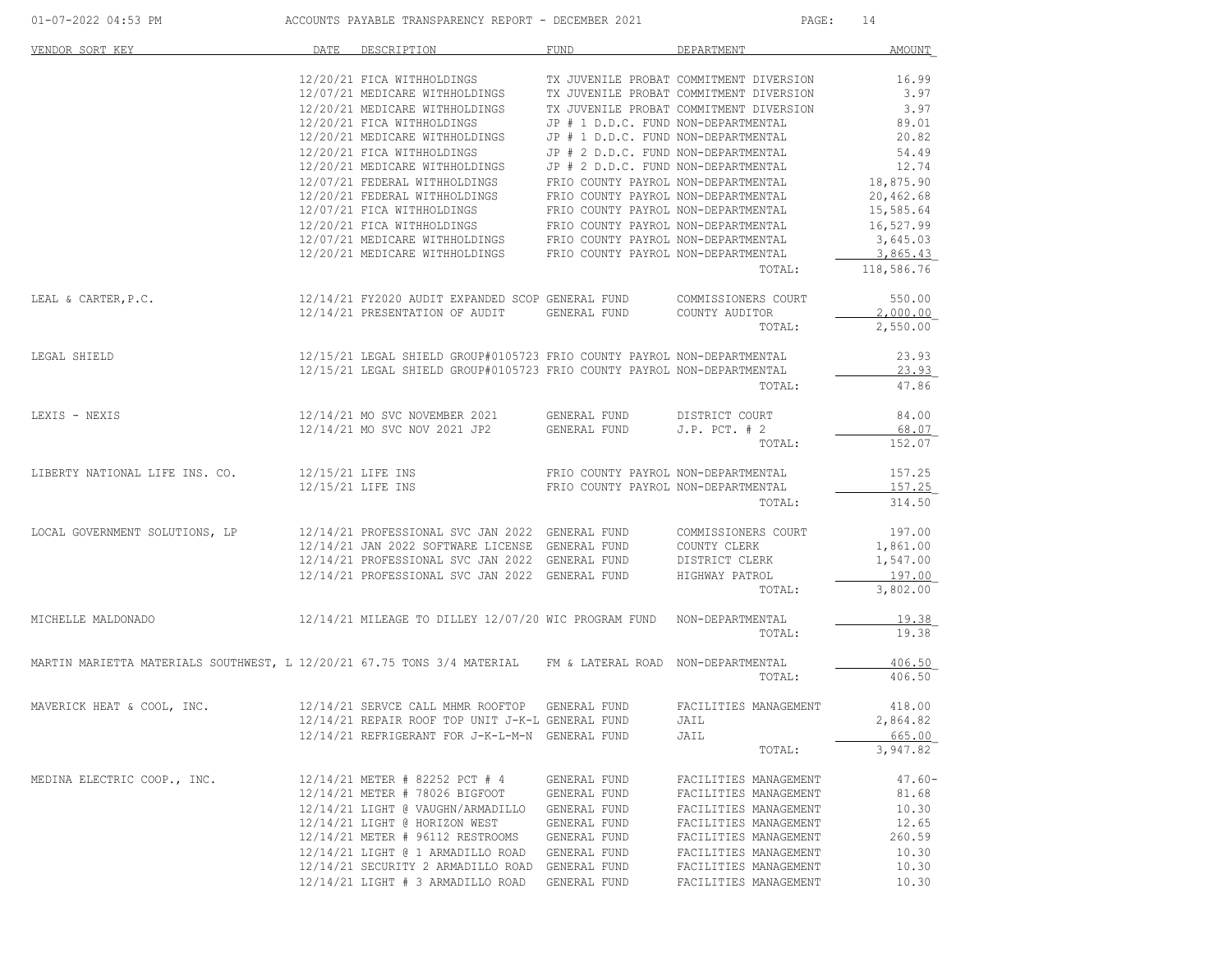| VENDOR SORT KEY | DATE | DESCRIPTION | FUND | DEPARTMENT | AMOUNT |
|---|---|---|---|---|---|
| | 12/20/21 | FICA WITHHOLDINGS | TX JUVENILE PROBAT | COMMITMENT DIVERSION | 16.99 |
| | 12/07/21 | MEDICARE WITHHOLDINGS | TX JUVENILE PROBAT | COMMITMENT DIVERSION | 3.97 |
| | 12/20/21 | MEDICARE WITHHOLDINGS | TX JUVENILE PROBAT | COMMITMENT DIVERSION | 3.97 |
| | 12/20/21 | FICA WITHHOLDINGS | JP # 1 D.D.C. FUND | NON-DEPARTMENTAL | 89.01 |
| | 12/20/21 | MEDICARE WITHHOLDINGS | JP # 1 D.D.C. FUND | NON-DEPARTMENTAL | 20.82 |
| | 12/20/21 | FICA WITHHOLDINGS | JP # 2 D.D.C. FUND | NON-DEPARTMENTAL | 54.49 |
| | 12/20/21 | MEDICARE WITHHOLDINGS | JP # 2 D.D.C. FUND | NON-DEPARTMENTAL | 12.74 |
| | 12/07/21 | FEDERAL WITHHOLDINGS | FRIO COUNTY PAYROL | NON-DEPARTMENTAL | 18,875.90 |
| | 12/20/21 | FEDERAL WITHHOLDINGS | FRIO COUNTY PAYROL | NON-DEPARTMENTAL | 20,462.68 |
| | 12/07/21 | FICA WITHHOLDINGS | FRIO COUNTY PAYROL | NON-DEPARTMENTAL | 15,585.64 |
| | 12/20/21 | FICA WITHHOLDINGS | FRIO COUNTY PAYROL | NON-DEPARTMENTAL | 16,527.99 |
| | 12/07/21 | MEDICARE WITHHOLDINGS | FRIO COUNTY PAYROL | NON-DEPARTMENTAL | 3,645.03 |
| | 12/20/21 | MEDICARE WITHHOLDINGS | FRIO COUNTY PAYROL | NON-DEPARTMENTAL | 3,865.43 |
| | | | | TOTAL: | 118,586.76 |
| LEAL & CARTER,P.C. | 12/14/21 | FY2020 AUDIT EXPANDED SCOP | GENERAL FUND | COMMISSIONERS COURT | 550.00 |
| | 12/14/21 | PRESENTATION OF AUDIT | GENERAL FUND | COUNTY AUDITOR | 2,000.00 |
| | | | | TOTAL: | 2,550.00 |
| LEGAL SHIELD | 12/15/21 | LEGAL SHIELD GROUP#0105723 | FRIO COUNTY PAYROL | NON-DEPARTMENTAL | 23.93 |
| | 12/15/21 | LEGAL SHIELD GROUP#0105723 | FRIO COUNTY PAYROL | NON-DEPARTMENTAL | 23.93 |
| | | | | TOTAL: | 47.86 |
| LEXIS - NEXIS | 12/14/21 | MO SVC NOVEMBER 2021 | GENERAL FUND | DISTRICT COURT | 84.00 |
| | 12/14/21 | MO SVC NOV 2021 JP2 | GENERAL FUND | J.P. PCT. # 2 | 68.07 |
| | | | | TOTAL: | 152.07 |
| LIBERTY NATIONAL LIFE INS. CO. | 12/15/21 | LIFE INS | FRIO COUNTY PAYROL | NON-DEPARTMENTAL | 157.25 |
| | 12/15/21 | LIFE INS | FRIO COUNTY PAYROL | NON-DEPARTMENTAL | 157.25 |
| | | | | TOTAL: | 314.50 |
| LOCAL GOVERNMENT SOLUTIONS, LP | 12/14/21 | PROFESSIONAL SVC JAN 2022 | GENERAL FUND | COMMISSIONERS COURT | 197.00 |
| | 12/14/21 | JAN 2022 SOFTWARE LICENSE | GENERAL FUND | COUNTY CLERK | 1,861.00 |
| | 12/14/21 | PROFESSIONAL SVC JAN 2022 | GENERAL FUND | DISTRICT CLERK | 1,547.00 |
| | 12/14/21 | PROFESSIONAL SVC JAN 2022 | GENERAL FUND | HIGHWAY PATROL | 197.00 |
| | | | | TOTAL: | 3,802.00 |
| MICHELLE MALDONADO | 12/14/21 | MILEAGE TO DILLEY 12/07/20 | WIC PROGRAM FUND | NON-DEPARTMENTAL | 19.38 |
| | | | | TOTAL: | 19.38 |
| MARTIN MARIETTA MATERIALS SOUTHWEST, L | 12/20/21 | 67.75 TONS 3/4 MATERIAL | FM & LATERAL ROAD | NON-DEPARTMENTAL | 406.50 |
| | | | | TOTAL: | 406.50 |
| MAVERICK HEAT & COOL, INC. | 12/14/21 | SERVCE CALL MHMR ROOFTOP | GENERAL FUND | FACILITIES MANAGEMENT | 418.00 |
| | 12/14/21 | REPAIR ROOF TOP UNIT J-K-L | GENERAL FUND | JAIL | 2,864.82 |
| | 12/14/21 | REFRIGERANT FOR J-K-L-M-N | GENERAL FUND | JAIL | 665.00 |
| | | | | TOTAL: | 3,947.82 |
| MEDINA ELECTRIC COOP., INC. | 12/14/21 | METER # 82252 PCT # 4 | GENERAL FUND | FACILITIES MANAGEMENT | 47.60- |
| | 12/14/21 | METER # 78026 BIGFOOT | GENERAL FUND | FACILITIES MANAGEMENT | 81.68 |
| | 12/14/21 | LIGHT @ VAUGHN/ARMADILLO | GENERAL FUND | FACILITIES MANAGEMENT | 10.30 |
| | 12/14/21 | LIGHT @ HORIZON WEST | GENERAL FUND | FACILITIES MANAGEMENT | 12.65 |
| | 12/14/21 | METER # 96112 RESTROOMS | GENERAL FUND | FACILITIES MANAGEMENT | 260.59 |
| | 12/14/21 | LIGHT @ 1 ARMADILLO ROAD | GENERAL FUND | FACILITIES MANAGEMENT | 10.30 |
| | 12/14/21 | SECURITY 2 ARMADILLO ROAD | GENERAL FUND | FACILITIES MANAGEMENT | 10.30 |
| | 12/14/21 | LIGHT # 3 ARMADILLO ROAD | GENERAL FUND | FACILITIES MANAGEMENT | 10.30 |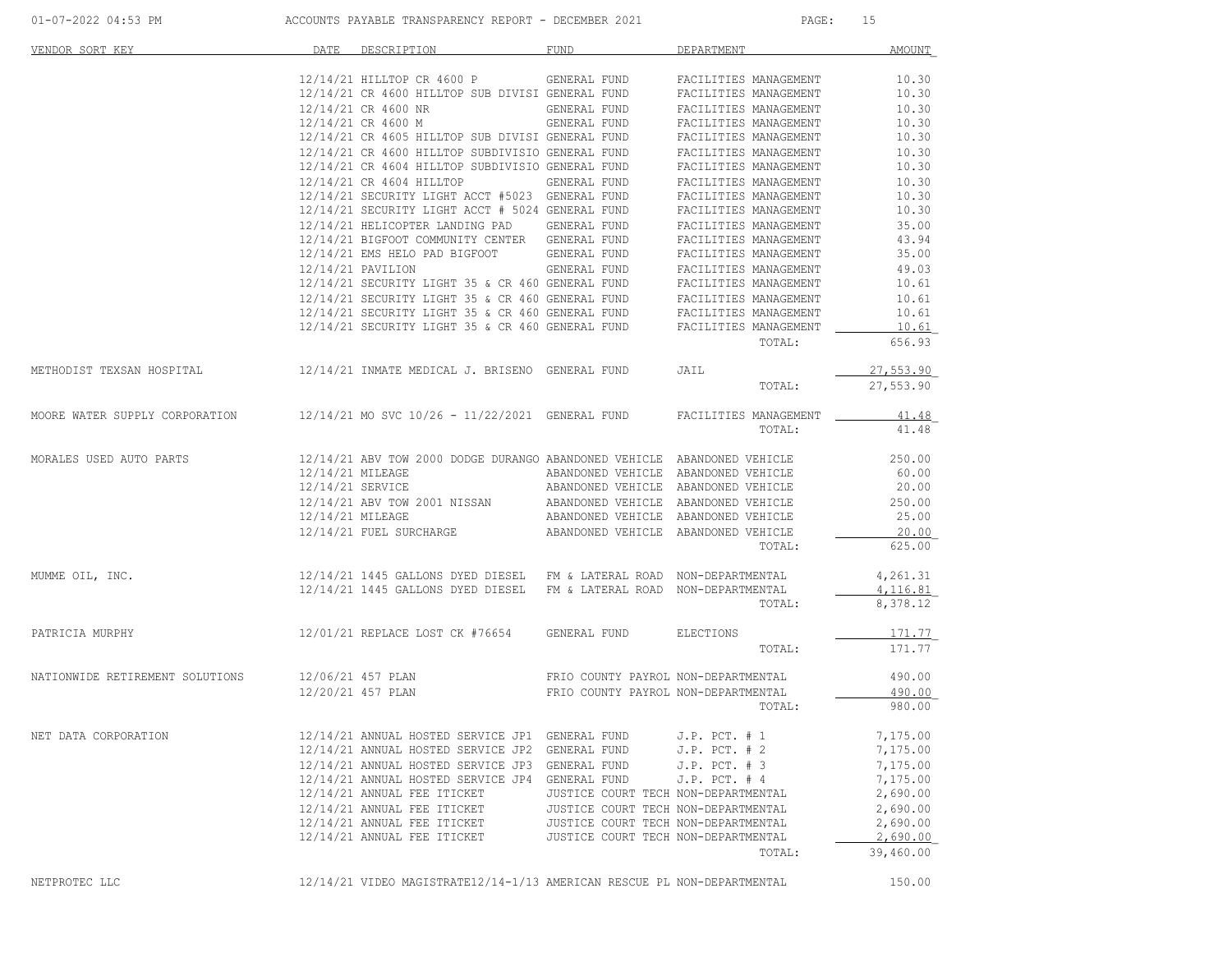| VENDOR SORT KEY | DATE | DESCRIPTION | FUND | DEPARTMENT | AMOUNT |
|---|---|---|---|---|---|
| | 12/14/21 | HILLTOP CR 4600 P | GENERAL FUND | FACILITIES MANAGEMENT | 10.30 |
| | 12/14/21 | CR 4600 HILLTOP SUB DIVISI | GENERAL FUND | FACILITIES MANAGEMENT | 10.30 |
| | 12/14/21 | CR 4600 NR | GENERAL FUND | FACILITIES MANAGEMENT | 10.30 |
| | 12/14/21 | CR 4600 M | GENERAL FUND | FACILITIES MANAGEMENT | 10.30 |
| | 12/14/21 | CR 4605 HILLTOP SUB DIVISI | GENERAL FUND | FACILITIES MANAGEMENT | 10.30 |
| | 12/14/21 | CR 4600 HILLTOP SUBDIVISIO | GENERAL FUND | FACILITIES MANAGEMENT | 10.30 |
| | 12/14/21 | CR 4604 HILLTOP SUBDIVISIO | GENERAL FUND | FACILITIES MANAGEMENT | 10.30 |
| | 12/14/21 | CR 4604 HILLTOP | GENERAL FUND | FACILITIES MANAGEMENT | 10.30 |
| | 12/14/21 | SECURITY LIGHT ACCT #5023 | GENERAL FUND | FACILITIES MANAGEMENT | 10.30 |
| | 12/14/21 | SECURITY LIGHT ACCT # 5024 | GENERAL FUND | FACILITIES MANAGEMENT | 10.30 |
| | 12/14/21 | HELICOPTER LANDING PAD | GENERAL FUND | FACILITIES MANAGEMENT | 35.00 |
| | 12/14/21 | BIGFOOT COMMUNITY CENTER | GENERAL FUND | FACILITIES MANAGEMENT | 43.94 |
| | 12/14/21 | EMS HELO PAD BIGFOOT | GENERAL FUND | FACILITIES MANAGEMENT | 35.00 |
| | 12/14/21 | PAVILION | GENERAL FUND | FACILITIES MANAGEMENT | 49.03 |
| | 12/14/21 | SECURITY LIGHT 35 & CR 460 | GENERAL FUND | FACILITIES MANAGEMENT | 10.61 |
| | 12/14/21 | SECURITY LIGHT 35 & CR 460 | GENERAL FUND | FACILITIES MANAGEMENT | 10.61 |
| | 12/14/21 | SECURITY LIGHT 35 & CR 460 | GENERAL FUND | FACILITIES MANAGEMENT | 10.61 |
| | 12/14/21 | SECURITY LIGHT 35 & CR 460 | GENERAL FUND | FACILITIES MANAGEMENT | 10.61 |
| | | | | TOTAL: | 656.93 |
| METHODIST TEXSAN HOSPITAL | 12/14/21 | INMATE MEDICAL J. BRISENO | GENERAL FUND | JAIL | 27,553.90 |
| | | | | TOTAL: | 27,553.90 |
| MOORE WATER SUPPLY CORPORATION | 12/14/21 | MO SVC 10/26 - 11/22/2021 | GENERAL FUND | FACILITIES MANAGEMENT | 41.48 |
| | | | | TOTAL: | 41.48 |
| MORALES USED AUTO PARTS | 12/14/21 | ABV TOW 2000 DODGE DURANGO | ABANDONED VEHICLE | ABANDONED VEHICLE | 250.00 |
| | 12/14/21 | MILEAGE | ABANDONED VEHICLE | ABANDONED VEHICLE | 60.00 |
| | 12/14/21 | SERVICE | ABANDONED VEHICLE | ABANDONED VEHICLE | 20.00 |
| | 12/14/21 | ABV TOW 2001 NISSAN | ABANDONED VEHICLE | ABANDONED VEHICLE | 250.00 |
| | 12/14/21 | MILEAGE | ABANDONED VEHICLE | ABANDONED VEHICLE | 25.00 |
| | 12/14/21 | FUEL SURCHARGE | ABANDONED VEHICLE | ABANDONED VEHICLE | 20.00 |
| | | | | TOTAL: | 625.00 |
| MUMME OIL, INC. | 12/14/21 | 1445 GALLONS DYED DIESEL | FM & LATERAL ROAD | NON-DEPARTMENTAL | 4,261.31 |
| | 12/14/21 | 1445 GALLONS DYED DIESEL | FM & LATERAL ROAD | NON-DEPARTMENTAL | 4,116.81 |
| | | | | TOTAL: | 8,378.12 |
| PATRICIA MURPHY | 12/01/21 | REPLACE LOST CK #76654 | GENERAL FUND | ELECTIONS | 171.77 |
| | | | | TOTAL: | 171.77 |
| NATIONWIDE RETIREMENT SOLUTIONS | 12/06/21 | 457 PLAN | FRIO COUNTY PAYROL | NON-DEPARTMENTAL | 490.00 |
| | 12/20/21 | 457 PLAN | FRIO COUNTY PAYROL | NON-DEPARTMENTAL | 490.00 |
| | | | | TOTAL: | 980.00 |
| NET DATA CORPORATION | 12/14/21 | ANNUAL HOSTED SERVICE JP1 | GENERAL FUND | J.P. PCT. # 1 | 7,175.00 |
| | 12/14/21 | ANNUAL HOSTED SERVICE JP2 | GENERAL FUND | J.P. PCT. # 2 | 7,175.00 |
| | 12/14/21 | ANNUAL HOSTED SERVICE JP3 | GENERAL FUND | J.P. PCT. # 3 | 7,175.00 |
| | 12/14/21 | ANNUAL HOSTED SERVICE JP4 | GENERAL FUND | J.P. PCT. # 4 | 7,175.00 |
| | 12/14/21 | ANNUAL FEE ITICKET | JUSTICE COURT TECH | NON-DEPARTMENTAL | 2,690.00 |
| | 12/14/21 | ANNUAL FEE ITICKET | JUSTICE COURT TECH | NON-DEPARTMENTAL | 2,690.00 |
| | 12/14/21 | ANNUAL FEE ITICKET | JUSTICE COURT TECH | NON-DEPARTMENTAL | 2,690.00 |
| | 12/14/21 | ANNUAL FEE ITICKET | JUSTICE COURT TECH | NON-DEPARTMENTAL | 2,690.00 |
| | | | | TOTAL: | 39,460.00 |
| NETPROTEC LLC | 12/14/21 | VIDEO MAGISTRATE12/14-1/13 | AMERICAN RESCUE PL | NON-DEPARTMENTAL | 150.00 |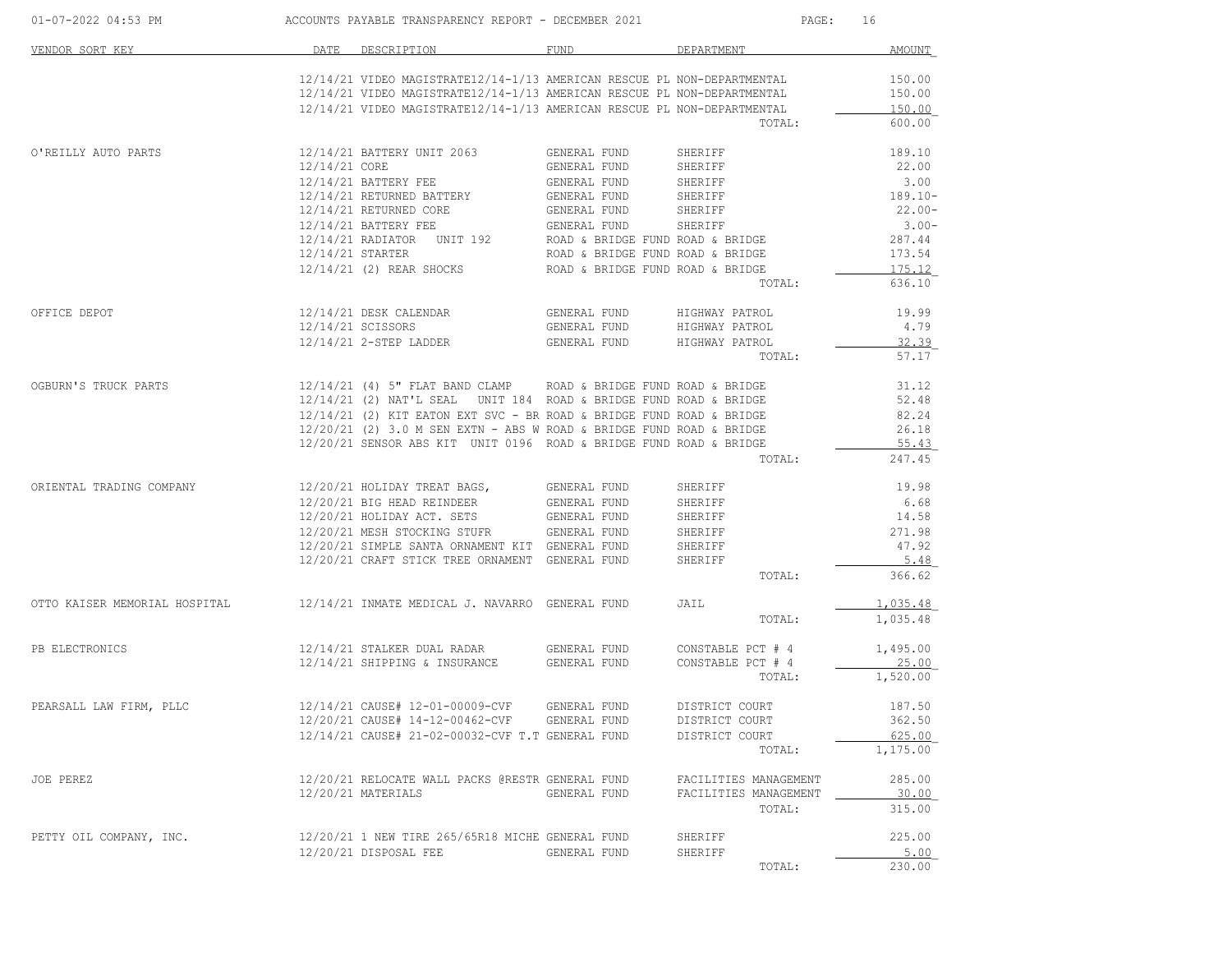ACCOUNTS PAYABLE TRANSPARENCY REPORT - DECEMBER 2021

| VENDOR SORT KEY | DATE | DESCRIPTION | FUND | DEPARTMENT | AMOUNT |
|---|---|---|---|---|---|
| | 12/14/21 | VIDEO MAGISTRATE12/14-1/13 | AMERICAN RESCUE PL | NON-DEPARTMENTAL | 150.00 |
| | 12/14/21 | VIDEO MAGISTRATE12/14-1/13 | AMERICAN RESCUE PL | NON-DEPARTMENTAL | 150.00 |
| | 12/14/21 | VIDEO MAGISTRATE12/14-1/13 | AMERICAN RESCUE PL | NON-DEPARTMENTAL | 150.00 |
| | | | | TOTAL: | 600.00 |
| O'REILLY AUTO PARTS | 12/14/21 | BATTERY UNIT 2063 | GENERAL FUND | SHERIFF | 189.10 |
| | 12/14/21 | CORE | GENERAL FUND | SHERIFF | 22.00 |
| | 12/14/21 | BATTERY FEE | GENERAL FUND | SHERIFF | 3.00 |
| | 12/14/21 | RETURNED BATTERY | GENERAL FUND | SHERIFF | 189.10- |
| | 12/14/21 | RETURNED CORE | GENERAL FUND | SHERIFF | 22.00- |
| | 12/14/21 | BATTERY FEE | GENERAL FUND | SHERIFF | 3.00- |
| | 12/14/21 | RADIATOR UNIT 192 | ROAD & BRIDGE FUND | ROAD & BRIDGE | 287.44 |
| | 12/14/21 | STARTER | ROAD & BRIDGE FUND | ROAD & BRIDGE | 173.54 |
| | 12/14/21 | (2) REAR SHOCKS | ROAD & BRIDGE FUND | ROAD & BRIDGE | 175.12 |
| | | | | TOTAL: | 636.10 |
| OFFICE DEPOT | 12/14/21 | DESK CALENDAR | GENERAL FUND | HIGHWAY PATROL | 19.99 |
| | 12/14/21 | SCISSORS | GENERAL FUND | HIGHWAY PATROL | 4.79 |
| | 12/14/21 | 2-STEP LADDER | GENERAL FUND | HIGHWAY PATROL | 32.39 |
| | | | | TOTAL: | 57.17 |
| OGBURN'S TRUCK PARTS | 12/14/21 | (4) 5" FLAT BAND CLAMP | ROAD & BRIDGE FUND | ROAD & BRIDGE | 31.12 |
| | 12/14/21 | (2) NAT'L SEAL UNIT 184 | ROAD & BRIDGE FUND | ROAD & BRIDGE | 52.48 |
| | 12/14/21 | (2) KIT EATON EXT SVC - BR | ROAD & BRIDGE FUND | ROAD & BRIDGE | 82.24 |
| | 12/20/21 | (2) 3.0 M SEN EXTN - ABS W | ROAD & BRIDGE FUND | ROAD & BRIDGE | 26.18 |
| | 12/20/21 | SENSOR ABS KIT UNIT 0196 | ROAD & BRIDGE FUND | ROAD & BRIDGE | 55.43 |
| | | | | TOTAL: | 247.45 |
| ORIENTAL TRADING COMPANY | 12/20/21 | HOLIDAY TREAT BAGS, | GENERAL FUND | SHERIFF | 19.98 |
| | 12/20/21 | BIG HEAD REINDEER | GENERAL FUND | SHERIFF | 6.68 |
| | 12/20/21 | HOLIDAY ACT. SETS | GENERAL FUND | SHERIFF | 14.58 |
| | 12/20/21 | MESH STOCKING STUFR | GENERAL FUND | SHERIFF | 271.98 |
| | 12/20/21 | SIMPLE SANTA ORNAMENT KIT | GENERAL FUND | SHERIFF | 47.92 |
| | 12/20/21 | CRAFT STICK TREE ORNAMENT | GENERAL FUND | SHERIFF | 5.48 |
| | | | | TOTAL: | 366.62 |
| OTTO KAISER MEMORIAL HOSPITAL | 12/14/21 | INMATE MEDICAL J. NAVARRO | GENERAL FUND | JAIL | 1,035.48 |
| | | | | TOTAL: | 1,035.48 |
| PB ELECTRONICS | 12/14/21 | STALKER DUAL RADAR | GENERAL FUND | CONSTABLE PCT # 4 | 1,495.00 |
| | 12/14/21 | SHIPPING & INSURANCE | GENERAL FUND | CONSTABLE PCT # 4 | 25.00 |
| | | | | TOTAL: | 1,520.00 |
| PEARSALL LAW FIRM, PLLC | 12/14/21 | CAUSE# 12-01-00009-CVF | GENERAL FUND | DISTRICT COURT | 187.50 |
| | 12/20/21 | CAUSE# 14-12-00462-CVF | GENERAL FUND | DISTRICT COURT | 362.50 |
| | 12/14/21 | CAUSE# 21-02-00032-CVF T.T | GENERAL FUND | DISTRICT COURT | 625.00 |
| | | | | TOTAL: | 1,175.00 |
| JOE PEREZ | 12/20/21 | RELOCATE WALL PACKS @RESTR | GENERAL FUND | FACILITIES MANAGEMENT | 285.00 |
| | 12/20/21 | MATERIALS | GENERAL FUND | FACILITIES MANAGEMENT | 30.00 |
| | | | | TOTAL: | 315.00 |
| PETTY OIL COMPANY, INC. | 12/20/21 | 1 NEW TIRE 265/65R18 MICHE | GENERAL FUND | SHERIFF | 225.00 |
| | 12/20/21 | DISPOSAL FEE | GENERAL FUND | SHERIFF | 5.00 |
| | | | | TOTAL: | 230.00 |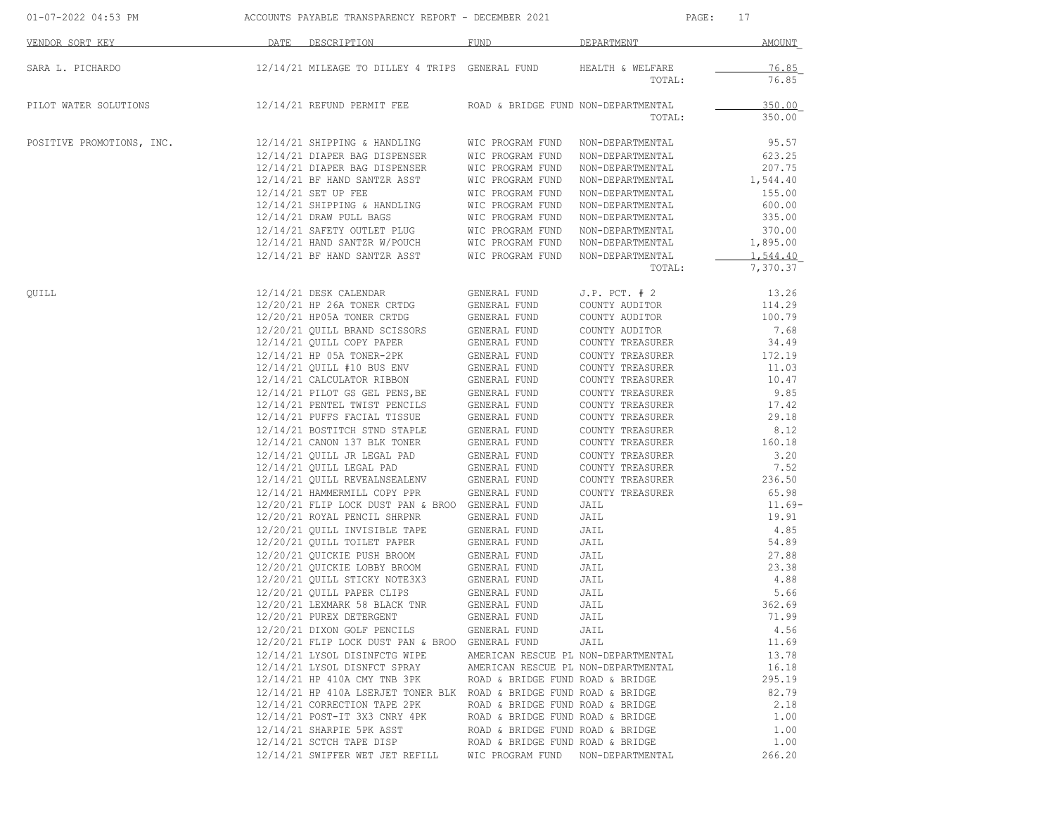ACCOUNTS PAYABLE TRANSPARENCY REPORT - DECEMBER 2021

| VENDOR SORT KEY | DATE | DESCRIPTION | FUND | DEPARTMENT | AMOUNT |
|---|---|---|---|---|---|
| SARA L. PICHARDO | 12/14/21 | MILEAGE TO DILLEY 4 TRIPS | GENERAL FUND | HEALTH & WELFARE | 76.85 |
| | | | | TOTAL: | 76.85 |
| PILOT WATER SOLUTIONS | 12/14/21 | REFUND PERMIT FEE | ROAD & BRIDGE FUND | NON-DEPARTMENTAL | 350.00 |
| | | | | TOTAL: | 350.00 |
| POSITIVE PROMOTIONS, INC. | 12/14/21 | SHIPPING & HANDLING | WIC PROGRAM FUND | NON-DEPARTMENTAL | 95.57 |
| | 12/14/21 | DIAPER BAG DISPENSER | WIC PROGRAM FUND | NON-DEPARTMENTAL | 623.25 |
| | 12/14/21 | DIAPER BAG DISPENSER | WIC PROGRAM FUND | NON-DEPARTMENTAL | 207.75 |
| | 12/14/21 | BF HAND SANTZR ASST | WIC PROGRAM FUND | NON-DEPARTMENTAL | 1,544.40 |
| | 12/14/21 | SET UP FEE | WIC PROGRAM FUND | NON-DEPARTMENTAL | 155.00 |
| | 12/14/21 | SHIPPING & HANDLING | WIC PROGRAM FUND | NON-DEPARTMENTAL | 600.00 |
| | 12/14/21 | DRAW PULL BAGS | WIC PROGRAM FUND | NON-DEPARTMENTAL | 335.00 |
| | 12/14/21 | SAFETY OUTLET PLUG | WIC PROGRAM FUND | NON-DEPARTMENTAL | 370.00 |
| | 12/14/21 | HAND SANTZR W/POUCH | WIC PROGRAM FUND | NON-DEPARTMENTAL | 1,895.00 |
| | 12/14/21 | BF HAND SANTZR ASST | WIC PROGRAM FUND | NON-DEPARTMENTAL | 1,544.40 |
| | | | | TOTAL: | 7,370.37 |
| QUILL | 12/14/21 | DESK CALENDAR | GENERAL FUND | J.P. PCT. # 2 | 13.26 |
| | 12/20/21 | HP 26A TONER CRTDG | GENERAL FUND | COUNTY AUDITOR | 114.29 |
| | 12/20/21 | HP05A TONER CRTDG | GENERAL FUND | COUNTY AUDITOR | 100.79 |
| | 12/20/21 | QUILL BRAND SCISSORS | GENERAL FUND | COUNTY AUDITOR | 7.68 |
| | 12/14/21 | QUILL COPY PAPER | GENERAL FUND | COUNTY TREASURER | 34.49 |
| | 12/14/21 | HP 05A TONER-2PK | GENERAL FUND | COUNTY TREASURER | 172.19 |
| | 12/14/21 | QUILL #10 BUS ENV | GENERAL FUND | COUNTY TREASURER | 11.03 |
| | 12/14/21 | CALCULATOR RIBBON | GENERAL FUND | COUNTY TREASURER | 10.47 |
| | 12/14/21 | PILOT GS GEL PENS,BE | GENERAL FUND | COUNTY TREASURER | 9.85 |
| | 12/14/21 | PENTEL TWIST PENCILS | GENERAL FUND | COUNTY TREASURER | 17.42 |
| | 12/14/21 | PUFFS FACIAL TISSUE | GENERAL FUND | COUNTY TREASURER | 29.18 |
| | 12/14/21 | BOSTITCH STND STAPLE | GENERAL FUND | COUNTY TREASURER | 8.12 |
| | 12/14/21 | CANON 137 BLK TONER | GENERAL FUND | COUNTY TREASURER | 160.18 |
| | 12/14/21 | QUILL JR LEGAL PAD | GENERAL FUND | COUNTY TREASURER | 3.20 |
| | 12/14/21 | QUILL LEGAL PAD | GENERAL FUND | COUNTY TREASURER | 7.52 |
| | 12/14/21 | QUILL REVEALNSEALENV | GENERAL FUND | COUNTY TREASURER | 236.50 |
| | 12/14/21 | HAMMERMILL COPY PPR | GENERAL FUND | COUNTY TREASURER | 65.98 |
| | 12/20/21 | FLIP LOCK DUST PAN & BROO | GENERAL FUND | JAIL | 11.69- |
| | 12/20/21 | ROYAL PENCIL SHRPNR | GENERAL FUND | JAIL | 19.91 |
| | 12/20/21 | QUILL INVISIBLE TAPE | GENERAL FUND | JAIL | 4.85 |
| | 12/20/21 | QUILL TOILET PAPER | GENERAL FUND | JAIL | 54.89 |
| | 12/20/21 | QUICKIE PUSH BROOM | GENERAL FUND | JAIL | 27.88 |
| | 12/20/21 | QUICKIE LOBBY BROOM | GENERAL FUND | JAIL | 23.38 |
| | 12/20/21 | QUILL STICKY NOTE3X3 | GENERAL FUND | JAIL | 4.88 |
| | 12/20/21 | QUILL PAPER CLIPS | GENERAL FUND | JAIL | 5.66 |
| | 12/20/21 | LEXMARK 58 BLACK TNR | GENERAL FUND | JAIL | 362.69 |
| | 12/20/21 | PUREX DETERGENT | GENERAL FUND | JAIL | 71.99 |
| | 12/20/21 | DIXON GOLF PENCILS | GENERAL FUND | JAIL | 4.56 |
| | 12/20/21 | FLIP LOCK DUST PAN & BROO | GENERAL FUND | JAIL | 11.69 |
| | 12/14/21 | LYSOL DISINFCTG WIPE | AMERICAN RESCUE PL | NON-DEPARTMENTAL | 13.78 |
| | 12/14/21 | LYSOL DISNFCT SPRAY | AMERICAN RESCUE PL | NON-DEPARTMENTAL | 16.18 |
| | 12/14/21 | HP 410A CMY TNB 3PK | ROAD & BRIDGE FUND | ROAD & BRIDGE | 295.19 |
| | 12/14/21 | HP 410A LSERJET TONER BLK | ROAD & BRIDGE FUND | ROAD & BRIDGE | 82.79 |
| | 12/14/21 | CORRECTION TAPE 2PK | ROAD & BRIDGE FUND | ROAD & BRIDGE | 2.18 |
| | 12/14/21 | POST-IT 3X3 CNRY 4PK | ROAD & BRIDGE FUND | ROAD & BRIDGE | 1.00 |
| | 12/14/21 | SHARPIE 5PK ASST | ROAD & BRIDGE FUND | ROAD & BRIDGE | 1.00 |
| | 12/14/21 | SCTCH TAPE DISP | ROAD & BRIDGE FUND | ROAD & BRIDGE | 1.00 |
| | 12/14/21 | SWIFFER WET JET REFILL | WIC PROGRAM FUND | NON-DEPARTMENTAL | 266.20 |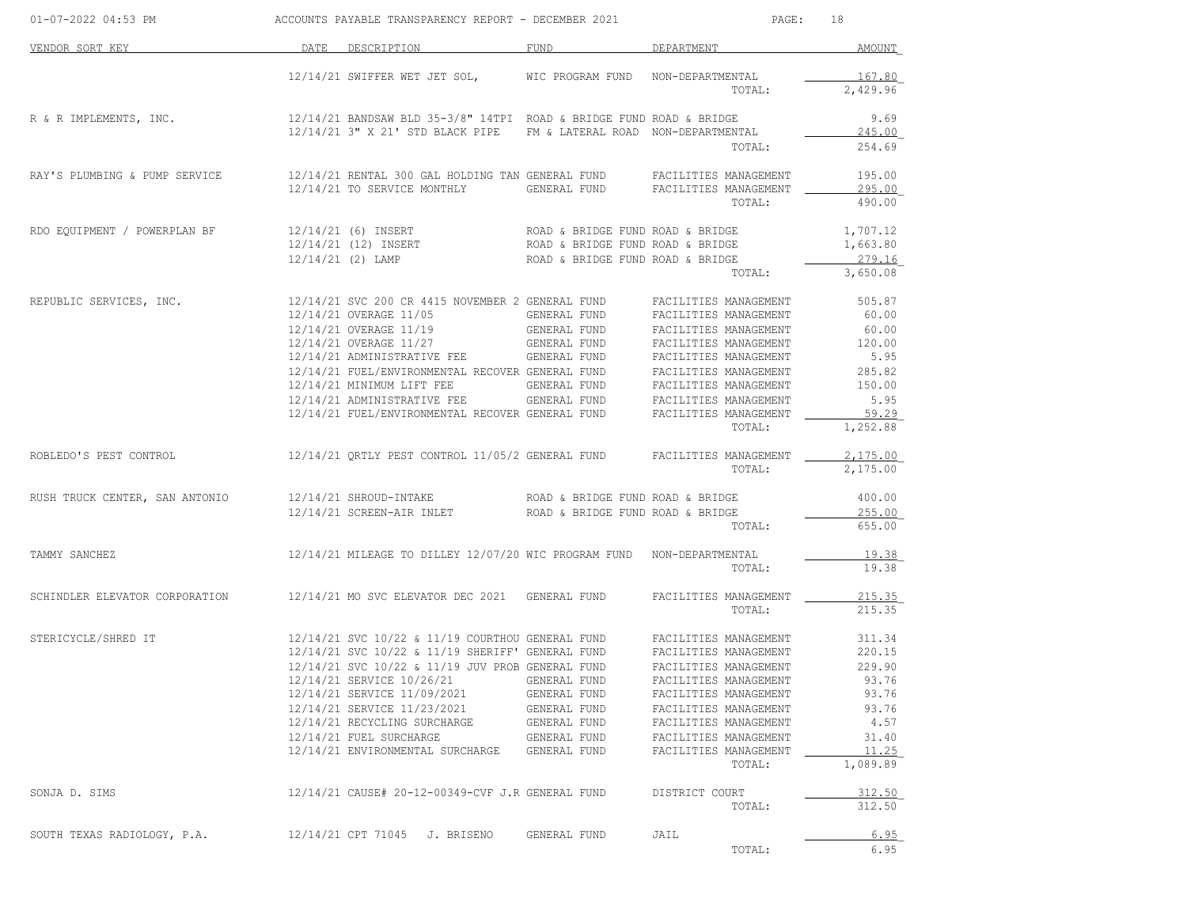| VENDOR SORT KEY | DATE | DESCRIPTION | FUND | DEPARTMENT | AMOUNT |
|---|---|---|---|---|---|
| | 12/14/21 | SWIFFER WET JET SOL, | WIC PROGRAM FUND | NON-DEPARTMENTAL | 167.80 |
| | | | | TOTAL: | 2,429.96 |
| R & R IMPLEMENTS, INC. | 12/14/21 | BANDSAW BLD 35-3/8" 14TPI | ROAD & BRIDGE FUND | ROAD & BRIDGE | 9.69 |
| | 12/14/21 | 3" X 21' STD BLACK PIPE | FM & LATERAL ROAD | NON-DEPARTMENTAL | 245.00 |
| | | | | TOTAL: | 254.69 |
| RAY'S PLUMBING & PUMP SERVICE | 12/14/21 | RENTAL 300 GAL HOLDING TAN | GENERAL FUND | FACILITIES MANAGEMENT | 195.00 |
| | 12/14/21 | TO SERVICE MONTHLY | GENERAL FUND | FACILITIES MANAGEMENT | 295.00 |
| | | | | TOTAL: | 490.00 |
| RDO EQUIPMENT / POWERPLAN BF | 12/14/21 | (6) INSERT | ROAD & BRIDGE FUND | ROAD & BRIDGE | 1,707.12 |
| | 12/14/21 | (12) INSERT | ROAD & BRIDGE FUND | ROAD & BRIDGE | 1,663.80 |
| | 12/14/21 | (2) LAMP | ROAD & BRIDGE FUND | ROAD & BRIDGE | 279.16 |
| | | | | TOTAL: | 3,650.08 |
| REPUBLIC SERVICES, INC. | 12/14/21 | SVC 200 CR 4415 NOVEMBER 2 | GENERAL FUND | FACILITIES MANAGEMENT | 505.87 |
| | 12/14/21 | OVERAGE 11/05 | GENERAL FUND | FACILITIES MANAGEMENT | 60.00 |
| | 12/14/21 | OVERAGE 11/19 | GENERAL FUND | FACILITIES MANAGEMENT | 60.00 |
| | 12/14/21 | OVERAGE 11/27 | GENERAL FUND | FACILITIES MANAGEMENT | 120.00 |
| | 12/14/21 | ADMINISTRATIVE FEE | GENERAL FUND | FACILITIES MANAGEMENT | 5.95 |
| | 12/14/21 | FUEL/ENVIRONMENTAL RECOVER | GENERAL FUND | FACILITIES MANAGEMENT | 285.82 |
| | 12/14/21 | MINIMUM LIFT FEE | GENERAL FUND | FACILITIES MANAGEMENT | 150.00 |
| | 12/14/21 | ADMINISTRATIVE FEE | GENERAL FUND | FACILITIES MANAGEMENT | 5.95 |
| | 12/14/21 | FUEL/ENVIRONMENTAL RECOVER | GENERAL FUND | FACILITIES MANAGEMENT | 59.29 |
| | | | | TOTAL: | 1,252.88 |
| ROBLEDO'S PEST CONTROL | 12/14/21 | QRTLY PEST CONTROL 11/05/2 | GENERAL FUND | FACILITIES MANAGEMENT | 2,175.00 |
| | | | | TOTAL: | 2,175.00 |
| RUSH TRUCK CENTER, SAN ANTONIO | 12/14/21 | SHROUD-INTAKE | ROAD & BRIDGE FUND | ROAD & BRIDGE | 400.00 |
| | 12/14/21 | SCREEN-AIR INLET | ROAD & BRIDGE FUND | ROAD & BRIDGE | 255.00 |
| | | | | TOTAL: | 655.00 |
| TAMMY SANCHEZ | 12/14/21 | MILEAGE TO DILLEY 12/07/20 | WIC PROGRAM FUND | NON-DEPARTMENTAL | 19.38 |
| | | | | TOTAL: | 19.38 |
| SCHINDLER ELEVATOR CORPORATION | 12/14/21 | MO SVC ELEVATOR DEC 2021 | GENERAL FUND | FACILITIES MANAGEMENT | 215.35 |
| | | | | TOTAL: | 215.35 |
| STERICYCLE/SHRED IT | 12/14/21 | SVC 10/22 & 11/19 COURTHOU | GENERAL FUND | FACILITIES MANAGEMENT | 311.34 |
| | 12/14/21 | SVC 10/22 & 11/19 SHERIFF' | GENERAL FUND | FACILITIES MANAGEMENT | 220.15 |
| | 12/14/21 | SVC 10/22 & 11/19 JUV PROB | GENERAL FUND | FACILITIES MANAGEMENT | 229.90 |
| | 12/14/21 | SERVICE 10/26/21 | GENERAL FUND | FACILITIES MANAGEMENT | 93.76 |
| | 12/14/21 | SERVICE 11/09/2021 | GENERAL FUND | FACILITIES MANAGEMENT | 93.76 |
| | 12/14/21 | SERVICE 11/23/2021 | GENERAL FUND | FACILITIES MANAGEMENT | 93.76 |
| | 12/14/21 | RECYCLING SURCHARGE | GENERAL FUND | FACILITIES MANAGEMENT | 4.57 |
| | 12/14/21 | FUEL SURCHARGE | GENERAL FUND | FACILITIES MANAGEMENT | 31.40 |
| | 12/14/21 | ENVIRONMENTAL SURCHARGE | GENERAL FUND | FACILITIES MANAGEMENT | 11.25 |
| | | | | TOTAL: | 1,089.89 |
| SONJA D. SIMS | 12/14/21 | CAUSE# 20-12-00349-CVF J.R | GENERAL FUND | DISTRICT COURT | 312.50 |
| | | | | TOTAL: | 312.50 |
| SOUTH TEXAS RADIOLOGY, P.A. | 12/14/21 | CPT 71045 J. BRISENO | GENERAL FUND | JAIL | 6.95 |
| | | | | TOTAL: | 6.95 |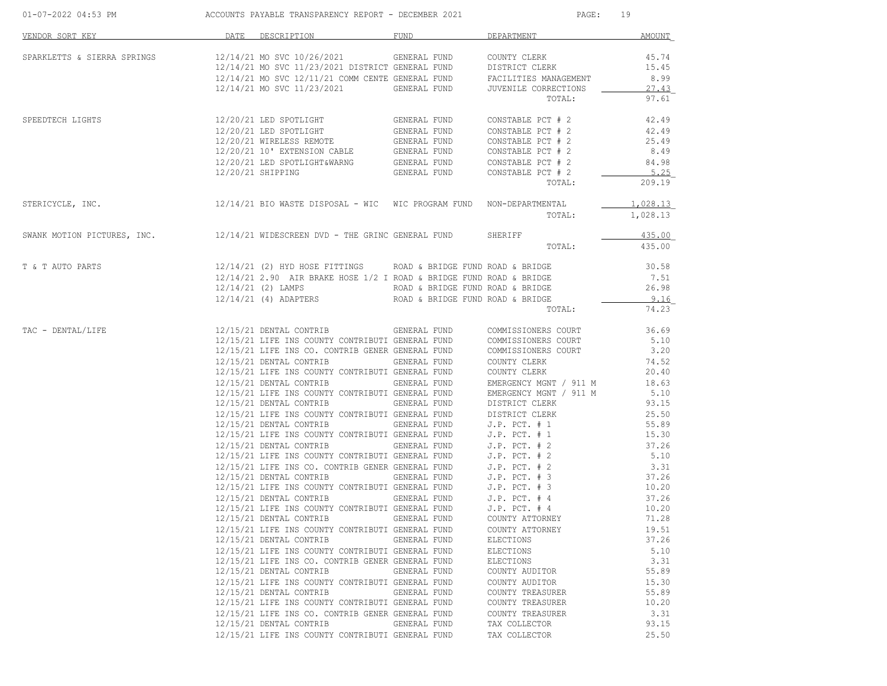ACCOUNTS PAYABLE TRANSPARENCY REPORT - DECEMBER 2021

| VENDOR SORT KEY | DATE | DESCRIPTION | FUND | DEPARTMENT | AMOUNT |
|---|---|---|---|---|---|
| SPARKLETTS & SIERRA SPRINGS | 12/14/21 | MO SVC 10/26/2021 | GENERAL FUND | COUNTY CLERK | 45.74 |
| | 12/14/21 | MO SVC 11/23/2021 DISTRICT | GENERAL FUND | DISTRICT CLERK | 15.45 |
| | 12/14/21 | MO SVC 12/11/21 COMM CENTE | GENERAL FUND | FACILITIES MANAGEMENT | 8.99 |
| | 12/14/21 | MO SVC 11/23/2021 | GENERAL FUND | JUVENILE CORRECTIONS | 27.43 |
| | | | | TOTAL: | 97.61 |
| SPEEDTECH LIGHTS | 12/20/21 | LED SPOTLIGHT | GENERAL FUND | CONSTABLE PCT # 2 | 42.49 |
| | 12/20/21 | LED SPOTLIGHT | GENERAL FUND | CONSTABLE PCT # 2 | 42.49 |
| | 12/20/21 | WIRELESS REMOTE | GENERAL FUND | CONSTABLE PCT # 2 | 25.49 |
| | 12/20/21 | 10' EXTENSION CABLE | GENERAL FUND | CONSTABLE PCT # 2 | 8.49 |
| | 12/20/21 | LED SPOTLIGHT&WARNG | GENERAL FUND | CONSTABLE PCT # 2 | 84.98 |
| | 12/20/21 | SHIPPING | GENERAL FUND | CONSTABLE PCT # 2 | 5.25 |
| | | | | TOTAL: | 209.19 |
| STERICYCLE, INC. | 12/14/21 | BIO WASTE DISPOSAL - WIC | WIC PROGRAM FUND | NON-DEPARTMENTAL | 1,028.13 |
| | | | | TOTAL: | 1,028.13 |
| SWANK MOTION PICTURES, INC. | 12/14/21 | WIDESCREEN DVD - THE GRINC | GENERAL FUND | SHERIFF | 435.00 |
| | | | | TOTAL: | 435.00 |
| T & T AUTO PARTS | 12/14/21 | (2) HYD HOSE FITTINGS | ROAD & BRIDGE FUND | ROAD & BRIDGE | 30.58 |
| | 12/14/21 | 2.90 AIR BRAKE HOSE 1/2 I | ROAD & BRIDGE FUND | ROAD & BRIDGE | 7.51 |
| | 12/14/21 | (2) LAMPS | ROAD & BRIDGE FUND | ROAD & BRIDGE | 26.98 |
| | 12/14/21 | (4) ADAPTERS | ROAD & BRIDGE FUND | ROAD & BRIDGE | 9.16 |
| | | | | TOTAL: | 74.23 |
| TAC - DENTAL/LIFE | 12/15/21 | DENTAL CONTRIB | GENERAL FUND | COMMISSIONERS COURT | 36.69 |
| | 12/15/21 | LIFE INS COUNTY CONTRIBUTI | GENERAL FUND | COMMISSIONERS COURT | 5.10 |
| | 12/15/21 | LIFE INS CO. CONTRIB GENER | GENERAL FUND | COMMISSIONERS COURT | 3.20 |
| | 12/15/21 | DENTAL CONTRIB | GENERAL FUND | COUNTY CLERK | 74.52 |
| | 12/15/21 | LIFE INS COUNTY CONTRIBUTI | GENERAL FUND | COUNTY CLERK | 20.40 |
| | 12/15/21 | DENTAL CONTRIB | GENERAL FUND | EMERGENCY MGNT / 911 M | 18.63 |
| | 12/15/21 | LIFE INS COUNTY CONTRIBUTI | GENERAL FUND | EMERGENCY MGNT / 911 M | 5.10 |
| | 12/15/21 | DENTAL CONTRIB | GENERAL FUND | DISTRICT CLERK | 93.15 |
| | 12/15/21 | LIFE INS COUNTY CONTRIBUTI | GENERAL FUND | DISTRICT CLERK | 25.50 |
| | 12/15/21 | DENTAL CONTRIB | GENERAL FUND | J.P. PCT. # 1 | 55.89 |
| | 12/15/21 | LIFE INS COUNTY CONTRIBUTI | GENERAL FUND | J.P. PCT. # 1 | 15.30 |
| | 12/15/21 | DENTAL CONTRIB | GENERAL FUND | J.P. PCT. # 2 | 37.26 |
| | 12/15/21 | LIFE INS COUNTY CONTRIBUTI | GENERAL FUND | J.P. PCT. # 2 | 5.10 |
| | 12/15/21 | LIFE INS CO. CONTRIB GENER | GENERAL FUND | J.P. PCT. # 2 | 3.31 |
| | 12/15/21 | DENTAL CONTRIB | GENERAL FUND | J.P. PCT. # 3 | 37.26 |
| | 12/15/21 | LIFE INS COUNTY CONTRIBUTI | GENERAL FUND | J.P. PCT. # 3 | 10.20 |
| | 12/15/21 | DENTAL CONTRIB | GENERAL FUND | J.P. PCT. # 4 | 37.26 |
| | 12/15/21 | LIFE INS COUNTY CONTRIBUTI | GENERAL FUND | J.P. PCT. # 4 | 10.20 |
| | 12/15/21 | DENTAL CONTRIB | GENERAL FUND | COUNTY ATTORNEY | 71.28 |
| | 12/15/21 | LIFE INS COUNTY CONTRIBUTI | GENERAL FUND | COUNTY ATTORNEY | 19.51 |
| | 12/15/21 | DENTAL CONTRIB | GENERAL FUND | ELECTIONS | 37.26 |
| | 12/15/21 | LIFE INS COUNTY CONTRIBUTI | GENERAL FUND | ELECTIONS | 5.10 |
| | 12/15/21 | LIFE INS CO. CONTRIB GENER | GENERAL FUND | ELECTIONS | 3.31 |
| | 12/15/21 | DENTAL CONTRIB | GENERAL FUND | COUNTY AUDITOR | 55.89 |
| | 12/15/21 | LIFE INS COUNTY CONTRIBUTI | GENERAL FUND | COUNTY AUDITOR | 15.30 |
| | 12/15/21 | DENTAL CONTRIB | GENERAL FUND | COUNTY TREASURER | 55.89 |
| | 12/15/21 | LIFE INS COUNTY CONTRIBUTI | GENERAL FUND | COUNTY TREASURER | 10.20 |
| | 12/15/21 | LIFE INS CO. CONTRIB GENER | GENERAL FUND | COUNTY TREASURER | 3.31 |
| | 12/15/21 | DENTAL CONTRIB | GENERAL FUND | TAX COLLECTOR | 93.15 |
| | 12/15/21 | LIFE INS COUNTY CONTRIBUTI | GENERAL FUND | TAX COLLECTOR | 25.50 |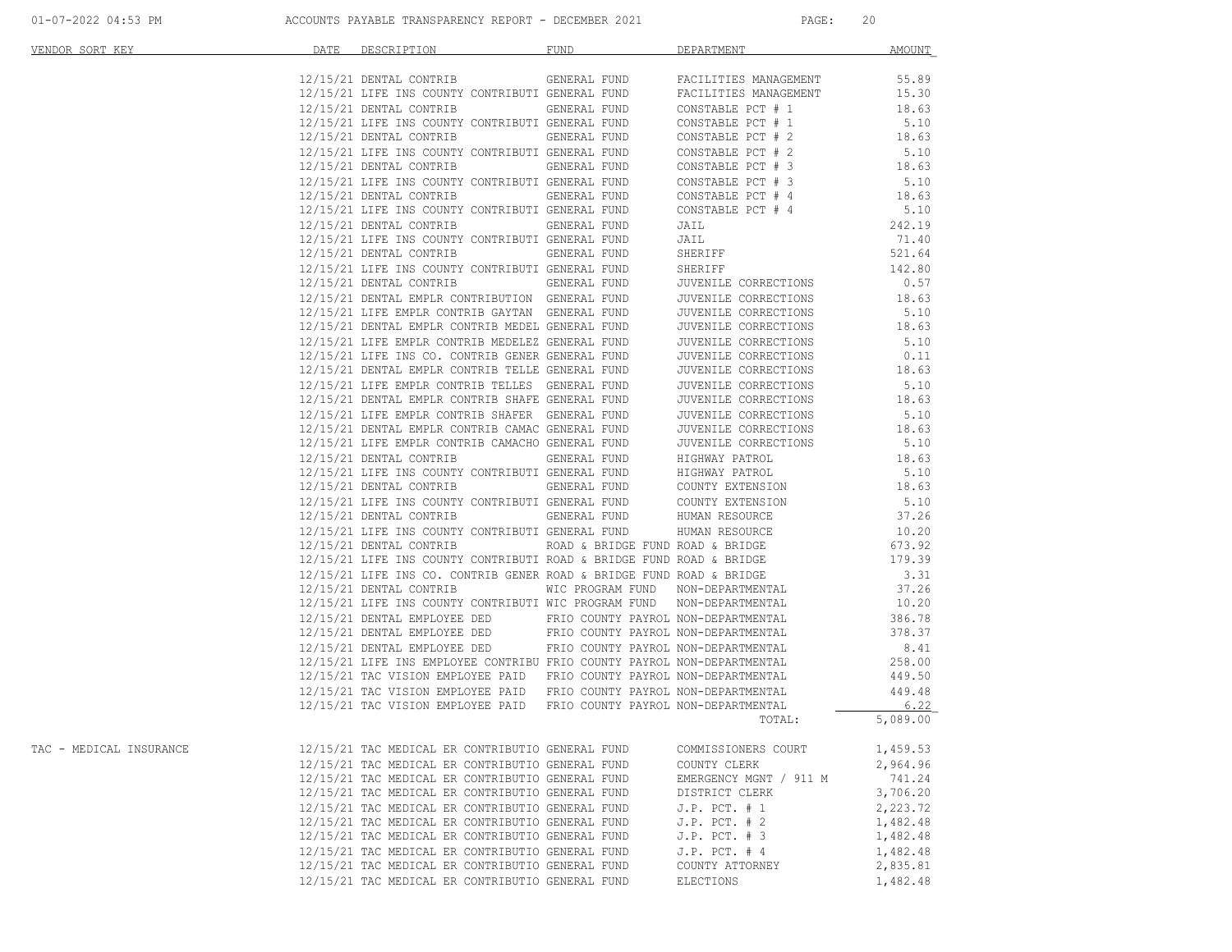| VENDOR SORT KEY | DATE | DESCRIPTION | FUND | DEPARTMENT | AMOUNT |
|---|---|---|---|---|---|
| | 12/15/21 | DENTAL CONTRIB | GENERAL FUND | FACILITIES MANAGEMENT | 55.89 |
| | 12/15/21 | LIFE INS COUNTY CONTRIBUTI | GENERAL FUND | FACILITIES MANAGEMENT | 15.30 |
| | 12/15/21 | DENTAL CONTRIB | GENERAL FUND | CONSTABLE PCT # 1 | 18.63 |
| | 12/15/21 | LIFE INS COUNTY CONTRIBUTI | GENERAL FUND | CONSTABLE PCT # 1 | 5.10 |
| | 12/15/21 | DENTAL CONTRIB | GENERAL FUND | CONSTABLE PCT # 2 | 18.63 |
| | 12/15/21 | LIFE INS COUNTY CONTRIBUTI | GENERAL FUND | CONSTABLE PCT # 2 | 5.10 |
| | 12/15/21 | DENTAL CONTRIB | GENERAL FUND | CONSTABLE PCT # 3 | 18.63 |
| | 12/15/21 | LIFE INS COUNTY CONTRIBUTI | GENERAL FUND | CONSTABLE PCT # 3 | 5.10 |
| | 12/15/21 | DENTAL CONTRIB | GENERAL FUND | CONSTABLE PCT # 4 | 18.63 |
| | 12/15/21 | LIFE INS COUNTY CONTRIBUTI | GENERAL FUND | CONSTABLE PCT # 4 | 5.10 |
| | 12/15/21 | DENTAL CONTRIB | GENERAL FUND | JAIL | 242.19 |
| | 12/15/21 | LIFE INS COUNTY CONTRIBUTI | GENERAL FUND | JAIL | 71.40 |
| | 12/15/21 | DENTAL CONTRIB | GENERAL FUND | SHERIFF | 521.64 |
| | 12/15/21 | LIFE INS COUNTY CONTRIBUTI | GENERAL FUND | SHERIFF | 142.80 |
| | 12/15/21 | DENTAL CONTRIB | GENERAL FUND | JUVENILE CORRECTIONS | 0.57 |
| | 12/15/21 | DENTAL EMPLR CONTRIBUTION | GENERAL FUND | JUVENILE CORRECTIONS | 18.63 |
| | 12/15/21 | LIFE EMPLR CONTRIB GAYTAN | GENERAL FUND | JUVENILE CORRECTIONS | 5.10 |
| | 12/15/21 | DENTAL EMPLR CONTRIB MEDEL | GENERAL FUND | JUVENILE CORRECTIONS | 18.63 |
| | 12/15/21 | LIFE EMPLR CONTRIB MEDELEZ | GENERAL FUND | JUVENILE CORRECTIONS | 5.10 |
| | 12/15/21 | LIFE INS CO. CONTRIB GENER | GENERAL FUND | JUVENILE CORRECTIONS | 0.11 |
| | 12/15/21 | DENTAL EMPLR CONTRIB TELLE | GENERAL FUND | JUVENILE CORRECTIONS | 18.63 |
| | 12/15/21 | LIFE EMPLR CONTRIB TELLES | GENERAL FUND | JUVENILE CORRECTIONS | 5.10 |
| | 12/15/21 | DENTAL EMPLR CONTRIB SHAFE | GENERAL FUND | JUVENILE CORRECTIONS | 18.63 |
| | 12/15/21 | LIFE EMPLR CONTRIB SHAFER | GENERAL FUND | JUVENILE CORRECTIONS | 5.10 |
| | 12/15/21 | DENTAL EMPLR CONTRIB CAMAC | GENERAL FUND | JUVENILE CORRECTIONS | 18.63 |
| | 12/15/21 | LIFE EMPLR CONTRIB CAMACHO | GENERAL FUND | JUVENILE CORRECTIONS | 5.10 |
| | 12/15/21 | DENTAL CONTRIB | GENERAL FUND | HIGHWAY PATROL | 18.63 |
| | 12/15/21 | LIFE INS COUNTY CONTRIBUTI | GENERAL FUND | HIGHWAY PATROL | 5.10 |
| | 12/15/21 | DENTAL CONTRIB | GENERAL FUND | COUNTY EXTENSION | 18.63 |
| | 12/15/21 | LIFE INS COUNTY CONTRIBUTI | GENERAL FUND | COUNTY EXTENSION | 5.10 |
| | 12/15/21 | DENTAL CONTRIB | GENERAL FUND | HUMAN RESOURCE | 37.26 |
| | 12/15/21 | LIFE INS COUNTY CONTRIBUTI | GENERAL FUND | HUMAN RESOURCE | 10.20 |
| | 12/15/21 | DENTAL CONTRIB | ROAD & BRIDGE FUND | ROAD & BRIDGE | 673.92 |
| | 12/15/21 | LIFE INS COUNTY CONTRIBUTI | ROAD & BRIDGE FUND | ROAD & BRIDGE | 179.39 |
| | 12/15/21 | LIFE INS CO. CONTRIB GENER | ROAD & BRIDGE FUND | ROAD & BRIDGE | 3.31 |
| | 12/15/21 | DENTAL CONTRIB | WIC PROGRAM FUND | NON-DEPARTMENTAL | 37.26 |
| | 12/15/21 | LIFE INS COUNTY CONTRIBUTI | WIC PROGRAM FUND | NON-DEPARTMENTAL | 10.20 |
| | 12/15/21 | DENTAL EMPLOYEE DED | FRIO COUNTY PAYROL | NON-DEPARTMENTAL | 386.78 |
| | 12/15/21 | DENTAL EMPLOYEE DED | FRIO COUNTY PAYROL | NON-DEPARTMENTAL | 378.37 |
| | 12/15/21 | DENTAL EMPLOYEE DED | FRIO COUNTY PAYROL | NON-DEPARTMENTAL | 8.41 |
| | 12/15/21 | LIFE INS EMPLOYEE CONTRIBU | FRIO COUNTY PAYROL | NON-DEPARTMENTAL | 258.00 |
| | 12/15/21 | TAC VISION EMPLOYEE PAID | FRIO COUNTY PAYROL | NON-DEPARTMENTAL | 449.50 |
| | 12/15/21 | TAC VISION EMPLOYEE PAID | FRIO COUNTY PAYROL | NON-DEPARTMENTAL | 449.48 |
| | 12/15/21 | TAC VISION EMPLOYEE PAID | FRIO COUNTY PAYROL | NON-DEPARTMENTAL | 6.22 |
| | | | | TOTAL: | 5,089.00 |
| TAC - MEDICAL INSURANCE | 12/15/21 | TAC MEDICAL ER CONTRIBUTIO | GENERAL FUND | COMMISSIONERS COURT | 1,459.53 |
| | 12/15/21 | TAC MEDICAL ER CONTRIBUTIO | GENERAL FUND | COUNTY CLERK | 2,964.96 |
| | 12/15/21 | TAC MEDICAL ER CONTRIBUTIO | GENERAL FUND | EMERGENCY MGNT / 911 M | 741.24 |
| | 12/15/21 | TAC MEDICAL ER CONTRIBUTIO | GENERAL FUND | DISTRICT CLERK | 3,706.20 |
| | 12/15/21 | TAC MEDICAL ER CONTRIBUTIO | GENERAL FUND | J.P. PCT. # 1 | 2,223.72 |
| | 12/15/21 | TAC MEDICAL ER CONTRIBUTIO | GENERAL FUND | J.P. PCT. # 2 | 1,482.48 |
| | 12/15/21 | TAC MEDICAL ER CONTRIBUTIO | GENERAL FUND | J.P. PCT. # 3 | 1,482.48 |
| | 12/15/21 | TAC MEDICAL ER CONTRIBUTIO | GENERAL FUND | J.P. PCT. # 4 | 1,482.48 |
| | 12/15/21 | TAC MEDICAL ER CONTRIBUTIO | GENERAL FUND | COUNTY ATTORNEY | 2,835.81 |
| | 12/15/21 | TAC MEDICAL ER CONTRIBUTIO | GENERAL FUND | ELECTIONS | 1,482.48 |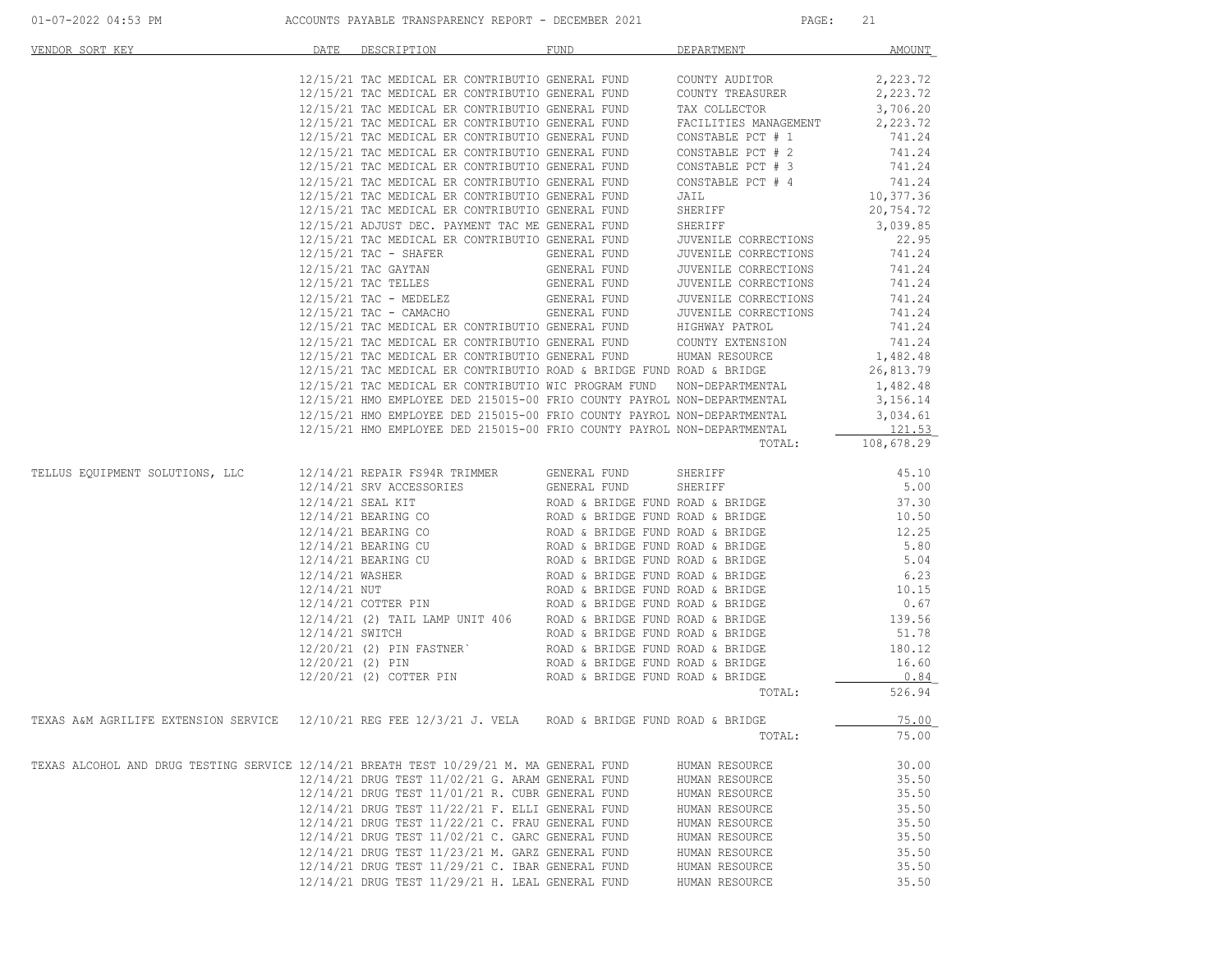| VENDOR SORT KEY | DATE | DESCRIPTION | FUND | DEPARTMENT | AMOUNT |
|---|---|---|---|---|---|
| | 12/15/21 | TAC MEDICAL ER CONTRIBUTIO | GENERAL FUND | COUNTY AUDITOR | 2,223.72 |
| | 12/15/21 | TAC MEDICAL ER CONTRIBUTIO | GENERAL FUND | COUNTY TREASURER | 2,223.72 |
| | 12/15/21 | TAC MEDICAL ER CONTRIBUTIO | GENERAL FUND | TAX COLLECTOR | 3,706.20 |
| | 12/15/21 | TAC MEDICAL ER CONTRIBUTIO | GENERAL FUND | FACILITIES MANAGEMENT | 2,223.72 |
| | 12/15/21 | TAC MEDICAL ER CONTRIBUTIO | GENERAL FUND | CONSTABLE PCT # 1 | 741.24 |
| | 12/15/21 | TAC MEDICAL ER CONTRIBUTIO | GENERAL FUND | CONSTABLE PCT # 2 | 741.24 |
| | 12/15/21 | TAC MEDICAL ER CONTRIBUTIO | GENERAL FUND | CONSTABLE PCT # 3 | 741.24 |
| | 12/15/21 | TAC MEDICAL ER CONTRIBUTIO | GENERAL FUND | CONSTABLE PCT # 4 | 741.24 |
| | 12/15/21 | TAC MEDICAL ER CONTRIBUTIO | GENERAL FUND | JAIL | 10,377.36 |
| | 12/15/21 | TAC MEDICAL ER CONTRIBUTIO | GENERAL FUND | SHERIFF | 20,754.72 |
| | 12/15/21 | ADJUST DEC. PAYMENT TAC ME | GENERAL FUND | SHERIFF | 3,039.85 |
| | 12/15/21 | TAC MEDICAL ER CONTRIBUTIO | GENERAL FUND | JUVENILE CORRECTIONS | 22.95 |
| | 12/15/21 | TAC - SHAFER | GENERAL FUND | JUVENILE CORRECTIONS | 741.24 |
| | 12/15/21 | TAC GAYTAN | GENERAL FUND | JUVENILE CORRECTIONS | 741.24 |
| | 12/15/21 | TAC TELLES | GENERAL FUND | JUVENILE CORRECTIONS | 741.24 |
| | 12/15/21 | TAC - MEDELEZ | GENERAL FUND | JUVENILE CORRECTIONS | 741.24 |
| | 12/15/21 | TAC - CAMACHO | GENERAL FUND | JUVENILE CORRECTIONS | 741.24 |
| | 12/15/21 | TAC MEDICAL ER CONTRIBUTIO | GENERAL FUND | HIGHWAY PATROL | 741.24 |
| | 12/15/21 | TAC MEDICAL ER CONTRIBUTIO | GENERAL FUND | COUNTY EXTENSION | 741.24 |
| | 12/15/21 | TAC MEDICAL ER CONTRIBUTIO | GENERAL FUND | HUMAN RESOURCE | 1,482.48 |
| | 12/15/21 | TAC MEDICAL ER CONTRIBUTIO | ROAD & BRIDGE FUND | ROAD & BRIDGE | 26,813.79 |
| | 12/15/21 | TAC MEDICAL ER CONTRIBUTIO | WIC PROGRAM FUND | NON-DEPARTMENTAL | 1,482.48 |
| | 12/15/21 | HMO EMPLOYEE DED 215015-00 | FRIO COUNTY PAYROL | NON-DEPARTMENTAL | 3,156.14 |
| | 12/15/21 | HMO EMPLOYEE DED 215015-00 | FRIO COUNTY PAYROL | NON-DEPARTMENTAL | 3,034.61 |
| | 12/15/21 | HMO EMPLOYEE DED 215015-00 | FRIO COUNTY PAYROL | NON-DEPARTMENTAL | 121.53 |
| | | | | TOTAL: | 108,678.29 |
| TELLUS EQUIPMENT SOLUTIONS, LLC | 12/14/21 | REPAIR FS94R TRIMMER | GENERAL FUND | SHERIFF | 45.10 |
| | 12/14/21 | SRV ACCESSORIES | GENERAL FUND | SHERIFF | 5.00 |
| | 12/14/21 | SEAL KIT | ROAD & BRIDGE FUND | ROAD & BRIDGE | 37.30 |
| | 12/14/21 | BEARING CO | ROAD & BRIDGE FUND | ROAD & BRIDGE | 10.50 |
| | 12/14/21 | BEARING CO | ROAD & BRIDGE FUND | ROAD & BRIDGE | 12.25 |
| | 12/14/21 | BEARING CU | ROAD & BRIDGE FUND | ROAD & BRIDGE | 5.80 |
| | 12/14/21 | BEARING CU | ROAD & BRIDGE FUND | ROAD & BRIDGE | 5.04 |
| | 12/14/21 | WASHER | ROAD & BRIDGE FUND | ROAD & BRIDGE | 6.23 |
| | 12/14/21 | NUT | ROAD & BRIDGE FUND | ROAD & BRIDGE | 10.15 |
| | 12/14/21 | COTTER PIN | ROAD & BRIDGE FUND | ROAD & BRIDGE | 0.67 |
| | 12/14/21 | (2) TAIL LAMP UNIT 406 | ROAD & BRIDGE FUND | ROAD & BRIDGE | 139.56 |
| | 12/14/21 | SWITCH | ROAD & BRIDGE FUND | ROAD & BRIDGE | 51.78 |
| | 12/20/21 | (2) PIN FASTNER` | ROAD & BRIDGE FUND | ROAD & BRIDGE | 180.12 |
| | 12/20/21 | (2) PIN | ROAD & BRIDGE FUND | ROAD & BRIDGE | 16.60 |
| | 12/20/21 | (2) COTTER PIN | ROAD & BRIDGE FUND | ROAD & BRIDGE | 0.84 |
| | | | | TOTAL: | 526.94 |
| TEXAS A&M AGRILIFE EXTENSION SERVICE | 12/10/21 | REG FEE 12/3/21 J. VELA | ROAD & BRIDGE FUND | ROAD & BRIDGE | 75.00 |
| | | | | TOTAL: | 75.00 |
| TEXAS ALCOHOL AND DRUG TESTING SERVICE | 12/14/21 | BREATH TEST 10/29/21 M. MA | GENERAL FUND | HUMAN RESOURCE | 30.00 |
| | 12/14/21 | DRUG TEST 11/02/21 G. ARAM | GENERAL FUND | HUMAN RESOURCE | 35.50 |
| | 12/14/21 | DRUG TEST 11/01/21 R. CUBR | GENERAL FUND | HUMAN RESOURCE | 35.50 |
| | 12/14/21 | DRUG TEST 11/22/21 F. ELLI | GENERAL FUND | HUMAN RESOURCE | 35.50 |
| | 12/14/21 | DRUG TEST 11/22/21 C. FRAU | GENERAL FUND | HUMAN RESOURCE | 35.50 |
| | 12/14/21 | DRUG TEST 11/02/21 C. GARC | GENERAL FUND | HUMAN RESOURCE | 35.50 |
| | 12/14/21 | DRUG TEST 11/23/21 M. GARZ | GENERAL FUND | HUMAN RESOURCE | 35.50 |
| | 12/14/21 | DRUG TEST 11/29/21 C. IBAR | GENERAL FUND | HUMAN RESOURCE | 35.50 |
| | 12/14/21 | DRUG TEST 11/29/21 H. LEAL | GENERAL FUND | HUMAN RESOURCE | 35.50 |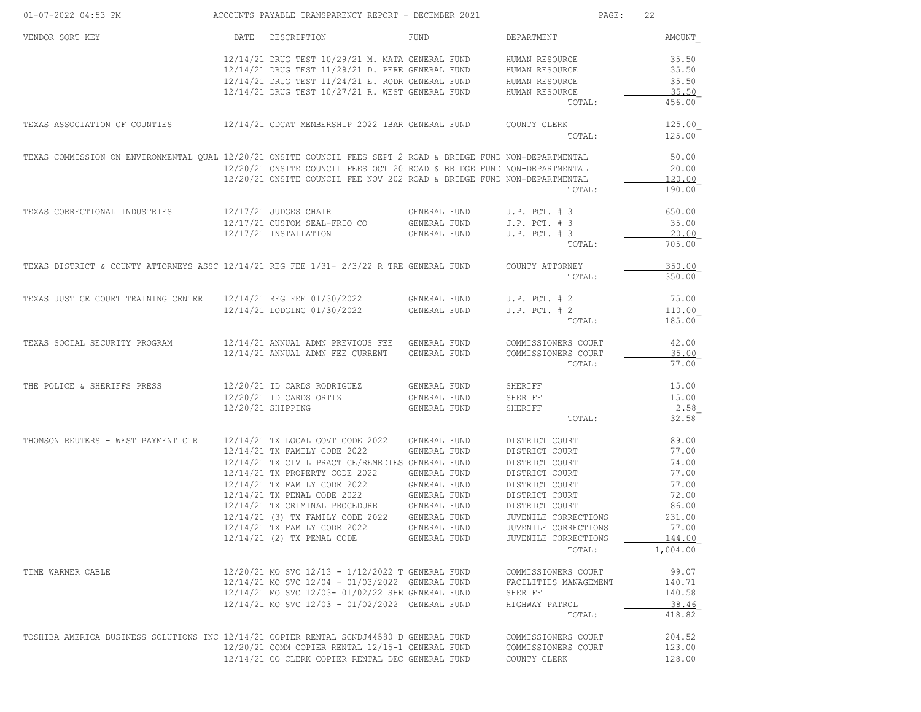ACCOUNTS PAYABLE TRANSPARENCY REPORT - DECEMBER 2021

| VENDOR SORT KEY | DATE | DESCRIPTION | FUND | DEPARTMENT | AMOUNT |
|---|---|---|---|---|---|
| | 12/14/21 | DRUG TEST 10/29/21 M. MATA | GENERAL FUND | HUMAN RESOURCE | 35.50 |
| | 12/14/21 | DRUG TEST 11/29/21 D. PERE | GENERAL FUND | HUMAN RESOURCE | 35.50 |
| | 12/14/21 | DRUG TEST 11/24/21 E. RODR | GENERAL FUND | HUMAN RESOURCE | 35.50 |
| | 12/14/21 | DRUG TEST 10/27/21 R. WEST | GENERAL FUND | HUMAN RESOURCE | 35.50 |
| | | | | TOTAL: | 456.00 |
| TEXAS ASSOCIATION OF COUNTIES | 12/14/21 | CDCAT MEMBERSHIP 2022 IBAR | GENERAL FUND | COUNTY CLERK | 125.00 |
| | | | | TOTAL: | 125.00 |
| TEXAS COMMISSION ON ENVIRONMENTAL QUAL | 12/20/21 | ONSITE COUNCIL FEES SEPT 2 | ROAD & BRIDGE FUND | NON-DEPARTMENTAL | 50.00 |
| | 12/20/21 | ONSITE COUNCIL FEES OCT 20 | ROAD & BRIDGE FUND | NON-DEPARTMENTAL | 20.00 |
| | 12/20/21 | ONSITE COUNCIL FEE NOV 202 | ROAD & BRIDGE FUND | NON-DEPARTMENTAL | 120.00 |
| | | | | TOTAL: | 190.00 |
| TEXAS CORRECTIONAL INDUSTRIES | 12/17/21 | JUDGES CHAIR | GENERAL FUND | J.P. PCT. # 3 | 650.00 |
| | 12/17/21 | CUSTOM SEAL-FRIO CO | GENERAL FUND | J.P. PCT. # 3 | 35.00 |
| | 12/17/21 | INSTALLATION | GENERAL FUND | J.P. PCT. # 3 | 20.00 |
| | | | | TOTAL: | 705.00 |
| TEXAS DISTRICT & COUNTY ATTORNEYS ASSC | 12/14/21 | REG FEE 1/31- 2/3/22 R TRE | GENERAL FUND | COUNTY ATTORNEY | 350.00 |
| | | | | TOTAL: | 350.00 |
| TEXAS JUSTICE COURT TRAINING CENTER | 12/14/21 | REG FEE 01/30/2022 | GENERAL FUND | J.P. PCT. # 2 | 75.00 |
| | 12/14/21 | LODGING 01/30/2022 | GENERAL FUND | J.P. PCT. # 2 | 110.00 |
| | | | | TOTAL: | 185.00 |
| TEXAS SOCIAL SECURITY PROGRAM | 12/14/21 | ANNUAL ADMN PREVIOUS FEE | GENERAL FUND | COMMISSIONERS COURT | 42.00 |
| | 12/14/21 | ANNUAL ADMN FEE CURRENT | GENERAL FUND | COMMISSIONERS COURT | 35.00 |
| | | | | TOTAL: | 77.00 |
| THE POLICE & SHERIFFS PRESS | 12/20/21 | ID CARDS RODRIGUEZ | GENERAL FUND | SHERIFF | 15.00 |
| | 12/20/21 | ID CARDS ORTIZ | GENERAL FUND | SHERIFF | 15.00 |
| | 12/20/21 | SHIPPING | GENERAL FUND | SHERIFF | 2.58 |
| | | | | TOTAL: | 32.58 |
| THOMSON REUTERS - WEST PAYMENT CTR | 12/14/21 | TX LOCAL GOVT CODE 2022 | GENERAL FUND | DISTRICT COURT | 89.00 |
| | 12/14/21 | TX FAMILY CODE 2022 | GENERAL FUND | DISTRICT COURT | 77.00 |
| | 12/14/21 | TX CIVIL PRACTICE/REMEDIES | GENERAL FUND | DISTRICT COURT | 74.00 |
| | 12/14/21 | TX PROPERTY CODE 2022 | GENERAL FUND | DISTRICT COURT | 77.00 |
| | 12/14/21 | TX FAMILY CODE 2022 | GENERAL FUND | DISTRICT COURT | 77.00 |
| | 12/14/21 | TX PENAL CODE 2022 | GENERAL FUND | DISTRICT COURT | 72.00 |
| | 12/14/21 | TX CRIMINAL PROCEDURE | GENERAL FUND | DISTRICT COURT | 86.00 |
| | 12/14/21 | (3) TX FAMILY CODE 2022 | GENERAL FUND | JUVENILE CORRECTIONS | 231.00 |
| | 12/14/21 | TX FAMILY CODE 2022 | GENERAL FUND | JUVENILE CORRECTIONS | 77.00 |
| | 12/14/21 | (2) TX PENAL CODE | GENERAL FUND | JUVENILE CORRECTIONS | 144.00 |
| | | | | TOTAL: | 1,004.00 |
| TIME WARNER CABLE | 12/20/21 | MO SVC 12/13 - 1/12/2022 T | GENERAL FUND | COMMISSIONERS COURT | 99.07 |
| | 12/14/21 | MO SVC 12/04 - 01/03/2022 | GENERAL FUND | FACILITIES MANAGEMENT | 140.71 |
| | 12/14/21 | MO SVC 12/03- 01/02/22 SHE | GENERAL FUND | SHERIFF | 140.58 |
| | 12/14/21 | MO SVC 12/03 - 01/02/2022 | GENERAL FUND | HIGHWAY PATROL | 38.46 |
| | | | | TOTAL: | 418.82 |
| TOSHIBA AMERICA BUSINESS SOLUTIONS INC | 12/14/21 | COPIER RENTAL SCNDJ44580 D | GENERAL FUND | COMMISSIONERS COURT | 204.52 |
| | 12/20/21 | COMM COPIER RENTAL 12/15-1 | GENERAL FUND | COMMISSIONERS COURT | 123.00 |
| | 12/14/21 | CO CLERK COPIER RENTAL DEC | GENERAL FUND | COUNTY CLERK | 128.00 |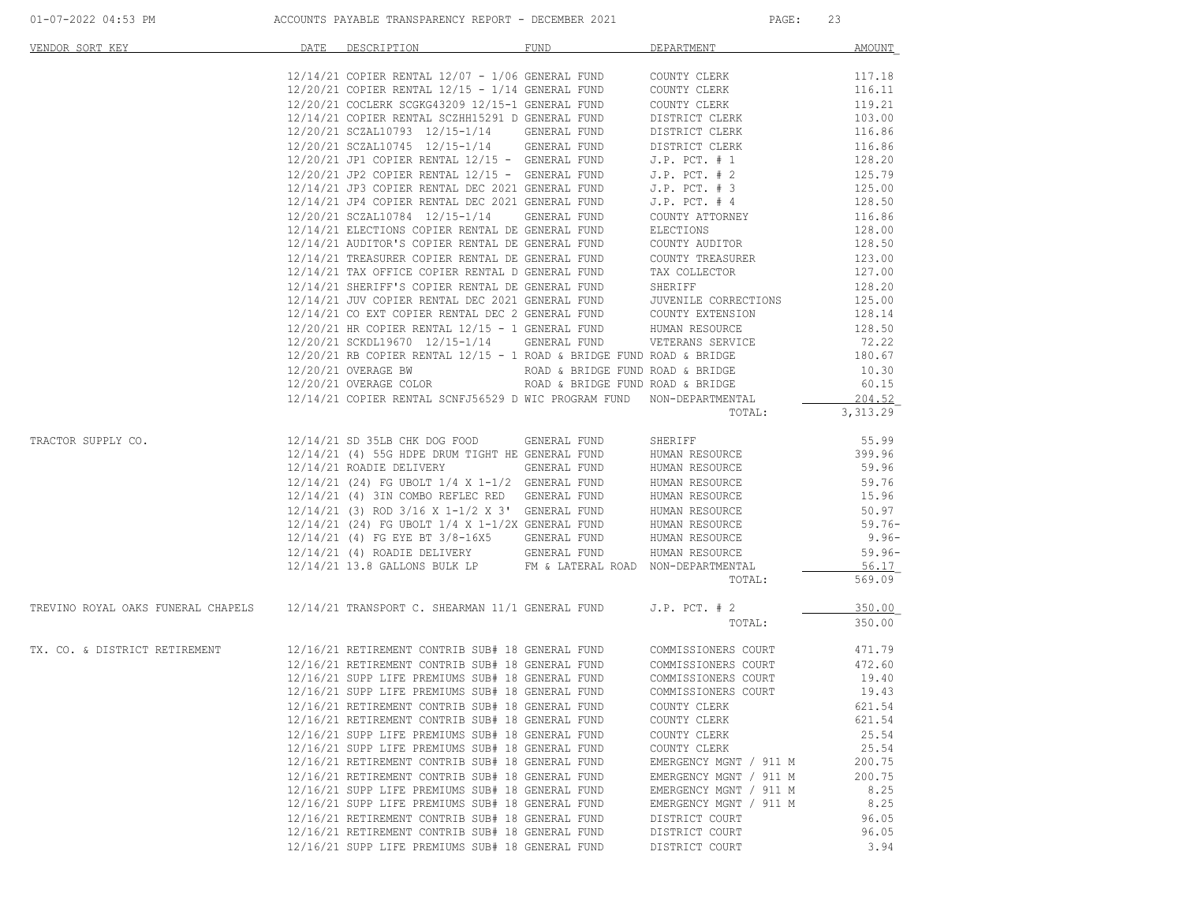| VENDOR SORT KEY | DATE | DESCRIPTION | FUND | DEPARTMENT | AMOUNT |
|---|---|---|---|---|---|
| | 12/14/21 | COPIER RENTAL 12/07 - 1/06 | GENERAL FUND | COUNTY CLERK | 117.18 |
| | 12/20/21 | COPIER RENTAL 12/15 - 1/14 | GENERAL FUND | COUNTY CLERK | 116.11 |
| | 12/20/21 | COCLERK SCGKG43209 12/15-1 | GENERAL FUND | COUNTY CLERK | 119.21 |
| | 12/14/21 | COPIER RENTAL SCZHH15291 D | GENERAL FUND | DISTRICT CLERK | 103.00 |
| | 12/20/21 | SCZAL10793 12/15-1/14 | GENERAL FUND | DISTRICT CLERK | 116.86 |
| | 12/20/21 | SCZAL10745 12/15-1/14 | GENERAL FUND | DISTRICT CLERK | 116.86 |
| | 12/20/21 | JP1 COPIER RENTAL 12/15 - | GENERAL FUND | J.P. PCT. # 1 | 128.20 |
| | 12/20/21 | JP2 COPIER RENTAL 12/15 - | GENERAL FUND | J.P. PCT. # 2 | 125.79 |
| | 12/14/21 | JP3 COPIER RENTAL DEC 2021 | GENERAL FUND | J.P. PCT. # 3 | 125.00 |
| | 12/14/21 | JP4 COPIER RENTAL DEC 2021 | GENERAL FUND | J.P. PCT. # 4 | 128.50 |
| | 12/20/21 | SCZAL10784 12/15-1/14 | GENERAL FUND | COUNTY ATTORNEY | 116.86 |
| | 12/14/21 | ELECTIONS COPIER RENTAL DE | GENERAL FUND | ELECTIONS | 128.00 |
| | 12/14/21 | AUDITOR'S COPIER RENTAL DE | GENERAL FUND | COUNTY AUDITOR | 128.50 |
| | 12/14/21 | TREASURER COPIER RENTAL DE | GENERAL FUND | COUNTY TREASURER | 123.00 |
| | 12/14/21 | TAX OFFICE COPIER RENTAL D | GENERAL FUND | TAX COLLECTOR | 127.00 |
| | 12/14/21 | SHERIFF'S COPIER RENTAL DE | GENERAL FUND | SHERIFF | 128.20 |
| | 12/14/21 | JUV COPIER RENTAL DEC 2021 | GENERAL FUND | JUVENILE CORRECTIONS | 125.00 |
| | 12/14/21 | CO EXT COPIER RENTAL DEC 2 | GENERAL FUND | COUNTY EXTENSION | 128.14 |
| | 12/20/21 | HR COPIER RENTAL 12/15 - 1 | GENERAL FUND | HUMAN RESOURCE | 128.50 |
| | 12/20/21 | SCKDL19670 12/15-1/14 | GENERAL FUND | VETERANS SERVICE | 72.22 |
| | 12/20/21 | RB COPIER RENTAL 12/15 - 1 | ROAD & BRIDGE FUND | ROAD & BRIDGE | 180.67 |
| | 12/20/21 | OVERAGE BW | ROAD & BRIDGE FUND | ROAD & BRIDGE | 10.30 |
| | 12/20/21 | OVERAGE COLOR | ROAD & BRIDGE FUND | ROAD & BRIDGE | 60.15 |
| | 12/14/21 | COPIER RENTAL SCNFJ56529 D | WIC PROGRAM FUND | NON-DEPARTMENTAL | 204.52 |
| | | | | TOTAL: | 3,313.29 |
| TRACTOR SUPPLY CO. | 12/14/21 | SD 35LB CHK DOG FOOD | GENERAL FUND | SHERIFF | 55.99 |
| | 12/14/21 | (4) 55G HDPE DRUM TIGHT HE | GENERAL FUND | HUMAN RESOURCE | 399.96 |
| | 12/14/21 | ROADIE DELIVERY | GENERAL FUND | HUMAN RESOURCE | 59.96 |
| | 12/14/21 | (24) FG UBOLT 1/4 X 1-1/2 | GENERAL FUND | HUMAN RESOURCE | 59.76 |
| | 12/14/21 | (4) 3IN COMBO REFLEC RED | GENERAL FUND | HUMAN RESOURCE | 15.96 |
| | 12/14/21 | (3) ROD 3/16 X 1-1/2 X 3' | GENERAL FUND | HUMAN RESOURCE | 50.97 |
| | 12/14/21 | (24) FG UBOLT 1/4 X 1-1/2X | GENERAL FUND | HUMAN RESOURCE | 59.76- |
| | 12/14/21 | (4) FG EYE BT 3/8-16X5 | GENERAL FUND | HUMAN RESOURCE | 9.96- |
| | 12/14/21 | (4) ROADIE DELIVERY | GENERAL FUND | HUMAN RESOURCE | 59.96- |
| | 12/14/21 | 13.8 GALLONS BULK LP | FM & LATERAL ROAD | NON-DEPARTMENTAL | 56.17 |
| | | | | TOTAL: | 569.09 |
| TREVINO ROYAL OAKS FUNERAL CHAPELS | 12/14/21 | TRANSPORT C. SHEARMAN 11/1 | GENERAL FUND | J.P. PCT. # 2 | 350.00 |
| | | | | TOTAL: | 350.00 |
| TX. CO. & DISTRICT RETIREMENT | 12/16/21 | RETIREMENT CONTRIB SUB# 18 | GENERAL FUND | COMMISSIONERS COURT | 471.79 |
| | 12/16/21 | RETIREMENT CONTRIB SUB# 18 | GENERAL FUND | COMMISSIONERS COURT | 472.60 |
| | 12/16/21 | SUPP LIFE PREMIUMS SUB# 18 | GENERAL FUND | COMMISSIONERS COURT | 19.40 |
| | 12/16/21 | SUPP LIFE PREMIUMS SUB# 18 | GENERAL FUND | COMMISSIONERS COURT | 19.43 |
| | 12/16/21 | RETIREMENT CONTRIB SUB# 18 | GENERAL FUND | COUNTY CLERK | 621.54 |
| | 12/16/21 | RETIREMENT CONTRIB SUB# 18 | GENERAL FUND | COUNTY CLERK | 621.54 |
| | 12/16/21 | SUPP LIFE PREMIUMS SUB# 18 | GENERAL FUND | COUNTY CLERK | 25.54 |
| | 12/16/21 | SUPP LIFE PREMIUMS SUB# 18 | GENERAL FUND | COUNTY CLERK | 25.54 |
| | 12/16/21 | RETIREMENT CONTRIB SUB# 18 | GENERAL FUND | EMERGENCY MGNT / 911 M | 200.75 |
| | 12/16/21 | RETIREMENT CONTRIB SUB# 18 | GENERAL FUND | EMERGENCY MGNT / 911 M | 200.75 |
| | 12/16/21 | SUPP LIFE PREMIUMS SUB# 18 | GENERAL FUND | EMERGENCY MGNT / 911 M | 8.25 |
| | 12/16/21 | SUPP LIFE PREMIUMS SUB# 18 | GENERAL FUND | EMERGENCY MGNT / 911 M | 8.25 |
| | 12/16/21 | RETIREMENT CONTRIB SUB# 18 | GENERAL FUND | DISTRICT COURT | 96.05 |
| | 12/16/21 | RETIREMENT CONTRIB SUB# 18 | GENERAL FUND | DISTRICT COURT | 96.05 |
| | 12/16/21 | SUPP LIFE PREMIUMS SUB# 18 | GENERAL FUND | DISTRICT COURT | 3.94 |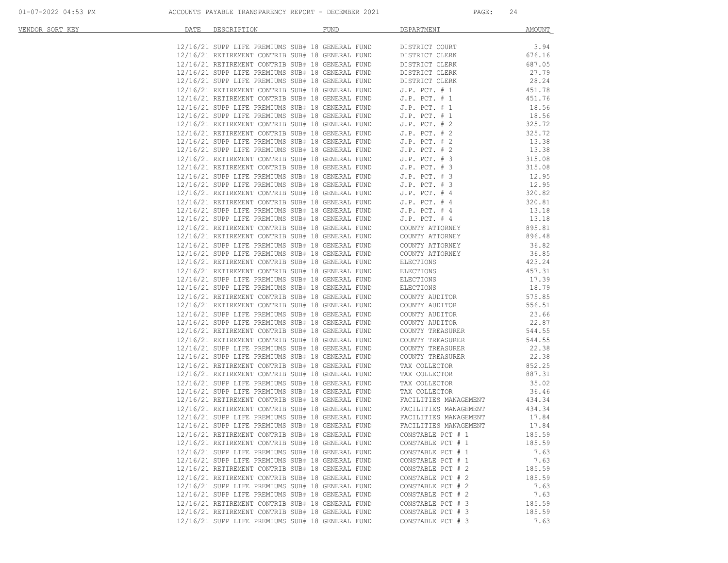| VENDOR SORT KEY | DATE | DESCRIPTION | FUND | DEPARTMENT | AMOUNT |
|---|---|---|---|---|---|
| | 12/16/21 | SUPP LIFE PREMIUMS SUB# 18 | GENERAL FUND | DISTRICT COURT | 3.94 |
| | 12/16/21 | RETIREMENT CONTRIB SUB# 18 | GENERAL FUND | DISTRICT CLERK | 676.16 |
| | 12/16/21 | RETIREMENT CONTRIB SUB# 18 | GENERAL FUND | DISTRICT CLERK | 687.05 |
| | 12/16/21 | SUPP LIFE PREMIUMS SUB# 18 | GENERAL FUND | DISTRICT CLERK | 27.79 |
| | 12/16/21 | SUPP LIFE PREMIUMS SUB# 18 | GENERAL FUND | DISTRICT CLERK | 28.24 |
| | 12/16/21 | RETIREMENT CONTRIB SUB# 18 | GENERAL FUND | J.P. PCT. # 1 | 451.78 |
| | 12/16/21 | RETIREMENT CONTRIB SUB# 18 | GENERAL FUND | J.P. PCT. # 1 | 451.76 |
| | 12/16/21 | SUPP LIFE PREMIUMS SUB# 18 | GENERAL FUND | J.P. PCT. # 1 | 18.56 |
| | 12/16/21 | SUPP LIFE PREMIUMS SUB# 18 | GENERAL FUND | J.P. PCT. # 1 | 18.56 |
| | 12/16/21 | RETIREMENT CONTRIB SUB# 18 | GENERAL FUND | J.P. PCT. # 2 | 325.72 |
| | 12/16/21 | RETIREMENT CONTRIB SUB# 18 | GENERAL FUND | J.P. PCT. # 2 | 325.72 |
| | 12/16/21 | SUPP LIFE PREMIUMS SUB# 18 | GENERAL FUND | J.P. PCT. # 2 | 13.38 |
| | 12/16/21 | SUPP LIFE PREMIUMS SUB# 18 | GENERAL FUND | J.P. PCT. # 2 | 13.38 |
| | 12/16/21 | RETIREMENT CONTRIB SUB# 18 | GENERAL FUND | J.P. PCT. # 3 | 315.08 |
| | 12/16/21 | RETIREMENT CONTRIB SUB# 18 | GENERAL FUND | J.P. PCT. # 3 | 315.08 |
| | 12/16/21 | SUPP LIFE PREMIUMS SUB# 18 | GENERAL FUND | J.P. PCT. # 3 | 12.95 |
| | 12/16/21 | SUPP LIFE PREMIUMS SUB# 18 | GENERAL FUND | J.P. PCT. # 3 | 12.95 |
| | 12/16/21 | RETIREMENT CONTRIB SUB# 18 | GENERAL FUND | J.P. PCT. # 4 | 320.82 |
| | 12/16/21 | RETIREMENT CONTRIB SUB# 18 | GENERAL FUND | J.P. PCT. # 4 | 320.81 |
| | 12/16/21 | SUPP LIFE PREMIUMS SUB# 18 | GENERAL FUND | J.P. PCT. # 4 | 13.18 |
| | 12/16/21 | SUPP LIFE PREMIUMS SUB# 18 | GENERAL FUND | J.P. PCT. # 4 | 13.18 |
| | 12/16/21 | RETIREMENT CONTRIB SUB# 18 | GENERAL FUND | COUNTY ATTORNEY | 895.81 |
| | 12/16/21 | RETIREMENT CONTRIB SUB# 18 | GENERAL FUND | COUNTY ATTORNEY | 896.48 |
| | 12/16/21 | SUPP LIFE PREMIUMS SUB# 18 | GENERAL FUND | COUNTY ATTORNEY | 36.82 |
| | 12/16/21 | SUPP LIFE PREMIUMS SUB# 18 | GENERAL FUND | COUNTY ATTORNEY | 36.85 |
| | 12/16/21 | RETIREMENT CONTRIB SUB# 18 | GENERAL FUND | ELECTIONS | 423.24 |
| | 12/16/21 | RETIREMENT CONTRIB SUB# 18 | GENERAL FUND | ELECTIONS | 457.31 |
| | 12/16/21 | SUPP LIFE PREMIUMS SUB# 18 | GENERAL FUND | ELECTIONS | 17.39 |
| | 12/16/21 | SUPP LIFE PREMIUMS SUB# 18 | GENERAL FUND | ELECTIONS | 18.79 |
| | 12/16/21 | RETIREMENT CONTRIB SUB# 18 | GENERAL FUND | COUNTY AUDITOR | 575.85 |
| | 12/16/21 | RETIREMENT CONTRIB SUB# 18 | GENERAL FUND | COUNTY AUDITOR | 556.51 |
| | 12/16/21 | SUPP LIFE PREMIUMS SUB# 18 | GENERAL FUND | COUNTY AUDITOR | 23.66 |
| | 12/16/21 | SUPP LIFE PREMIUMS SUB# 18 | GENERAL FUND | COUNTY AUDITOR | 22.87 |
| | 12/16/21 | RETIREMENT CONTRIB SUB# 18 | GENERAL FUND | COUNTY TREASURER | 544.55 |
| | 12/16/21 | RETIREMENT CONTRIB SUB# 18 | GENERAL FUND | COUNTY TREASURER | 544.55 |
| | 12/16/21 | SUPP LIFE PREMIUMS SUB# 18 | GENERAL FUND | COUNTY TREASURER | 22.38 |
| | 12/16/21 | SUPP LIFE PREMIUMS SUB# 18 | GENERAL FUND | COUNTY TREASURER | 22.38 |
| | 12/16/21 | RETIREMENT CONTRIB SUB# 18 | GENERAL FUND | TAX COLLECTOR | 852.25 |
| | 12/16/21 | RETIREMENT CONTRIB SUB# 18 | GENERAL FUND | TAX COLLECTOR | 887.31 |
| | 12/16/21 | SUPP LIFE PREMIUMS SUB# 18 | GENERAL FUND | TAX COLLECTOR | 35.02 |
| | 12/16/21 | SUPP LIFE PREMIUMS SUB# 18 | GENERAL FUND | TAX COLLECTOR | 36.46 |
| | 12/16/21 | RETIREMENT CONTRIB SUB# 18 | GENERAL FUND | FACILITIES MANAGEMENT | 434.34 |
| | 12/16/21 | RETIREMENT CONTRIB SUB# 18 | GENERAL FUND | FACILITIES MANAGEMENT | 434.34 |
| | 12/16/21 | SUPP LIFE PREMIUMS SUB# 18 | GENERAL FUND | FACILITIES MANAGEMENT | 17.84 |
| | 12/16/21 | SUPP LIFE PREMIUMS SUB# 18 | GENERAL FUND | FACILITIES MANAGEMENT | 17.84 |
| | 12/16/21 | RETIREMENT CONTRIB SUB# 18 | GENERAL FUND | CONSTABLE PCT # 1 | 185.59 |
| | 12/16/21 | RETIREMENT CONTRIB SUB# 18 | GENERAL FUND | CONSTABLE PCT # 1 | 185.59 |
| | 12/16/21 | SUPP LIFE PREMIUMS SUB# 18 | GENERAL FUND | CONSTABLE PCT # 1 | 7.63 |
| | 12/16/21 | SUPP LIFE PREMIUMS SUB# 18 | GENERAL FUND | CONSTABLE PCT # 1 | 7.63 |
| | 12/16/21 | RETIREMENT CONTRIB SUB# 18 | GENERAL FUND | CONSTABLE PCT # 2 | 185.59 |
| | 12/16/21 | RETIREMENT CONTRIB SUB# 18 | GENERAL FUND | CONSTABLE PCT # 2 | 185.59 |
| | 12/16/21 | SUPP LIFE PREMIUMS SUB# 18 | GENERAL FUND | CONSTABLE PCT # 2 | 7.63 |
| | 12/16/21 | SUPP LIFE PREMIUMS SUB# 18 | GENERAL FUND | CONSTABLE PCT # 2 | 7.63 |
| | 12/16/21 | RETIREMENT CONTRIB SUB# 18 | GENERAL FUND | CONSTABLE PCT # 3 | 185.59 |
| | 12/16/21 | RETIREMENT CONTRIB SUB# 18 | GENERAL FUND | CONSTABLE PCT # 3 | 185.59 |
| | 12/16/21 | SUPP LIFE PREMIUMS SUB# 18 | GENERAL FUND | CONSTABLE PCT # 3 | 7.63 |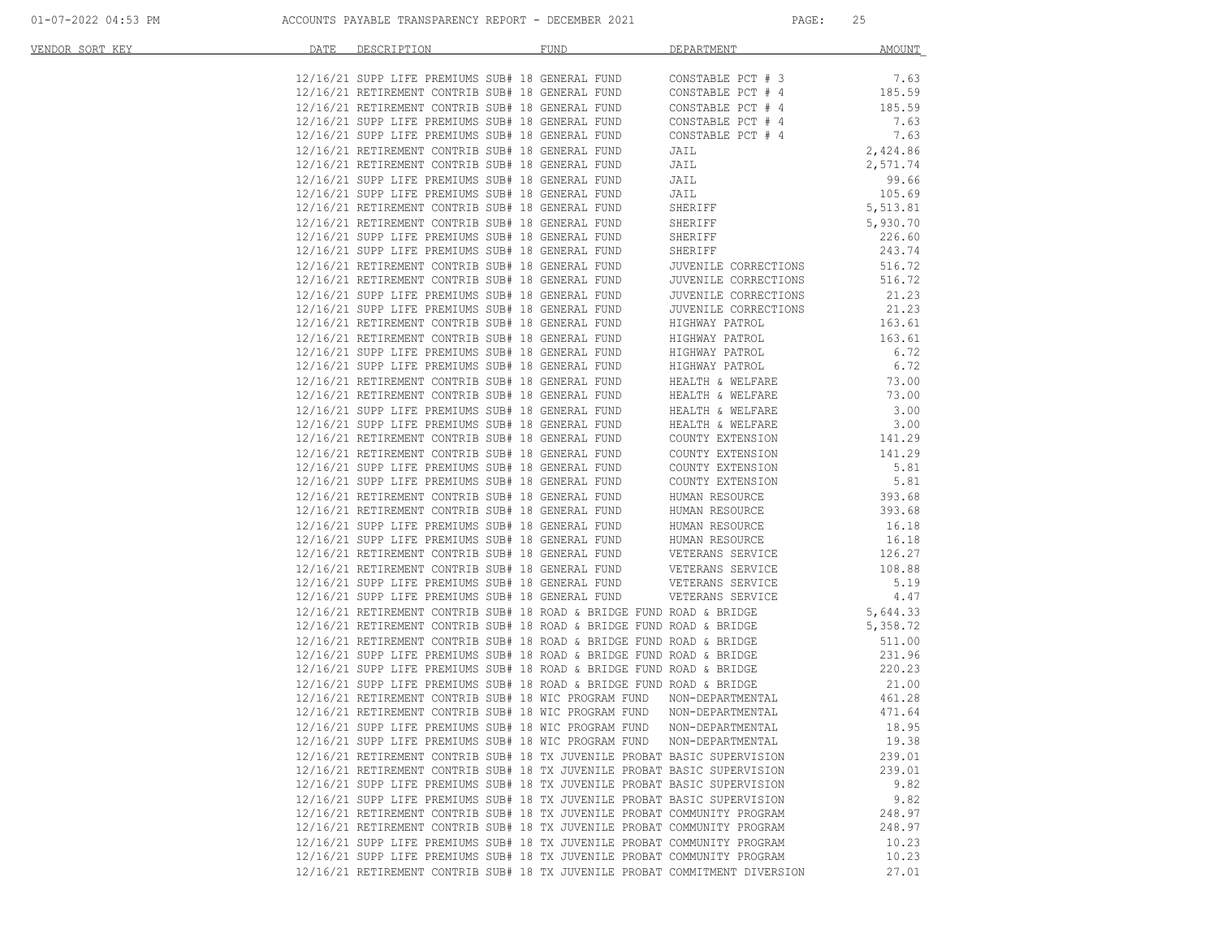| VENDOR SORT KEY | DATE | DESCRIPTION | FUND | DEPARTMENT | AMOUNT |
|---|---|---|---|---|---|
| | 12/16/21 | SUPP LIFE PREMIUMS SUB# 18 | GENERAL FUND | CONSTABLE PCT # 3 | 7.63 |
| | 12/16/21 | RETIREMENT CONTRIB SUB# 18 | GENERAL FUND | CONSTABLE PCT # 4 | 185.59 |
| | 12/16/21 | RETIREMENT CONTRIB SUB# 18 | GENERAL FUND | CONSTABLE PCT # 4 | 185.59 |
| | 12/16/21 | SUPP LIFE PREMIUMS SUB# 18 | GENERAL FUND | CONSTABLE PCT # 4 | 7.63 |
| | 12/16/21 | SUPP LIFE PREMIUMS SUB# 18 | GENERAL FUND | CONSTABLE PCT # 4 | 7.63 |
| | 12/16/21 | RETIREMENT CONTRIB SUB# 18 | GENERAL FUND | JAIL | 2,424.86 |
| | 12/16/21 | RETIREMENT CONTRIB SUB# 18 | GENERAL FUND | JAIL | 2,571.74 |
| | 12/16/21 | SUPP LIFE PREMIUMS SUB# 18 | GENERAL FUND | JAIL | 99.66 |
| | 12/16/21 | SUPP LIFE PREMIUMS SUB# 18 | GENERAL FUND | JAIL | 105.69 |
| | 12/16/21 | RETIREMENT CONTRIB SUB# 18 | GENERAL FUND | SHERIFF | 5,513.81 |
| | 12/16/21 | RETIREMENT CONTRIB SUB# 18 | GENERAL FUND | SHERIFF | 5,930.70 |
| | 12/16/21 | SUPP LIFE PREMIUMS SUB# 18 | GENERAL FUND | SHERIFF | 226.60 |
| | 12/16/21 | SUPP LIFE PREMIUMS SUB# 18 | GENERAL FUND | SHERIFF | 243.74 |
| | 12/16/21 | RETIREMENT CONTRIB SUB# 18 | GENERAL FUND | JUVENILE CORRECTIONS | 516.72 |
| | 12/16/21 | RETIREMENT CONTRIB SUB# 18 | GENERAL FUND | JUVENILE CORRECTIONS | 516.72 |
| | 12/16/21 | SUPP LIFE PREMIUMS SUB# 18 | GENERAL FUND | JUVENILE CORRECTIONS | 21.23 |
| | 12/16/21 | SUPP LIFE PREMIUMS SUB# 18 | GENERAL FUND | JUVENILE CORRECTIONS | 21.23 |
| | 12/16/21 | RETIREMENT CONTRIB SUB# 18 | GENERAL FUND | HIGHWAY PATROL | 163.61 |
| | 12/16/21 | RETIREMENT CONTRIB SUB# 18 | GENERAL FUND | HIGHWAY PATROL | 163.61 |
| | 12/16/21 | SUPP LIFE PREMIUMS SUB# 18 | GENERAL FUND | HIGHWAY PATROL | 6.72 |
| | 12/16/21 | SUPP LIFE PREMIUMS SUB# 18 | GENERAL FUND | HIGHWAY PATROL | 6.72 |
| | 12/16/21 | RETIREMENT CONTRIB SUB# 18 | GENERAL FUND | HEALTH & WELFARE | 73.00 |
| | 12/16/21 | RETIREMENT CONTRIB SUB# 18 | GENERAL FUND | HEALTH & WELFARE | 73.00 |
| | 12/16/21 | SUPP LIFE PREMIUMS SUB# 18 | GENERAL FUND | HEALTH & WELFARE | 3.00 |
| | 12/16/21 | SUPP LIFE PREMIUMS SUB# 18 | GENERAL FUND | HEALTH & WELFARE | 3.00 |
| | 12/16/21 | RETIREMENT CONTRIB SUB# 18 | GENERAL FUND | COUNTY EXTENSION | 141.29 |
| | 12/16/21 | RETIREMENT CONTRIB SUB# 18 | GENERAL FUND | COUNTY EXTENSION | 141.29 |
| | 12/16/21 | SUPP LIFE PREMIUMS SUB# 18 | GENERAL FUND | COUNTY EXTENSION | 5.81 |
| | 12/16/21 | SUPP LIFE PREMIUMS SUB# 18 | GENERAL FUND | COUNTY EXTENSION | 5.81 |
| | 12/16/21 | RETIREMENT CONTRIB SUB# 18 | GENERAL FUND | HUMAN RESOURCE | 393.68 |
| | 12/16/21 | RETIREMENT CONTRIB SUB# 18 | GENERAL FUND | HUMAN RESOURCE | 393.68 |
| | 12/16/21 | SUPP LIFE PREMIUMS SUB# 18 | GENERAL FUND | HUMAN RESOURCE | 16.18 |
| | 12/16/21 | SUPP LIFE PREMIUMS SUB# 18 | GENERAL FUND | HUMAN RESOURCE | 16.18 |
| | 12/16/21 | RETIREMENT CONTRIB SUB# 18 | GENERAL FUND | VETERANS SERVICE | 126.27 |
| | 12/16/21 | RETIREMENT CONTRIB SUB# 18 | GENERAL FUND | VETERANS SERVICE | 108.88 |
| | 12/16/21 | SUPP LIFE PREMIUMS SUB# 18 | GENERAL FUND | VETERANS SERVICE | 5.19 |
| | 12/16/21 | SUPP LIFE PREMIUMS SUB# 18 | GENERAL FUND | VETERANS SERVICE | 4.47 |
| | 12/16/21 | RETIREMENT CONTRIB SUB# 18 | ROAD & BRIDGE FUND | ROAD & BRIDGE | 5,644.33 |
| | 12/16/21 | RETIREMENT CONTRIB SUB# 18 | ROAD & BRIDGE FUND | ROAD & BRIDGE | 5,358.72 |
| | 12/16/21 | RETIREMENT CONTRIB SUB# 18 | ROAD & BRIDGE FUND | ROAD & BRIDGE | 511.00 |
| | 12/16/21 | SUPP LIFE PREMIUMS SUB# 18 | ROAD & BRIDGE FUND | ROAD & BRIDGE | 231.96 |
| | 12/16/21 | SUPP LIFE PREMIUMS SUB# 18 | ROAD & BRIDGE FUND | ROAD & BRIDGE | 220.23 |
| | 12/16/21 | SUPP LIFE PREMIUMS SUB# 18 | ROAD & BRIDGE FUND | ROAD & BRIDGE | 21.00 |
| | 12/16/21 | RETIREMENT CONTRIB SUB# 18 | WIC PROGRAM FUND | NON-DEPARTMENTAL | 461.28 |
| | 12/16/21 | RETIREMENT CONTRIB SUB# 18 | WIC PROGRAM FUND | NON-DEPARTMENTAL | 471.64 |
| | 12/16/21 | SUPP LIFE PREMIUMS SUB# 18 | WIC PROGRAM FUND | NON-DEPARTMENTAL | 18.95 |
| | 12/16/21 | SUPP LIFE PREMIUMS SUB# 18 | WIC PROGRAM FUND | NON-DEPARTMENTAL | 19.38 |
| | 12/16/21 | RETIREMENT CONTRIB SUB# 18 | TX JUVENILE PROBAT | BASIC SUPERVISION | 239.01 |
| | 12/16/21 | RETIREMENT CONTRIB SUB# 18 | TX JUVENILE PROBAT | BASIC SUPERVISION | 239.01 |
| | 12/16/21 | SUPP LIFE PREMIUMS SUB# 18 | TX JUVENILE PROBAT | BASIC SUPERVISION | 9.82 |
| | 12/16/21 | SUPP LIFE PREMIUMS SUB# 18 | TX JUVENILE PROBAT | BASIC SUPERVISION | 9.82 |
| | 12/16/21 | RETIREMENT CONTRIB SUB# 18 | TX JUVENILE PROBAT | COMMUNITY PROGRAM | 248.97 |
| | 12/16/21 | RETIREMENT CONTRIB SUB# 18 | TX JUVENILE PROBAT | COMMUNITY PROGRAM | 248.97 |
| | 12/16/21 | SUPP LIFE PREMIUMS SUB# 18 | TX JUVENILE PROBAT | COMMUNITY PROGRAM | 10.23 |
| | 12/16/21 | SUPP LIFE PREMIUMS SUB# 18 | TX JUVENILE PROBAT | COMMUNITY PROGRAM | 10.23 |
| | 12/16/21 | RETIREMENT CONTRIB SUB# 18 | TX JUVENILE PROBAT | COMMITMENT DIVERSION | 27.01 |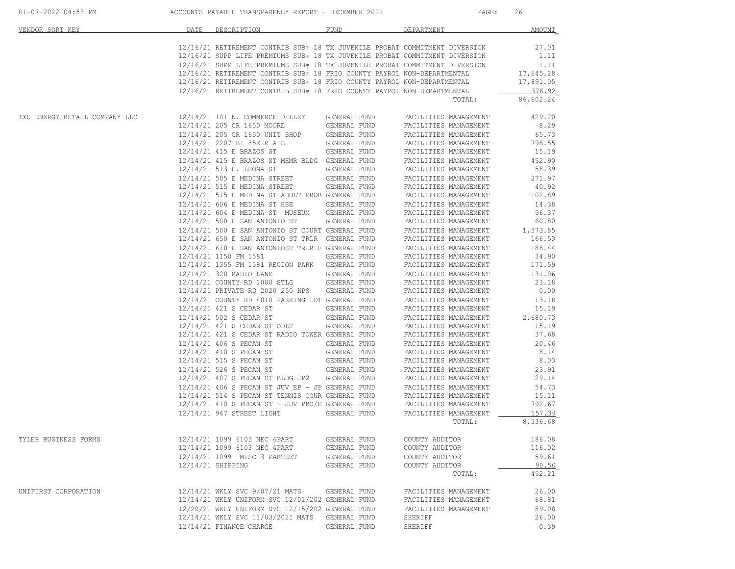| VENDOR SORT KEY | DATE | DESCRIPTION | FUND | DEPARTMENT | AMOUNT |
|---|---|---|---|---|---|
| | 12/16/21 | RETIREMENT CONTRIB SUB# 18 | TX JUVENILE PROBAT | COMMITMENT DIVERSION | 27.01 |
| | 12/16/21 | SUPP LIFE PREMIUMS SUB# 18 | TX JUVENILE PROBAT | COMMITMENT DIVERSION | 1.11 |
| | 12/16/21 | SUPP LIFE PREMIUMS SUB# 18 | TX JUVENILE PROBAT | COMMITMENT DIVERSION | 1.11 |
| | 12/16/21 | RETIREMENT CONTRIB SUB# 18 | FRIO COUNTY PAYROL | NON-DEPARTMENTAL | 17,645.28 |
| | 12/16/21 | RETIREMENT CONTRIB SUB# 18 | FRIO COUNTY PAYROL | NON-DEPARTMENTAL | 17,891.05 |
| | 12/16/21 | RETIREMENT CONTRIB SUB# 18 | FRIO COUNTY PAYROL | NON-DEPARTMENTAL | 376.92 |
| | | | | TOTAL: | 86,602.24 |
| TXU ENERGY RETAIL COMPANY LLC | 12/14/21 | 101 N. COMMERCE DILLEY | GENERAL FUND | FACILITIES MANAGEMENT | 429.20 |
| | 12/14/21 | 205 CR 1650 MOORE | GENERAL FUND | FACILITIES MANAGEMENT | 8.29 |
| | 12/14/21 | 205 CR 1650 UNIT SHOP | GENERAL FUND | FACILITIES MANAGEMENT | 65.73 |
| | 12/14/21 | 2207 BI 35E R & B | GENERAL FUND | FACILITIES MANAGEMENT | 798.55 |
| | 12/14/21 | 415 E BRAZOS ST | GENERAL FUND | FACILITIES MANAGEMENT | 15.19 |
| | 12/14/21 | 415 E BRAZOS ST MHMR BLDG | GENERAL FUND | FACILITIES MANAGEMENT | 452.90 |
| | 12/14/21 | 513 E. LEONA ST | GENERAL FUND | FACILITIES MANAGEMENT | 58.39 |
| | 12/14/21 | 505 E MEDINA STREET | GENERAL FUND | FACILITIES MANAGEMENT | 271.97 |
| | 12/14/21 | 515 E MEDINA STREET | GENERAL FUND | FACILITIES MANAGEMENT | 40.92 |
| | 12/14/21 | 515 E MEDINA ST ADULT PROB | GENERAL FUND | FACILITIES MANAGEMENT | 102.89 |
| | 12/14/21 | 606 E MEDINA ST HSE | GENERAL FUND | FACILITIES MANAGEMENT | 14.38 |
| | 12/14/21 | 604 E MEDINA ST MUSEUM | GENERAL FUND | FACILITIES MANAGEMENT | 56.37 |
| | 12/14/21 | 500 E SAN ANTONIO ST | GENERAL FUND | FACILITIES MANAGEMENT | 60.80 |
| | 12/14/21 | 500 E SAN ANTONIO ST COURT | GENERAL FUND | FACILITIES MANAGEMENT | 1,373.85 |
| | 12/14/21 | 650 E SAN ANTONIO ST TRLR | GENERAL FUND | FACILITIES MANAGEMENT | 166.53 |
| | 12/14/21 | 610 E SAN ANTONIOST TRLR F | GENERAL FUND | FACILITIES MANAGEMENT | 188.44 |
| | 12/14/21 | 1150 FM 1581 | GENERAL FUND | FACILITIES MANAGEMENT | 34.90 |
| | 12/14/21 | 1355 FM 1581 REGION PARK | GENERAL FUND | FACILITIES MANAGEMENT | 171.59 |
| | 12/14/21 | 328 RADIO LANE | GENERAL FUND | FACILITIES MANAGEMENT | 131.06 |
| | 12/14/21 | COUNTY RD 1000 STLG | GENERAL FUND | FACILITIES MANAGEMENT | 23.18 |
| | 12/14/21 | PRIVATE RD 2020 250 HPS | GENERAL FUND | FACILITIES MANAGEMENT | 0.00 |
| | 12/14/21 | COUNTY RD 4010 PARKING LOT | GENERAL FUND | FACILITIES MANAGEMENT | 13.18 |
| | 12/14/21 | 421 S CEDAR ST | GENERAL FUND | FACILITIES MANAGEMENT | 15.19 |
| | 12/14/21 | 502 S CEDAR ST | GENERAL FUND | FACILITIES MANAGEMENT | 2,680.73 |
| | 12/14/21 | 421 S CEDAR ST ODLT | GENERAL FUND | FACILITIES MANAGEMENT | 15.19 |
| | 12/14/21 | 421 S CEDAR ST RADIO TOWER | GENERAL FUND | FACILITIES MANAGEMENT | 37.68 |
| | 12/14/21 | 406 S PECAN ST | GENERAL FUND | FACILITIES MANAGEMENT | 20.46 |
| | 12/14/21 | 410 S PECAN ST | GENERAL FUND | FACILITIES MANAGEMENT | 8.14 |
| | 12/14/21 | 515 S PECAN ST | GENERAL FUND | FACILITIES MANAGEMENT | 8.03 |
| | 12/14/21 | 526 S PECAN ST | GENERAL FUND | FACILITIES MANAGEMENT | 23.91 |
| | 12/14/21 | 407 S PECAN ST BLDG JP2 | GENERAL FUND | FACILITIES MANAGEMENT | 29.14 |
| | 12/14/21 | 406 S PECAN ST JUV EP - JP | GENERAL FUND | FACILITIES MANAGEMENT | 54.73 |
| | 12/14/21 | 514 S PECAN ST TENNIS COUR | GENERAL FUND | FACILITIES MANAGEMENT | 15.11 |
| | 12/14/21 | 410 S PECAN ST - JUV PRO/E | GENERAL FUND | FACILITIES MANAGEMENT | 792.67 |
| | 12/14/21 | 947 STREET LIGHT | GENERAL FUND | FACILITIES MANAGEMENT | 157.39 |
| | | | | TOTAL: | 8,336.68 |
| TYLER BUSINESS FORMS | 12/14/21 | 1099 6103 NEC 4PART | GENERAL FUND | COUNTY AUDITOR | 186.08 |
| | 12/14/21 | 1099 6103 NEC 4PART | GENERAL FUND | COUNTY AUDITOR | 116.02 |
| | 12/14/21 | 1099 MISC 3 PARTSET | GENERAL FUND | COUNTY AUDITOR | 59.61 |
| | 12/14/21 | SHIPPING | GENERAL FUND | COUNTY AUDITOR | 90.50 |
| | | | | TOTAL: | 452.21 |
| UNIFIRST CORPORATION | 12/14/21 | WKLY SVC 9/07/21 MATS | GENERAL FUND | FACILITIES MANAGEMENT | 26.00 |
| | 12/14/21 | WKLY UNIFORM SVC 12/01/202 | GENERAL FUND | FACILITIES MANAGEMENT | 68.81 |
| | 12/20/21 | WKLY UNIFORM SVC 12/15/202 | GENERAL FUND | FACILITIES MANAGEMENT | 89.08 |
| | 12/14/21 | WKLY SVC 11/03/2021 MATS | GENERAL FUND | SHERIFF | 26.00 |
| | 12/14/21 | FINANCE CHARGE | GENERAL FUND | SHERIFF | 0.39 |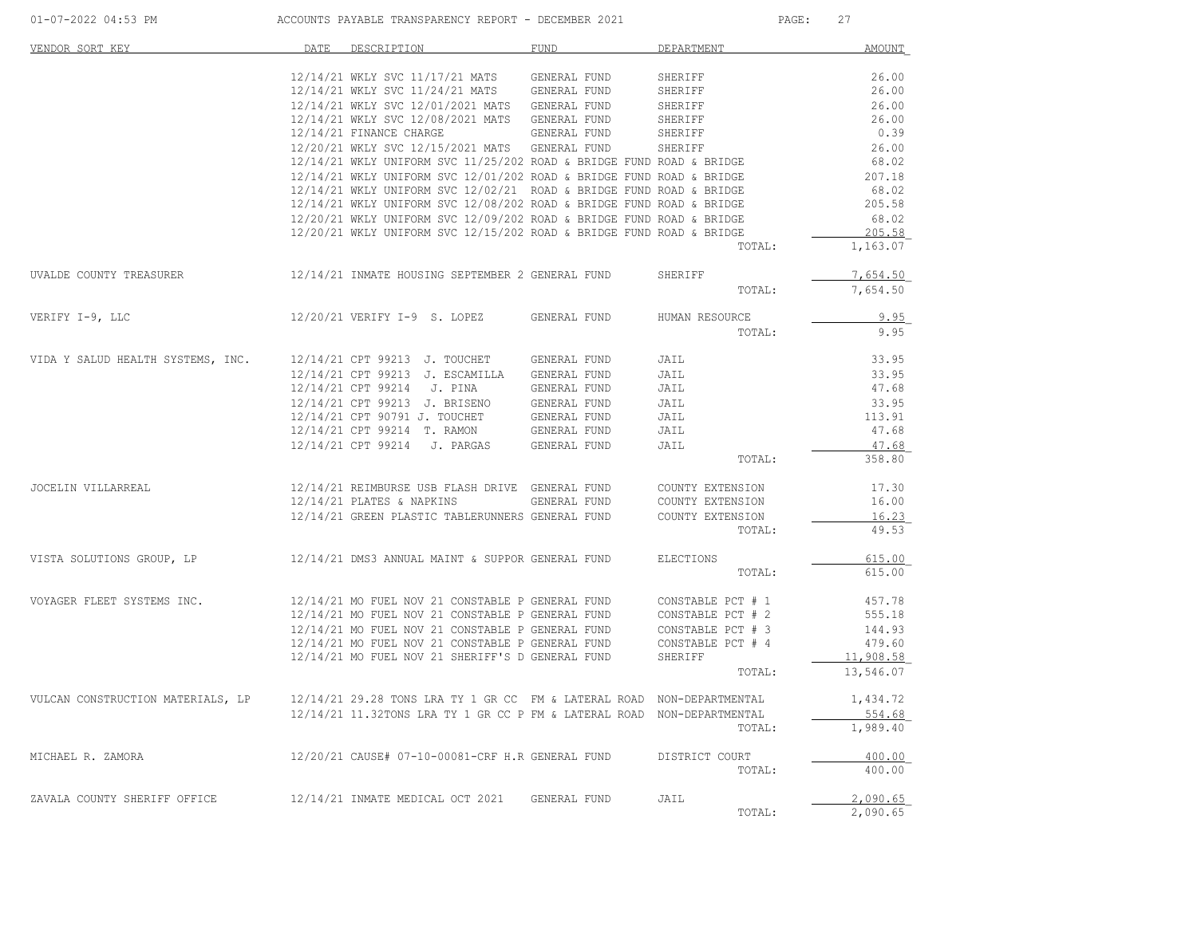ACCOUNTS PAYABLE TRANSPARENCY REPORT - DECEMBER 2021

| VENDOR SORT KEY | DATE | DESCRIPTION | FUND | DEPARTMENT | AMOUNT |
|---|---|---|---|---|---|
| | 12/14/21 | WKLY SVC 11/17/21 MATS | GENERAL FUND | SHERIFF | 26.00 |
| | 12/14/21 | WKLY SVC 11/24/21 MATS | GENERAL FUND | SHERIFF | 26.00 |
| | 12/14/21 | WKLY SVC 12/01/2021 MATS | GENERAL FUND | SHERIFF | 26.00 |
| | 12/14/21 | WKLY SVC 12/08/2021 MATS | GENERAL FUND | SHERIFF | 26.00 |
| | 12/14/21 | FINANCE CHARGE | GENERAL FUND | SHERIFF | 0.39 |
| | 12/20/21 | WKLY SVC 12/15/2021 MATS | GENERAL FUND | SHERIFF | 26.00 |
| | 12/14/21 | WKLY UNIFORM SVC 11/25/202 | ROAD & BRIDGE FUND | ROAD & BRIDGE | 68.02 |
| | 12/14/21 | WKLY UNIFORM SVC 12/01/202 | ROAD & BRIDGE FUND | ROAD & BRIDGE | 207.18 |
| | 12/14/21 | WKLY UNIFORM SVC 12/02/21 | ROAD & BRIDGE FUND | ROAD & BRIDGE | 68.02 |
| | 12/14/21 | WKLY UNIFORM SVC 12/08/202 | ROAD & BRIDGE FUND | ROAD & BRIDGE | 205.58 |
| | 12/20/21 | WKLY UNIFORM SVC 12/09/202 | ROAD & BRIDGE FUND | ROAD & BRIDGE | 68.02 |
| | 12/20/21 | WKLY UNIFORM SVC 12/15/202 | ROAD & BRIDGE FUND | ROAD & BRIDGE | 205.58 |
| | | | | TOTAL: | 1,163.07 |
| UVALDE COUNTY TREASURER | 12/14/21 | INMATE HOUSING SEPTEMBER 2 | GENERAL FUND | SHERIFF | 7,654.50 |
| | | | | TOTAL: | 7,654.50 |
| VERIFY I-9, LLC | 12/20/21 | VERIFY I-9 S. LOPEZ | GENERAL FUND | HUMAN RESOURCE | 9.95 |
| | | | | TOTAL: | 9.95 |
| VIDA Y SALUD HEALTH SYSTEMS, INC. | 12/14/21 | CPT 99213 J. TOUCHET | GENERAL FUND | JAIL | 33.95 |
| | 12/14/21 | CPT 99213 J. ESCAMILLA | GENERAL FUND | JAIL | 33.95 |
| | 12/14/21 | CPT 99214 J. PINA | GENERAL FUND | JAIL | 47.68 |
| | 12/14/21 | CPT 99213 J. BRISENO | GENERAL FUND | JAIL | 33.95 |
| | 12/14/21 | CPT 90791 J. TOUCHET | GENERAL FUND | JAIL | 113.91 |
| | 12/14/21 | CPT 99214 T. RAMON | GENERAL FUND | JAIL | 47.68 |
| | 12/14/21 | CPT 99214 J. PARGAS | GENERAL FUND | JAIL | 47.68 |
| | | | | TOTAL: | 358.80 |
| JOCELIN VILLARREAL | 12/14/21 | REIMBURSE USB FLASH DRIVE | GENERAL FUND | COUNTY EXTENSION | 17.30 |
| | 12/14/21 | PLATES & NAPKINS | GENERAL FUND | COUNTY EXTENSION | 16.00 |
| | 12/14/21 | GREEN PLASTIC TABLERUNNERS | GENERAL FUND | COUNTY EXTENSION | 16.23 |
| | | | | TOTAL: | 49.53 |
| VISTA SOLUTIONS GROUP, LP | 12/14/21 | DMS3 ANNUAL MAINT & SUPPOR | GENERAL FUND | ELECTIONS | 615.00 |
| | | | | TOTAL: | 615.00 |
| VOYAGER FLEET SYSTEMS INC. | 12/14/21 | MO FUEL NOV 21 CONSTABLE P | GENERAL FUND | CONSTABLE PCT # 1 | 457.78 |
| | 12/14/21 | MO FUEL NOV 21 CONSTABLE P | GENERAL FUND | CONSTABLE PCT # 2 | 555.18 |
| | 12/14/21 | MO FUEL NOV 21 CONSTABLE P | GENERAL FUND | CONSTABLE PCT # 3 | 144.93 |
| | 12/14/21 | MO FUEL NOV 21 CONSTABLE P | GENERAL FUND | CONSTABLE PCT # 4 | 479.60 |
| | 12/14/21 | MO FUEL NOV 21 SHERIFF'S D | GENERAL FUND | SHERIFF | 11,908.58 |
| | | | | TOTAL: | 13,546.07 |
| VULCAN CONSTRUCTION MATERIALS, LP | 12/14/21 | 29.28 TONS LRA TY 1 GR CC | FM & LATERAL ROAD | NON-DEPARTMENTAL | 1,434.72 |
| | 12/14/21 | 11.32TONS LRA TY 1 GR CC P | FM & LATERAL ROAD | NON-DEPARTMENTAL | 554.68 |
| | | | | TOTAL: | 1,989.40 |
| MICHAEL R. ZAMORA | 12/20/21 | CAUSE# 07-10-00081-CRF H.R | GENERAL FUND | DISTRICT COURT | 400.00 |
| | | | | TOTAL: | 400.00 |
| ZAVALA COUNTY SHERIFF OFFICE | 12/14/21 | INMATE MEDICAL OCT 2021 | GENERAL FUND | JAIL | 2,090.65 |
| | | | | TOTAL: | 2,090.65 |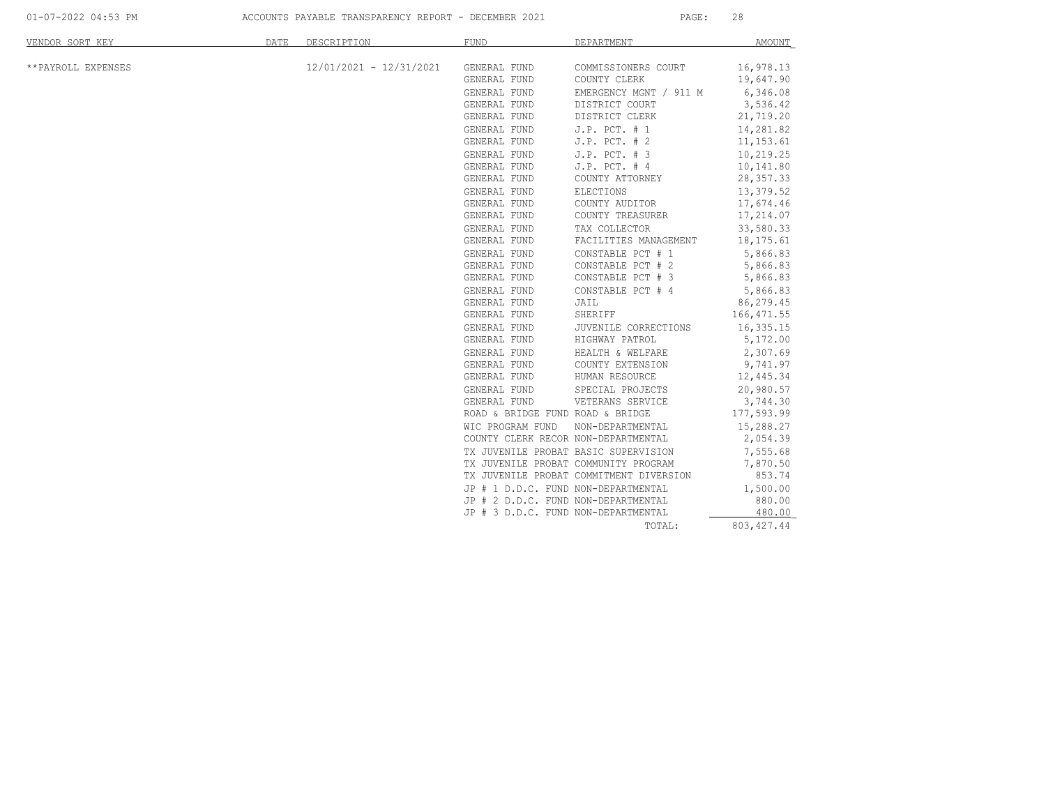| VENDOR SORT KEY | DATE | DESCRIPTION | FUND | DEPARTMENT | AMOUNT |
|---|---|---|---|---|---|
| **PAYROLL EXPENSES | | 12/01/2021 - 12/31/2021 | GENERAL FUND | COMMISSIONERS COURT | 16,978.13 |
| | | | GENERAL FUND | COUNTY CLERK | 19,647.90 |
| | | | GENERAL FUND | EMERGENCY MGNT / 911 M | 6,346.08 |
| | | | GENERAL FUND | DISTRICT COURT | 3,536.42 |
| | | | GENERAL FUND | DISTRICT CLERK | 21,719.20 |
| | | | GENERAL FUND | J.P. PCT. # 1 | 14,281.82 |
| | | | GENERAL FUND | J.P. PCT. # 2 | 11,153.61 |
| | | | GENERAL FUND | J.P. PCT. # 3 | 10,219.25 |
| | | | GENERAL FUND | J.P. PCT. # 4 | 10,141.80 |
| | | | GENERAL FUND | COUNTY ATTORNEY | 28,357.33 |
| | | | GENERAL FUND | ELECTIONS | 13,379.52 |
| | | | GENERAL FUND | COUNTY AUDITOR | 17,674.46 |
| | | | GENERAL FUND | COUNTY TREASURER | 17,214.07 |
| | | | GENERAL FUND | TAX COLLECTOR | 33,580.33 |
| | | | GENERAL FUND | FACILITIES MANAGEMENT | 18,175.61 |
| | | | GENERAL FUND | CONSTABLE PCT # 1 | 5,866.83 |
| | | | GENERAL FUND | CONSTABLE PCT # 2 | 5,866.83 |
| | | | GENERAL FUND | CONSTABLE PCT # 3 | 5,866.83 |
| | | | GENERAL FUND | CONSTABLE PCT # 4 | 5,866.83 |
| | | | GENERAL FUND | JAIL | 86,279.45 |
| | | | GENERAL FUND | SHERIFF | 166,471.55 |
| | | | GENERAL FUND | JUVENILE CORRECTIONS | 16,335.15 |
| | | | GENERAL FUND | HIGHWAY PATROL | 5,172.00 |
| | | | GENERAL FUND | HEALTH & WELFARE | 2,307.69 |
| | | | GENERAL FUND | COUNTY EXTENSION | 9,741.97 |
| | | | GENERAL FUND | HUMAN RESOURCE | 12,445.34 |
| | | | GENERAL FUND | SPECIAL PROJECTS | 20,980.57 |
| | | | GENERAL FUND | VETERANS SERVICE | 3,744.30 |
| | | | ROAD & BRIDGE FUND | ROAD & BRIDGE | 177,593.99 |
| | | | WIC PROGRAM FUND | NON-DEPARTMENTAL | 15,288.27 |
| | | | COUNTY CLERK RECOR | NON-DEPARTMENTAL | 2,054.39 |
| | | | TX JUVENILE PROBAT | BASIC SUPERVISION | 7,555.68 |
| | | | TX JUVENILE PROBAT | COMMUNITY PROGRAM | 7,870.50 |
| | | | TX JUVENILE PROBAT | COMMITMENT DIVERSION | 853.74 |
| | | | JP # 1 D.D.C. FUND | NON-DEPARTMENTAL | 1,500.00 |
| | | | JP # 2 D.D.C. FUND | NON-DEPARTMENTAL | 880.00 |
| | | | JP # 3 D.D.C. FUND | NON-DEPARTMENTAL | 480.00 |
| | | | | TOTAL: | 803,427.44 |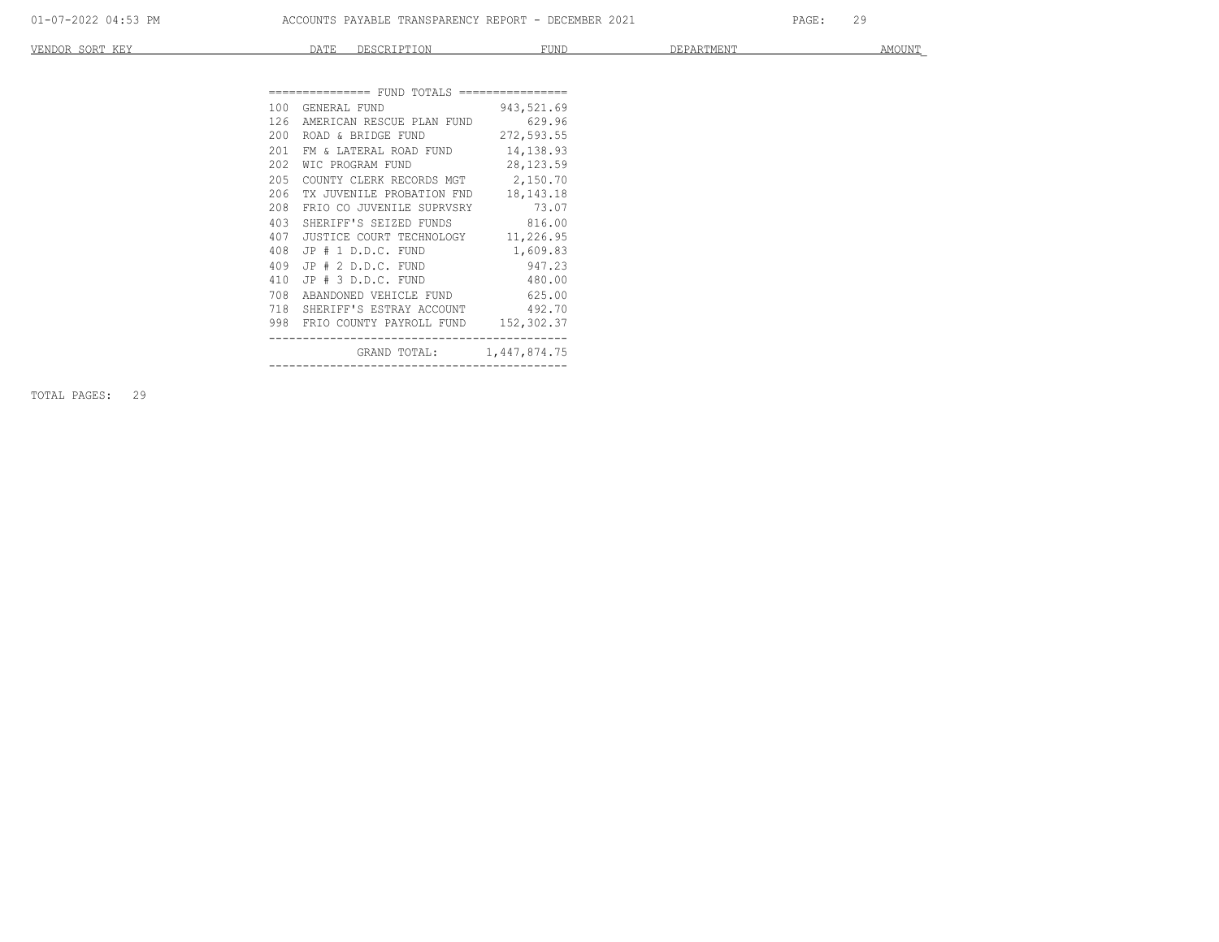| VENDOR SORT KEY | DATE | DESCRIPTION | FUND | DEPARTMENT | AMOUNT |
|---|---|---|---|---|---|

=============== FUND TOTALS ================

| Fund | Name | Amount |
|---|---|---|
| 100 | GENERAL FUND | 943,521.69 |
| 126 | AMERICAN RESCUE PLAN FUND | 629.96 |
| 200 | ROAD & BRIDGE FUND | 272,593.55 |
| 201 | FM & LATERAL ROAD FUND | 14,138.93 |
| 202 | WIC PROGRAM FUND | 28,123.59 |
| 205 | COUNTY CLERK RECORDS MGT | 2,150.70 |
| 206 | TX JUVENILE PROBATION FND | 18,143.18 |
| 208 | FRIO CO JUVENILE SUPRVSRY | 73.07 |
| 403 | SHERIFF'S SEIZED FUNDS | 816.00 |
| 407 | JUSTICE COURT TECHNOLOGY | 11,226.95 |
| 408 | JP # 1 D.D.C. FUND | 1,609.83 |
| 409 | JP # 2 D.D.C. FUND | 947.23 |
| 410 | JP # 3 D.D.C. FUND | 480.00 |
| 708 | ABANDONED VEHICLE FUND | 625.00 |
| 718 | SHERIFF'S ESTRAY ACCOUNT | 492.70 |
| 998 | FRIO COUNTY PAYROLL FUND | 152,302.37 |
| | GRAND TOTAL: | 1,447,874.75 |

TOTAL PAGES: 29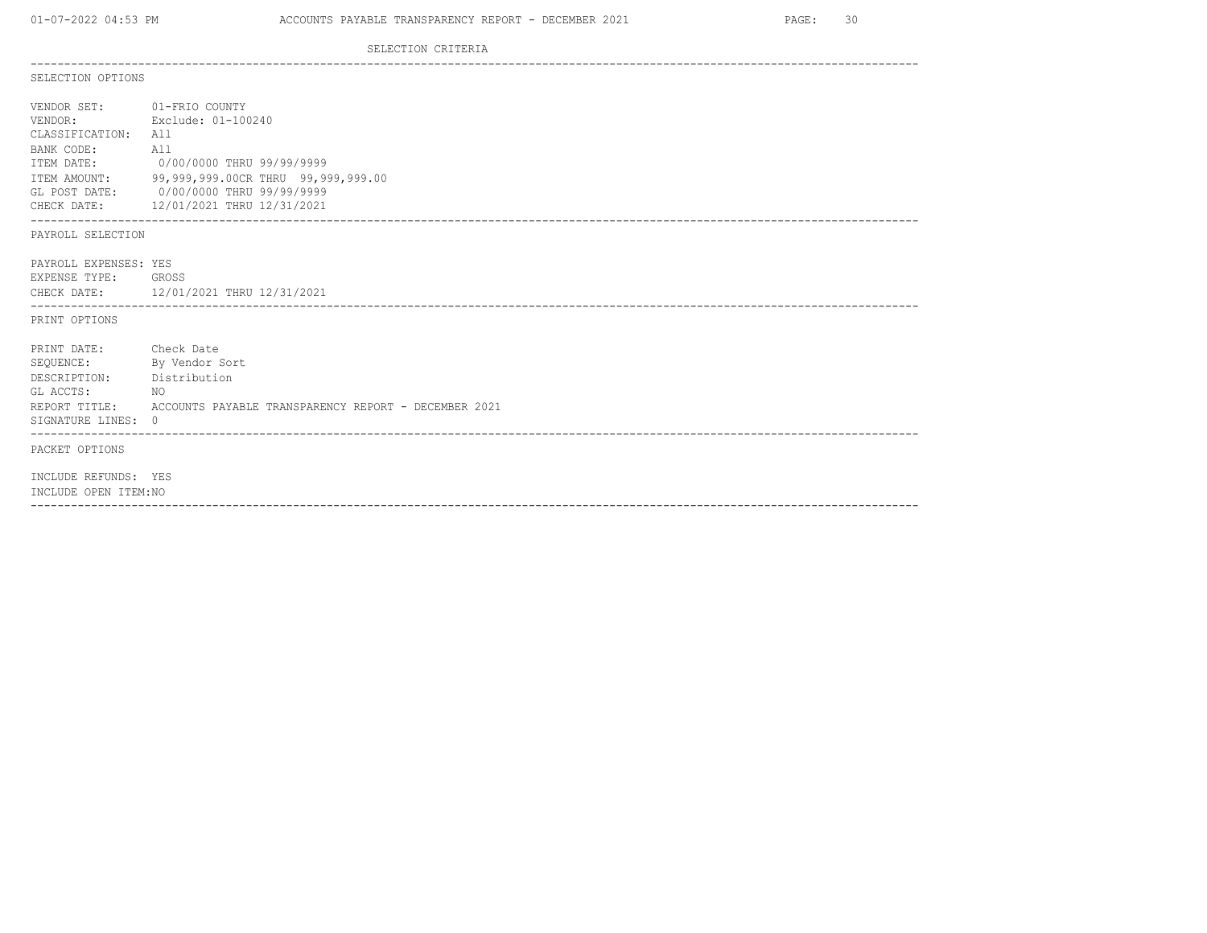## SELECTION CRITERIA

### SELECTION OPTIONS

VENDOR SET: 01-FRIO COUNTY
VENDOR: Exclude: 01-100240
CLASSIFICATION: All
BANK CODE: All
ITEM DATE: 0/00/0000 THRU 99/99/9999
ITEM AMOUNT: 99,999,999.00CR THRU 99,999,999.00
GL POST DATE: 0/00/0000 THRU 99/99/9999
CHECK DATE: 12/01/2021 THRU 12/31/2021

### PAYROLL SELECTION

PAYROLL EXPENSES: YES
EXPENSE TYPE: GROSS
CHECK DATE: 12/01/2021 THRU 12/31/2021

### PRINT OPTIONS

PRINT DATE: Check Date
SEQUENCE: By Vendor Sort
DESCRIPTION: Distribution
GL ACCTS: NO
REPORT TITLE: ACCOUNTS PAYABLE TRANSPARENCY REPORT - DECEMBER 2021
SIGNATURE LINES: 0

### PACKET OPTIONS

INCLUDE REFUNDS: YES
INCLUDE OPEN ITEM:NO